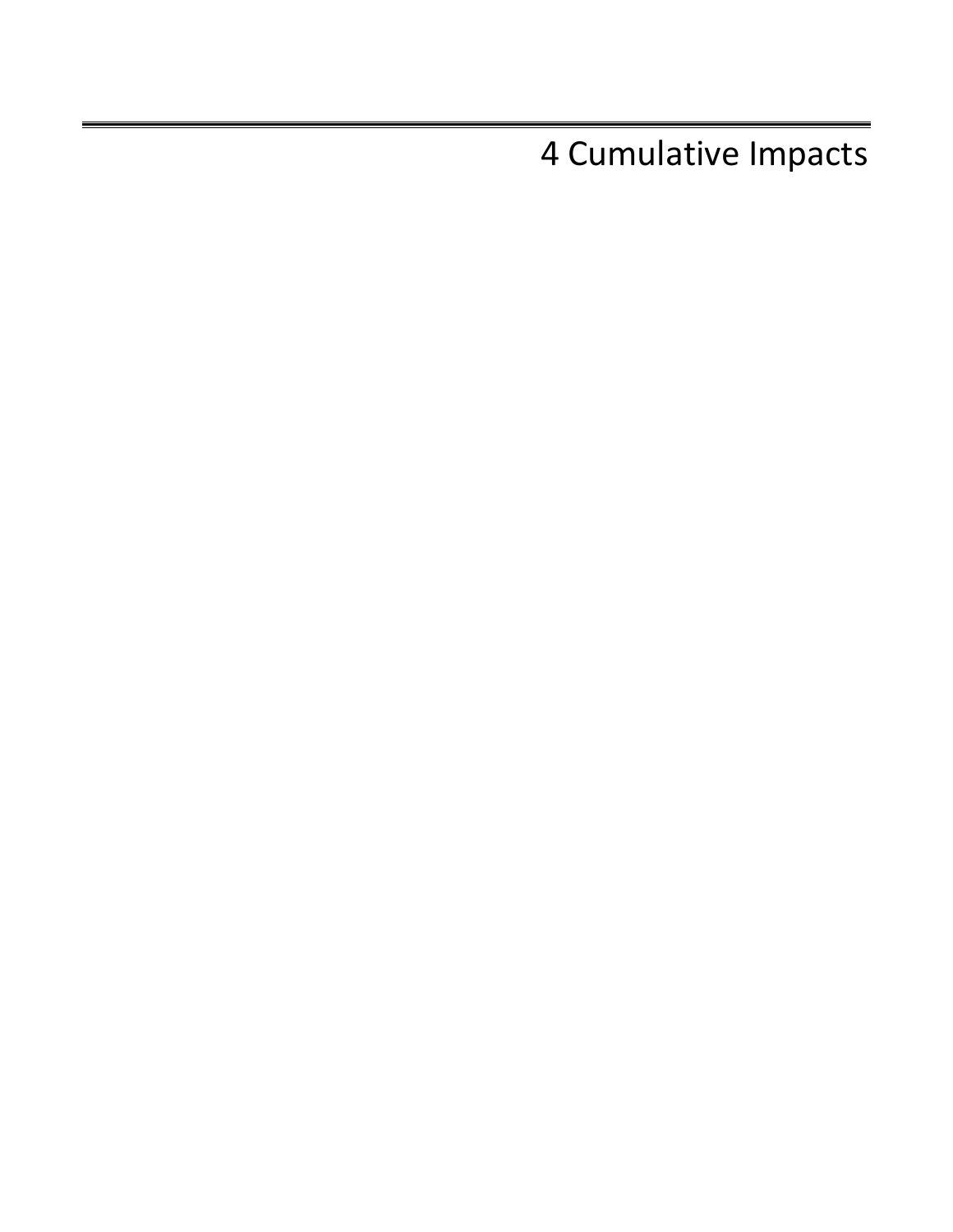# 4 Cumulative Impacts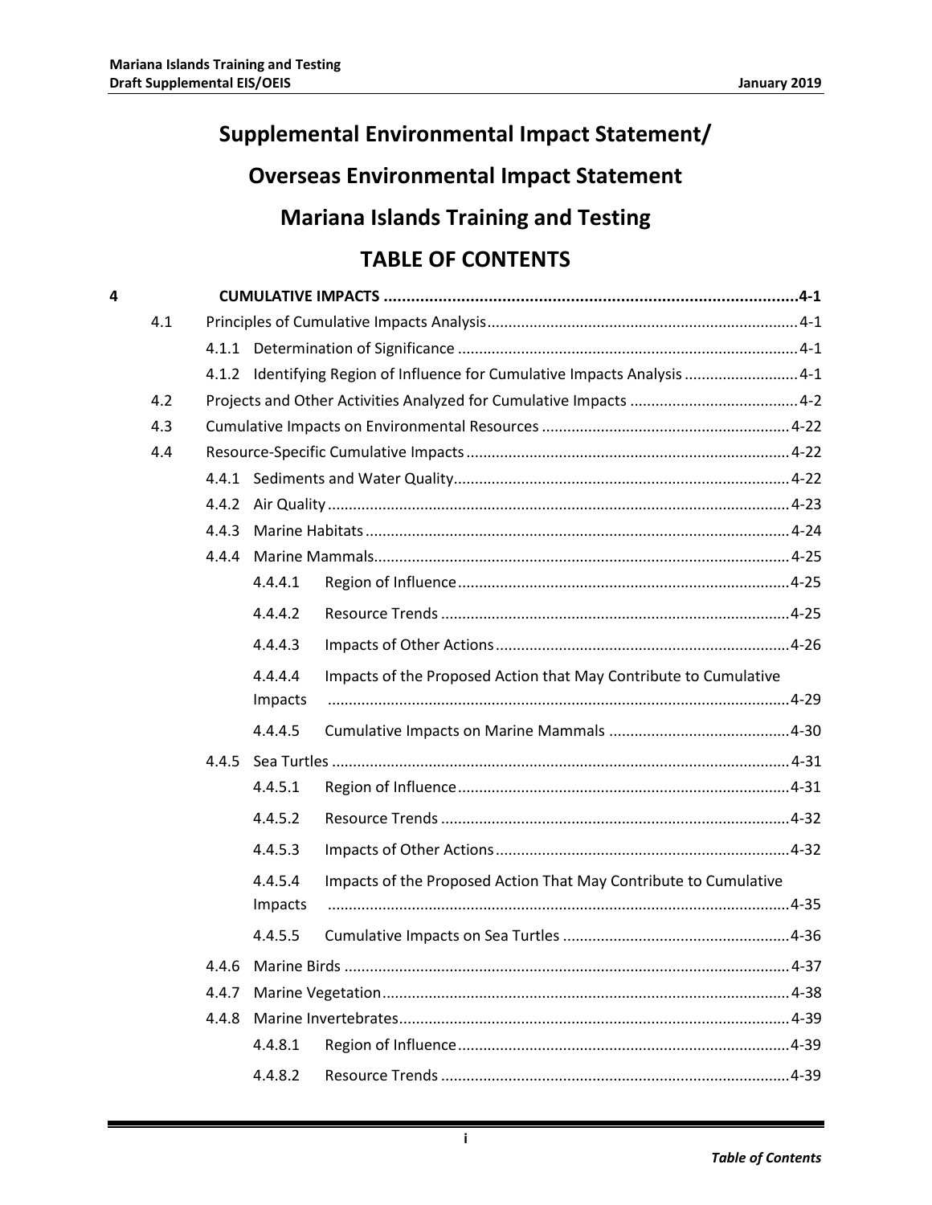# Supplemental Environmental Impact Statement/

# Overseas Environmental Impact Statement

# Mariana Islands Training and Testing

## TABLE OF CONTENTS

**4 CUMULATIVE IMPACTS ........................................................................................ 4-1**

- 4.1 Principles of Cumulative Impacts Analysis ........................................................................ 4-1
  - 4.1.1 Determination of Significance ................................................................................ 4-1
  - 4.1.2 Identifying Region of Influence for Cumulative Impacts Analysis ........................... 4-1
- 4.2 Projects and Other Activities Analyzed for Cumulative Impacts ........................................ 4-2
- 4.3 Cumulative Impacts on Environmental Resources .......................................................... 4-22
- 4.4 Resource-Specific Cumulative Impacts ............................................................................ 4-22
  - 4.4.1 Sediments and Water Quality ............................................................................... 4-22
  - 4.4.2 Air Quality ............................................................................................................ 4-23
  - 4.4.3 Marine Habitats .................................................................................................... 4-24
  - 4.4.4 Marine Mammals .................................................................................................. 4-25
    - 4.4.4.1 Region of Influence .............................................................................. 4-25
    - 4.4.4.2 Resource Trends .................................................................................. 4-25
    - 4.4.4.3 Impacts of Other Actions ..................................................................... 4-26
    - 4.4.4.4 Impacts of the Proposed Action that May Contribute to Cumulative Impacts ............................................................................................................ 4-29
    - 4.4.4.5 Cumulative Impacts on Marine Mammals ........................................... 4-30
  - 4.4.5 Sea Turtles ............................................................................................................ 4-31
    - 4.4.5.1 Region of Influence .............................................................................. 4-31
    - 4.4.5.2 Resource Trends .................................................................................. 4-32
    - 4.4.5.3 Impacts of Other Actions ..................................................................... 4-32
    - 4.4.5.4 Impacts of the Proposed Action That May Contribute to Cumulative Impacts ............................................................................................................ 4-35
    - 4.4.5.5 Cumulative Impacts on Sea Turtles ..................................................... 4-36
  - 4.4.6 Marine Birds ......................................................................................................... 4-37
  - 4.4.7 Marine Vegetation ................................................................................................ 4-38
  - 4.4.8 Marine Invertebrates ............................................................................................ 4-39
    - 4.4.8.1 Region of Influence .............................................................................. 4-39
    - 4.4.8.2 Resource Trends .................................................................................. 4-39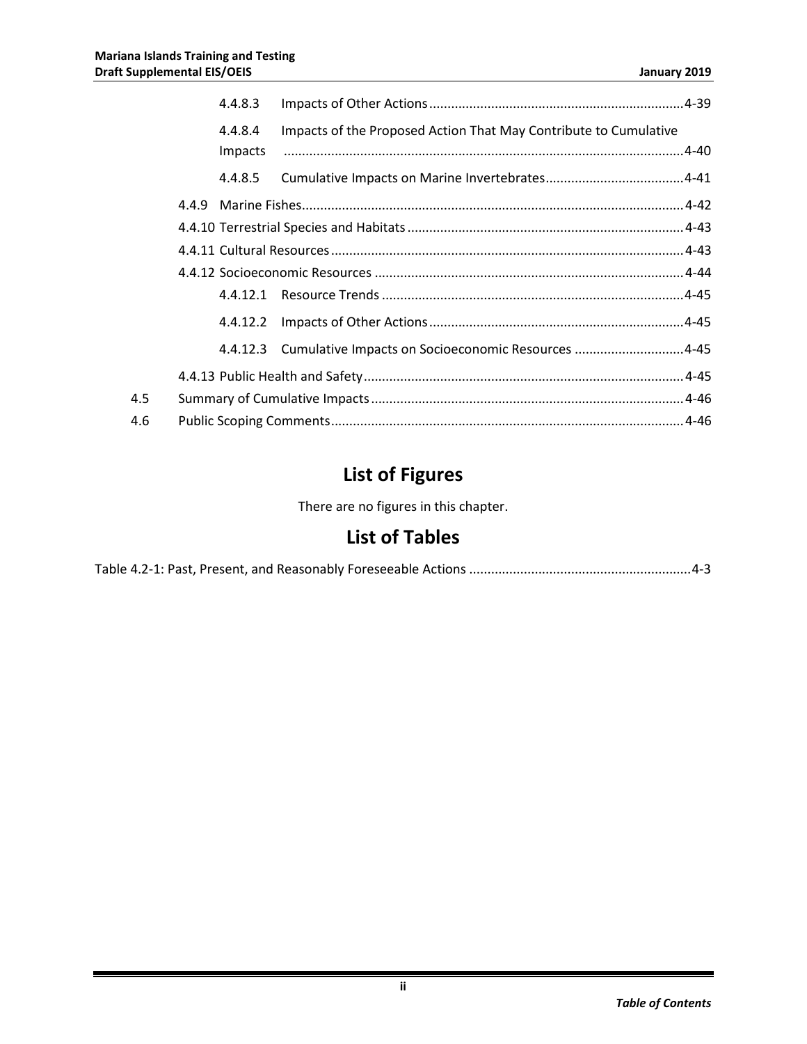4.4.8.3 Impacts of Other Actions ..................................................................... 4-39

4.4.8.4 Impacts of the Proposed Action That May Contribute to Cumulative Impacts ............................................................................................................. 4-40

4.4.8.5 Cumulative Impacts on Marine Invertebrates ...................................... 4-41

4.4.9 Marine Fishes ........................................................................................................ 4-42

4.4.10 Terrestrial Species and Habitats ........................................................................... 4-43

4.4.11 Cultural Resources ................................................................................................ 4-43

4.4.12 Socioeconomic Resources .................................................................................... 4-44

4.4.12.1 Resource Trends .................................................................................. 4-45

4.4.12.2 Impacts of Other Actions ..................................................................... 4-45

4.4.12.3 Cumulative Impacts on Socioeconomic Resources ............................. 4-45

4.4.13 Public Health and Safety ....................................................................................... 4-45

4.5 Summary of Cumulative Impacts ..................................................................................... 4-46

4.6 Public Scoping Comments ................................................................................................ 4-46

## List of Figures

There are no figures in this chapter.

## List of Tables

Table 4.2-1: Past, Present, and Reasonably Foreseeable Actions ............................................................ 4-3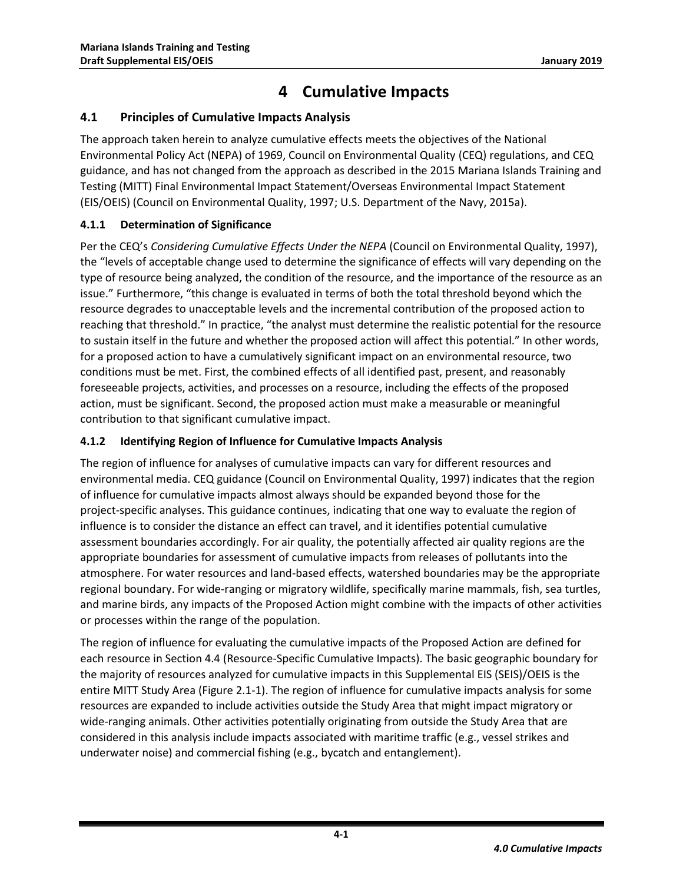# 4 Cumulative Impacts

## 4.1 Principles of Cumulative Impacts Analysis

The approach taken herein to analyze cumulative effects meets the objectives of the National Environmental Policy Act (NEPA) of 1969, Council on Environmental Quality (CEQ) regulations, and CEQ guidance, and has not changed from the approach as described in the 2015 Mariana Islands Training and Testing (MITT) Final Environmental Impact Statement/Overseas Environmental Impact Statement (EIS/OEIS) (Council on Environmental Quality, 1997; U.S. Department of the Navy, 2015a).

### 4.1.1 Determination of Significance

Per the CEQ's *Considering Cumulative Effects Under the NEPA* (Council on Environmental Quality, 1997), the "levels of acceptable change used to determine the significance of effects will vary depending on the type of resource being analyzed, the condition of the resource, and the importance of the resource as an issue." Furthermore, "this change is evaluated in terms of both the total threshold beyond which the resource degrades to unacceptable levels and the incremental contribution of the proposed action to reaching that threshold." In practice, "the analyst must determine the realistic potential for the resource to sustain itself in the future and whether the proposed action will affect this potential." In other words, for a proposed action to have a cumulatively significant impact on an environmental resource, two conditions must be met. First, the combined effects of all identified past, present, and reasonably foreseeable projects, activities, and processes on a resource, including the effects of the proposed action, must be significant. Second, the proposed action must make a measurable or meaningful contribution to that significant cumulative impact.

### 4.1.2 Identifying Region of Influence for Cumulative Impacts Analysis

The region of influence for analyses of cumulative impacts can vary for different resources and environmental media. CEQ guidance (Council on Environmental Quality, 1997) indicates that the region of influence for cumulative impacts almost always should be expanded beyond those for the project-specific analyses. This guidance continues, indicating that one way to evaluate the region of influence is to consider the distance an effect can travel, and it identifies potential cumulative assessment boundaries accordingly. For air quality, the potentially affected air quality regions are the appropriate boundaries for assessment of cumulative impacts from releases of pollutants into the atmosphere. For water resources and land-based effects, watershed boundaries may be the appropriate regional boundary. For wide-ranging or migratory wildlife, specifically marine mammals, fish, sea turtles, and marine birds, any impacts of the Proposed Action might combine with the impacts of other activities or processes within the range of the population.

The region of influence for evaluating the cumulative impacts of the Proposed Action are defined for each resource in Section 4.4 (Resource-Specific Cumulative Impacts). The basic geographic boundary for the majority of resources analyzed for cumulative impacts in this Supplemental EIS (SEIS)/OEIS is the entire MITT Study Area (Figure 2.1-1). The region of influence for cumulative impacts analysis for some resources are expanded to include activities outside the Study Area that might impact migratory or wide-ranging animals. Other activities potentially originating from outside the Study Area that are considered in this analysis include impacts associated with maritime traffic (e.g., vessel strikes and underwater noise) and commercial fishing (e.g., bycatch and entanglement).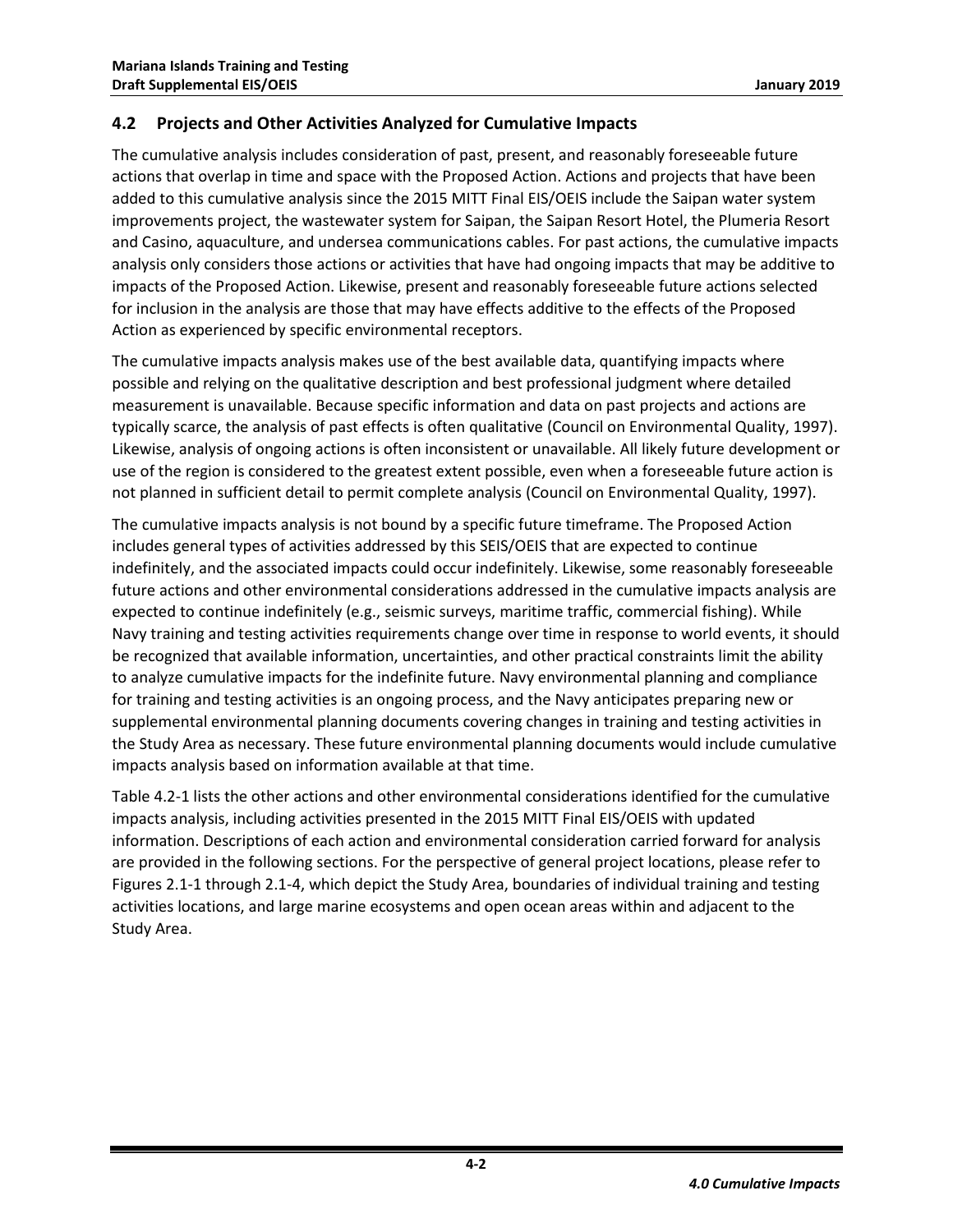## 4.2 Projects and Other Activities Analyzed for Cumulative Impacts

The cumulative analysis includes consideration of past, present, and reasonably foreseeable future actions that overlap in time and space with the Proposed Action. Actions and projects that have been added to this cumulative analysis since the 2015 MITT Final EIS/OEIS include the Saipan water system improvements project, the wastewater system for Saipan, the Saipan Resort Hotel, the Plumeria Resort and Casino, aquaculture, and undersea communications cables. For past actions, the cumulative impacts analysis only considers those actions or activities that have had ongoing impacts that may be additive to impacts of the Proposed Action. Likewise, present and reasonably foreseeable future actions selected for inclusion in the analysis are those that may have effects additive to the effects of the Proposed Action as experienced by specific environmental receptors.

The cumulative impacts analysis makes use of the best available data, quantifying impacts where possible and relying on the qualitative description and best professional judgment where detailed measurement is unavailable. Because specific information and data on past projects and actions are typically scarce, the analysis of past effects is often qualitative (Council on Environmental Quality, 1997). Likewise, analysis of ongoing actions is often inconsistent or unavailable. All likely future development or use of the region is considered to the greatest extent possible, even when a foreseeable future action is not planned in sufficient detail to permit complete analysis (Council on Environmental Quality, 1997).

The cumulative impacts analysis is not bound by a specific future timeframe. The Proposed Action includes general types of activities addressed by this SEIS/OEIS that are expected to continue indefinitely, and the associated impacts could occur indefinitely. Likewise, some reasonably foreseeable future actions and other environmental considerations addressed in the cumulative impacts analysis are expected to continue indefinitely (e.g., seismic surveys, maritime traffic, commercial fishing). While Navy training and testing activities requirements change over time in response to world events, it should be recognized that available information, uncertainties, and other practical constraints limit the ability to analyze cumulative impacts for the indefinite future. Navy environmental planning and compliance for training and testing activities is an ongoing process, and the Navy anticipates preparing new or supplemental environmental planning documents covering changes in training and testing activities in the Study Area as necessary. These future environmental planning documents would include cumulative impacts analysis based on information available at that time.

Table 4.2-1 lists the other actions and other environmental considerations identified for the cumulative impacts analysis, including activities presented in the 2015 MITT Final EIS/OEIS with updated information. Descriptions of each action and environmental consideration carried forward for analysis are provided in the following sections. For the perspective of general project locations, please refer to Figures 2.1-1 through 2.1-4, which depict the Study Area, boundaries of individual training and testing activities locations, and large marine ecosystems and open ocean areas within and adjacent to the Study Area.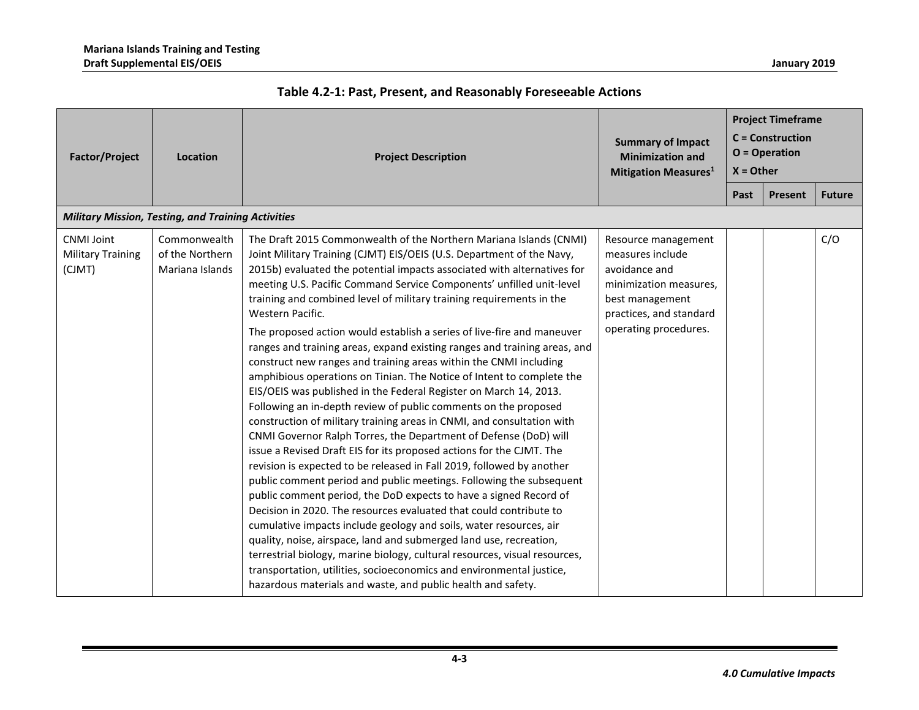**Table 4.2-1: Past, Present, and Reasonably Foreseeable Actions**

| Factor/Project | Location | Project Description | Summary of Impact Minimization and Mitigation Measures[1] | Project Timeframe C = Construction O = Operation X = Other | | |
|---|---|---|---|---|---|---|
| | | | | Past | Present | Future |
| ***Military Mission, Testing, and Training Activities*** | | | | | | |
| CNMI Joint Military Training (CJMT) | Commonwealth of the Northern Mariana Islands | The Draft 2015 Commonwealth of the Northern Mariana Islands (CNMI) Joint Military Training (CJMT) EIS/OEIS (U.S. Department of the Navy, 2015b) evaluated the potential impacts associated with alternatives for meeting U.S. Pacific Command Service Components' unfilled unit-level training and combined level of military training requirements in the Western Pacific. The proposed action would establish a series of live-fire and maneuver ranges and training areas, expand existing ranges and training areas, and construct new ranges and training areas within the CNMI including amphibious operations on Tinian. The Notice of Intent to complete the EIS/OEIS was published in the Federal Register on March 14, 2013. Following an in-depth review of public comments on the proposed construction of military training areas in CNMI, and consultation with CNMI Governor Ralph Torres, the Department of Defense (DoD) will issue a Revised Draft EIS for its proposed actions for the CJMT. The revision is expected to be released in Fall 2019, followed by another public comment period and public meetings. Following the subsequent public comment period, the DoD expects to have a signed Record of Decision in 2020. The resources evaluated that could contribute to cumulative impacts include geology and soils, water resources, air quality, noise, airspace, land and submerged land use, recreation, terrestrial biology, marine biology, cultural resources, visual resources, transportation, utilities, socioeconomics and environmental justice, hazardous materials and waste, and public health and safety. | Resource management measures include avoidance and minimization measures, best management practices, and standard operating procedures. | | | C/O |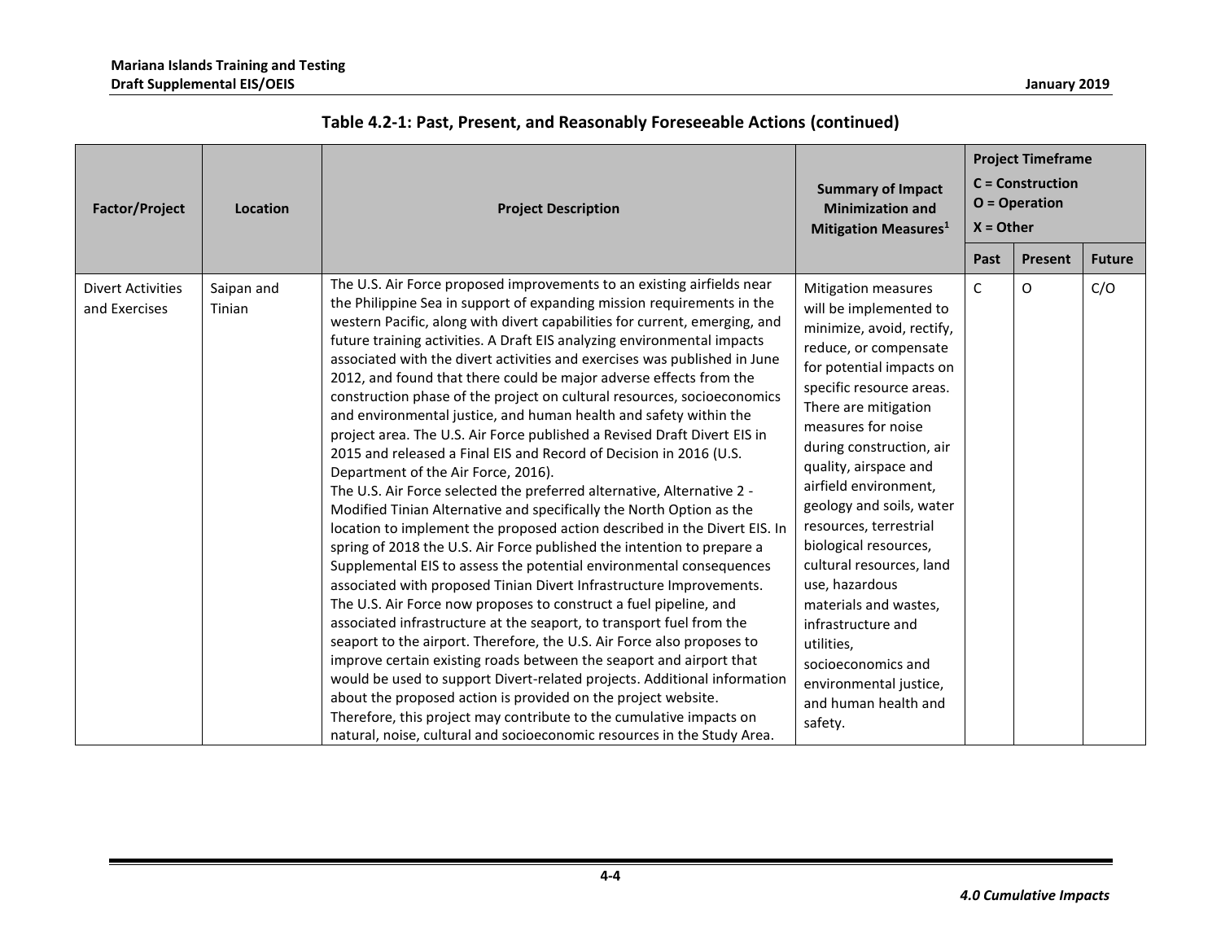**Table 4.2-1: Past, Present, and Reasonably Foreseeable Actions (continued)**

| Factor/Project | Location | Project Description | Summary of Impact Minimization and Mitigation Measures[1] | Project Timeframe C = Construction O = Operation X = Other | | |
|---|---|---|---|---|---|---|
| | | | | Past | Present | Future |
| Divert Activities and Exercises | Saipan and Tinian | The U.S. Air Force proposed improvements to an existing airfields near the Philippine Sea in support of expanding mission requirements in the western Pacific, along with divert capabilities for current, emerging, and future training activities. A Draft EIS analyzing environmental impacts associated with the divert activities and exercises was published in June 2012, and found that there could be major adverse effects from the construction phase of the project on cultural resources, socioeconomics and environmental justice, and human health and safety within the project area. The U.S. Air Force published a Revised Draft Divert EIS in 2015 and released a Final EIS and Record of Decision in 2016 (U.S. Department of the Air Force, 2016). The U.S. Air Force selected the preferred alternative, Alternative 2 - Modified Tinian Alternative and specifically the North Option as the location to implement the proposed action described in the Divert EIS. In spring of 2018 the U.S. Air Force published the intention to prepare a Supplemental EIS to assess the potential environmental consequences associated with proposed Tinian Divert Infrastructure Improvements. The U.S. Air Force now proposes to construct a fuel pipeline, and associated infrastructure at the seaport, to transport fuel from the seaport to the airport. Therefore, the U.S. Air Force also proposes to improve certain existing roads between the seaport and airport that would be used to support Divert-related projects. Additional information about the proposed action is provided on the project website. Therefore, this project may contribute to the cumulative impacts on natural, noise, cultural and socioeconomic resources in the Study Area. | Mitigation measures will be implemented to minimize, avoid, rectify, reduce, or compensate for potential impacts on specific resource areas. There are mitigation measures for noise during construction, air quality, airspace and airfield environment, geology and soils, water resources, terrestrial biological resources, cultural resources, land use, hazardous materials and wastes, infrastructure and utilities, socioeconomics and environmental justice, and human health and safety. | C | O | C/O |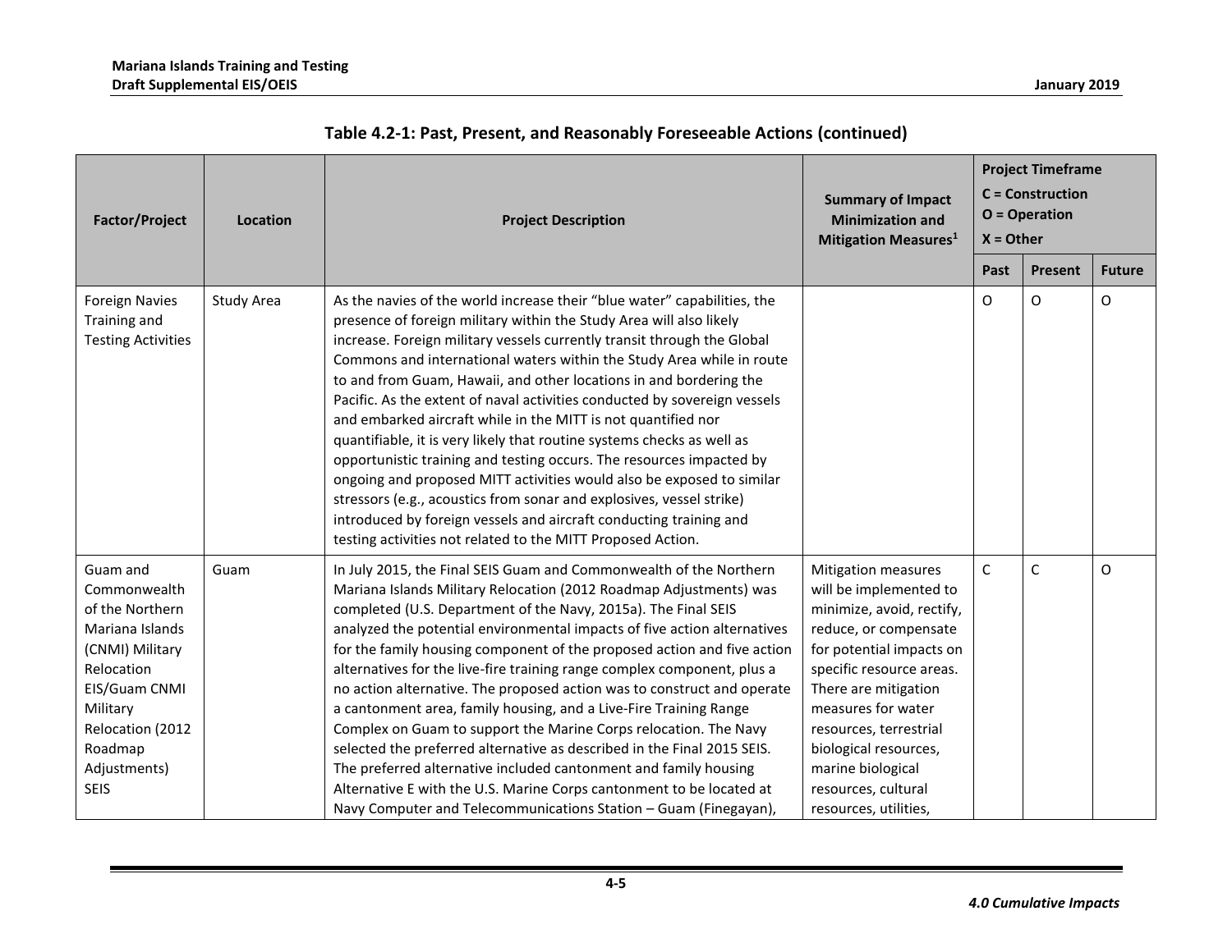**Table 4.2-1: Past, Present, and Reasonably Foreseeable Actions (continued)**

| Factor/Project | Location | Project Description | Summary of Impact Minimization and Mitigation Measures[1] | Project Timeframe C = Construction O = Operation X = Other | | |
|---|---|---|---|---|---|---|
| | | | | Past | Present | Future |
| Foreign Navies Training and Testing Activities | Study Area | As the navies of the world increase their "blue water" capabilities, the presence of foreign military within the Study Area will also likely increase. Foreign military vessels currently transit through the Global Commons and international waters within the Study Area while in route to and from Guam, Hawaii, and other locations in and bordering the Pacific. As the extent of naval activities conducted by sovereign vessels and embarked aircraft while in the MITT is not quantified nor quantifiable, it is very likely that routine systems checks as well as opportunistic training and testing occurs. The resources impacted by ongoing and proposed MITT activities would also be exposed to similar stressors (e.g., acoustics from sonar and explosives, vessel strike) introduced by foreign vessels and aircraft conducting training and testing activities not related to the MITT Proposed Action. | | O | O | O |
| Guam and Commonwealth of the Northern Mariana Islands (CNMI) Military Relocation EIS/Guam CNMI Military Relocation (2012 Roadmap Adjustments) SEIS | Guam | In July 2015, the Final SEIS Guam and Commonwealth of the Northern Mariana Islands Military Relocation (2012 Roadmap Adjustments) was completed (U.S. Department of the Navy, 2015a). The Final SEIS analyzed the potential environmental impacts of five action alternatives for the family housing component of the proposed action and five action alternatives for the live-fire training range complex component, plus a no action alternative. The proposed action was to construct and operate a cantonment area, family housing, and a Live-Fire Training Range Complex on Guam to support the Marine Corps relocation. The Navy selected the preferred alternative as described in the Final 2015 SEIS. The preferred alternative included cantonment and family housing Alternative E with the U.S. Marine Corps cantonment to be located at Navy Computer and Telecommunications Station – Guam (Finegayan), | Mitigation measures will be implemented to minimize, avoid, rectify, reduce, or compensate for potential impacts on specific resource areas. There are mitigation measures for water resources, terrestrial biological resources, marine biological resources, cultural resources, utilities, | C | C | O |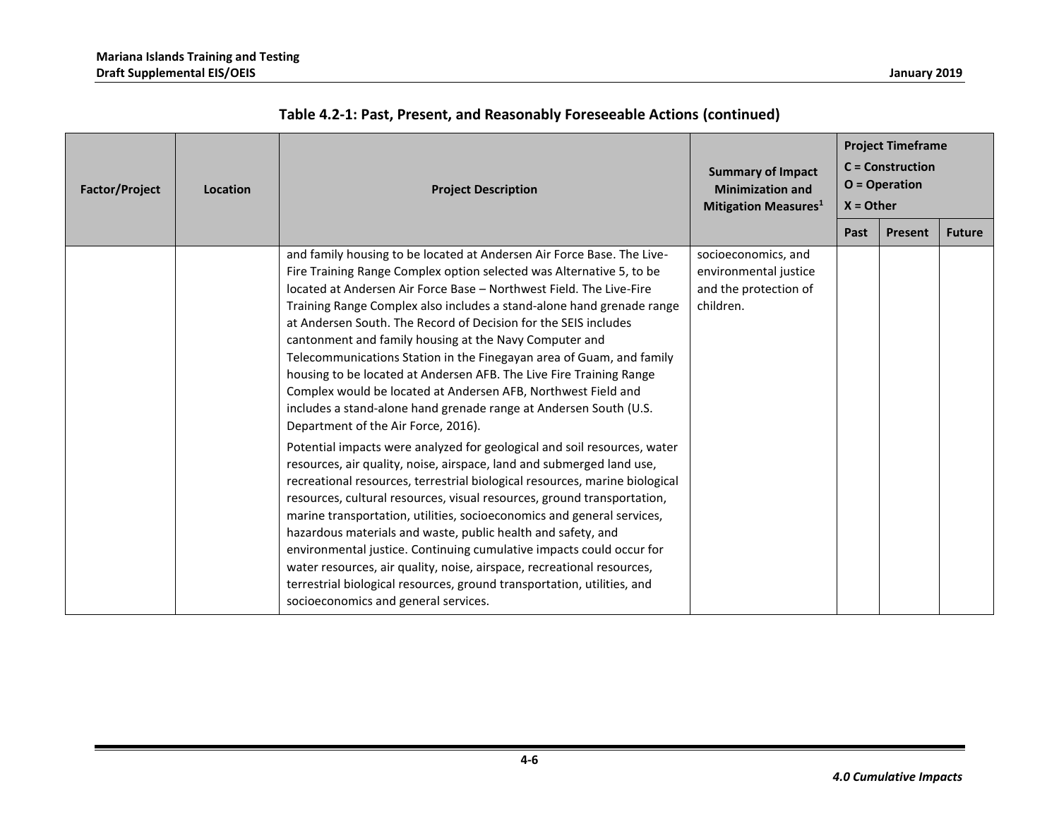**Table 4.2-1: Past, Present, and Reasonably Foreseeable Actions (continued)**

| Factor/Project | Location | Project Description | Summary of Impact Minimization and Mitigation Measures[1] | Project Timeframe C = Construction O = Operation X = Other | | |
|---|---|---|---|---|---|---|
| | | | | Past | Present | Future |
| | | and family housing to be located at Andersen Air Force Base. The Live-Fire Training Range Complex option selected was Alternative 5, to be located at Andersen Air Force Base – Northwest Field. The Live-Fire Training Range Complex also includes a stand-alone hand grenade range at Andersen South. The Record of Decision for the SEIS includes cantonment and family housing at the Navy Computer and Telecommunications Station in the Finegayan area of Guam, and family housing to be located at Andersen AFB. The Live Fire Training Range Complex would be located at Andersen AFB, Northwest Field and includes a stand-alone hand grenade range at Andersen South (U.S. Department of the Air Force, 2016).<br><br>Potential impacts were analyzed for geological and soil resources, water resources, air quality, noise, airspace, land and submerged land use, recreational resources, terrestrial biological resources, marine biological resources, cultural resources, visual resources, ground transportation, marine transportation, utilities, socioeconomics and general services, hazardous materials and waste, public health and safety, and environmental justice. Continuing cumulative impacts could occur for water resources, air quality, noise, airspace, recreational resources, terrestrial biological resources, ground transportation, utilities, and socioeconomics and general services. | socioeconomics, and environmental justice and the protection of children. | | | |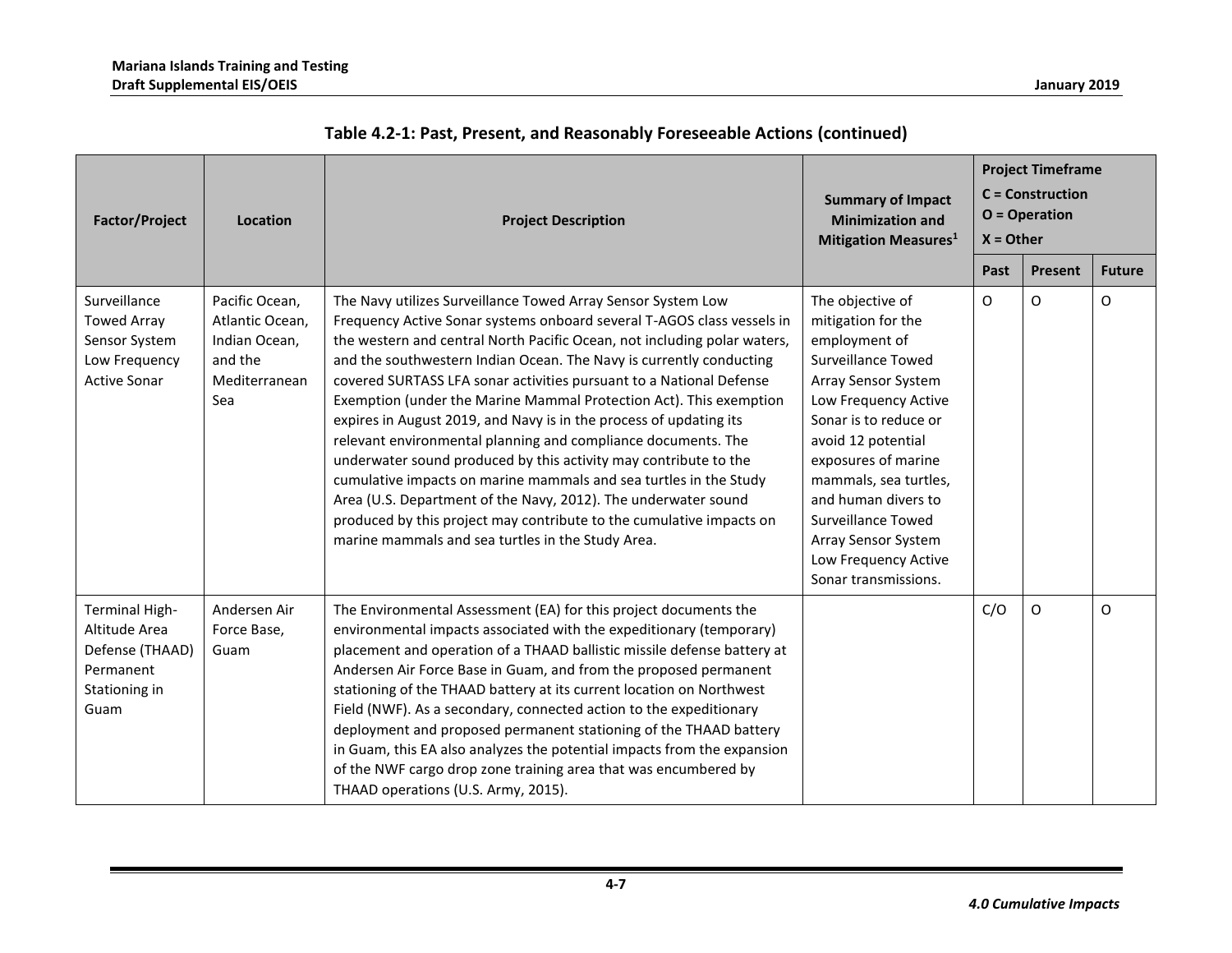**Table 4.2-1: Past, Present, and Reasonably Foreseeable Actions (continued)**

| Factor/Project | Location | Project Description | Summary of Impact Minimization and Mitigation Measures[1] | Project Timeframe C = Construction O = Operation X = Other | | |
|---|---|---|---|---|---|---|
| | | | | Past | Present | Future |
| Surveillance Towed Array Sensor System Low Frequency Active Sonar | Pacific Ocean, Atlantic Ocean, Indian Ocean, and the Mediterranean Sea | The Navy utilizes Surveillance Towed Array Sensor System Low Frequency Active Sonar systems onboard several T-AGOS class vessels in the western and central North Pacific Ocean, not including polar waters, and the southwestern Indian Ocean. The Navy is currently conducting covered SURTASS LFA sonar activities pursuant to a National Defense Exemption (under the Marine Mammal Protection Act). This exemption expires in August 2019, and Navy is in the process of updating its relevant environmental planning and compliance documents. The underwater sound produced by this activity may contribute to the cumulative impacts on marine mammals and sea turtles in the Study Area (U.S. Department of the Navy, 2012). The underwater sound produced by this project may contribute to the cumulative impacts on marine mammals and sea turtles in the Study Area. | The objective of mitigation for the employment of Surveillance Towed Array Sensor System Low Frequency Active Sonar is to reduce or avoid 12 potential exposures of marine mammals, sea turtles, and human divers to Surveillance Towed Array Sensor System Low Frequency Active Sonar transmissions. | O | O | O |
| Terminal High-Altitude Area Defense (THAAD) Permanent Stationing in Guam | Andersen Air Force Base, Guam | The Environmental Assessment (EA) for this project documents the environmental impacts associated with the expeditionary (temporary) placement and operation of a THAAD ballistic missile defense battery at Andersen Air Force Base in Guam, and from the proposed permanent stationing of the THAAD battery at its current location on Northwest Field (NWF). As a secondary, connected action to the expeditionary deployment and proposed permanent stationing of the THAAD battery in Guam, this EA also analyzes the potential impacts from the expansion of the NWF cargo drop zone training area that was encumbered by THAAD operations (U.S. Army, 2015). | | C/O | O | O |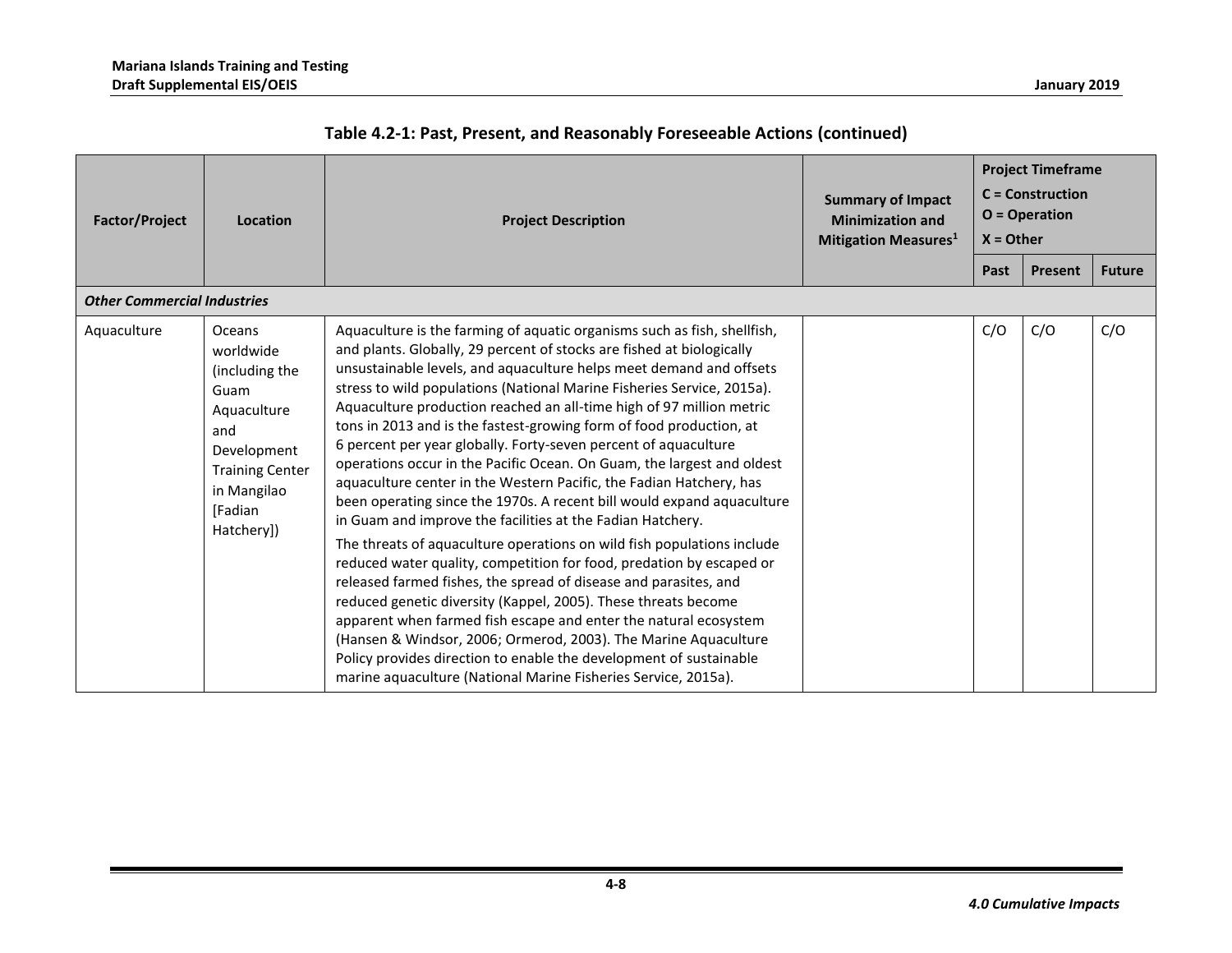**Table 4.2-1: Past, Present, and Reasonably Foreseeable Actions (continued)**

| Factor/Project | Location | Project Description | Summary of Impact Minimization and Mitigation Measures[1] | Project Timeframe C = Construction O = Operation X = Other | | |
|---|---|---|---|---|---|---|
| | | | | Past | Present | Future |
| ***Other Commercial Industries*** | | | | | | |
| Aquaculture | Oceans worldwide (including the Guam Aquaculture and Development Training Center in Mangilao [Fadian Hatchery]) | Aquaculture is the farming of aquatic organisms such as fish, shellfish, and plants. Globally, 29 percent of stocks are fished at biologically unsustainable levels, and aquaculture helps meet demand and offsets stress to wild populations (National Marine Fisheries Service, 2015a). Aquaculture production reached an all-time high of 97 million metric tons in 2013 and is the fastest-growing form of food production, at 6 percent per year globally. Forty-seven percent of aquaculture operations occur in the Pacific Ocean. On Guam, the largest and oldest aquaculture center in the Western Pacific, the Fadian Hatchery, has been operating since the 1970s. A recent bill would expand aquaculture in Guam and improve the facilities at the Fadian Hatchery.<br><br>The threats of aquaculture operations on wild fish populations include reduced water quality, competition for food, predation by escaped or released farmed fishes, the spread of disease and parasites, and reduced genetic diversity (Kappel, 2005). These threats become apparent when farmed fish escape and enter the natural ecosystem (Hansen & Windsor, 2006; Ormerod, 2003). The Marine Aquaculture Policy provides direction to enable the development of sustainable marine aquaculture (National Marine Fisheries Service, 2015a). | | C/O | C/O | C/O |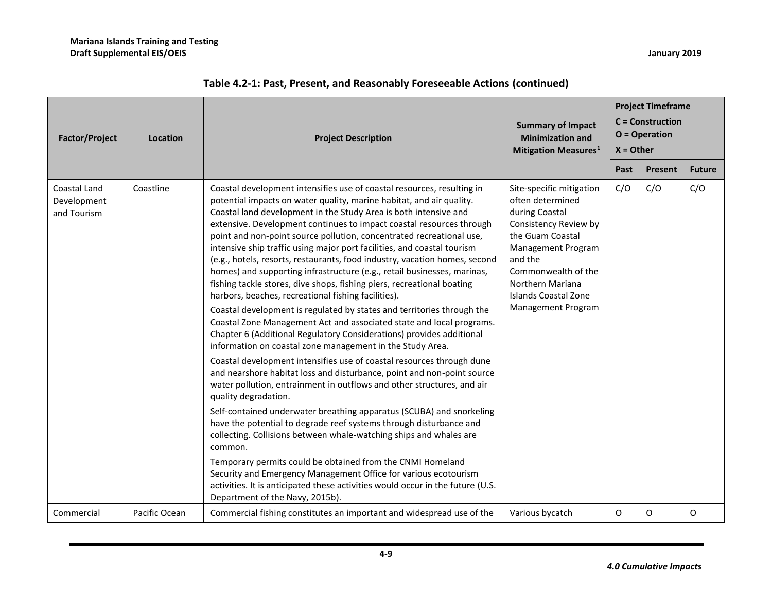**Table 4.2-1: Past, Present, and Reasonably Foreseeable Actions (continued)**

| Factor/Project | Location | Project Description | Summary of Impact Minimization and Mitigation Measures[1] | Project Timeframe C = Construction O = Operation X = Other | | |
|---|---|---|---|---|---|---|
| | | | | Past | Present | Future |
| Coastal Land Development and Tourism | Coastline | Coastal development intensifies use of coastal resources, resulting in potential impacts on water quality, marine habitat, and air quality. Coastal land development in the Study Area is both intensive and extensive. Development continues to impact coastal resources through point and non-point source pollution, concentrated recreational use, intensive ship traffic using major port facilities, and coastal tourism (e.g., hotels, resorts, restaurants, food industry, vacation homes, second homes) and supporting infrastructure (e.g., retail businesses, marinas, fishing tackle stores, dive shops, fishing piers, recreational boating harbors, beaches, recreational fishing facilities).<br>Coastal development is regulated by states and territories through the Coastal Zone Management Act and associated state and local programs. Chapter 6 (Additional Regulatory Considerations) provides additional information on coastal zone management in the Study Area.<br>Coastal development intensifies use of coastal resources through dune and nearshore habitat loss and disturbance, point and non-point source water pollution, entrainment in outflows and other structures, and air quality degradation.<br>Self-contained underwater breathing apparatus (SCUBA) and snorkeling have the potential to degrade reef systems through disturbance and collecting. Collisions between whale-watching ships and whales are common.<br>Temporary permits could be obtained from the CNMI Homeland Security and Emergency Management Office for various ecotourism activities. It is anticipated these activities would occur in the future (U.S. Department of the Navy, 2015b). | Site-specific mitigation often determined during Coastal Consistency Review by the Guam Coastal Management Program and the Commonwealth of the Northern Mariana Islands Coastal Zone Management Program | C/O | C/O | C/O |
| Commercial | Pacific Ocean | Commercial fishing constitutes an important and widespread use of the | Various bycatch | O | O | O |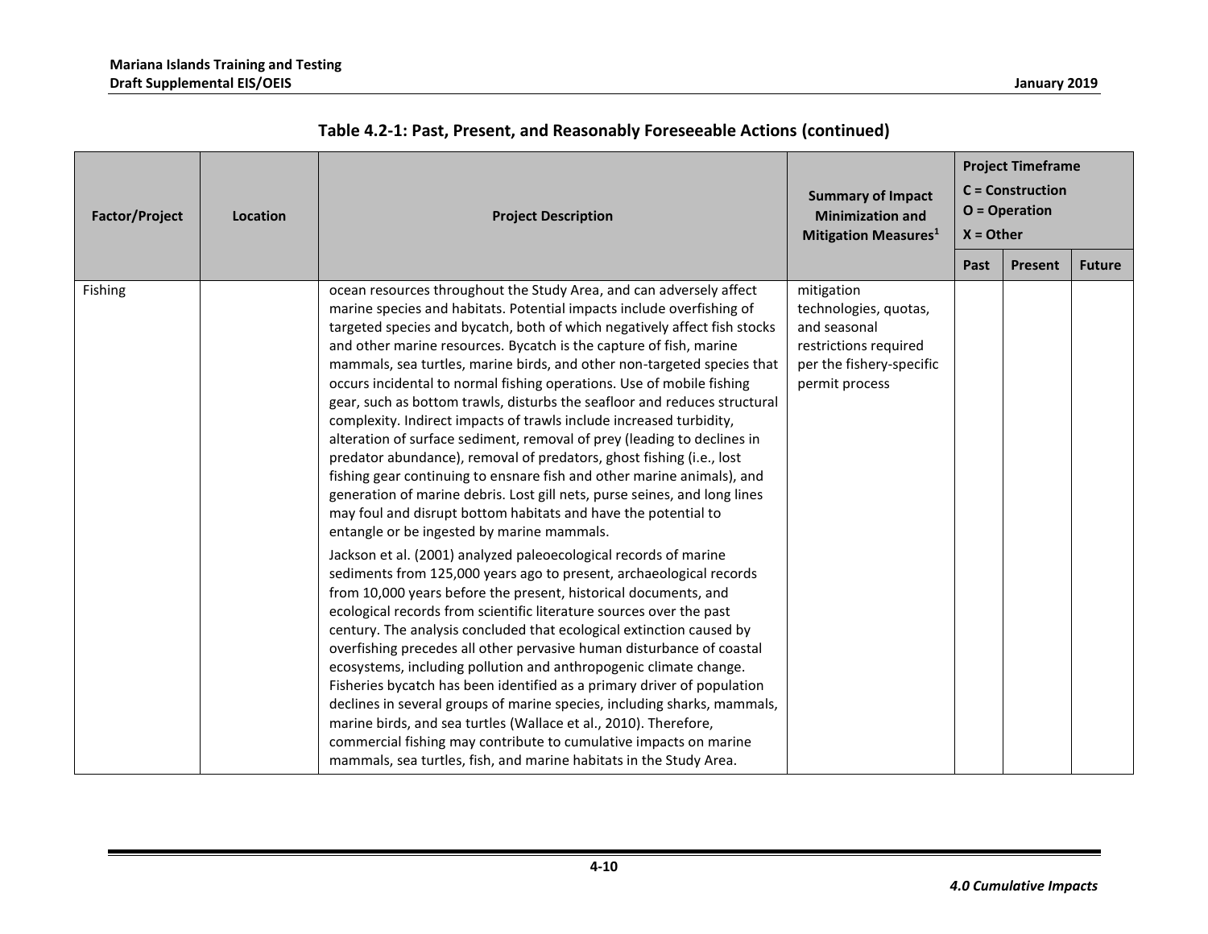**Table 4.2-1: Past, Present, and Reasonably Foreseeable Actions (continued)**

| Factor/Project | Location | Project Description | Summary of Impact Minimization and Mitigation Measures[1] | Project Timeframe C = Construction O = Operation X = Other | | |
|---|---|---|---|---|---|---|
| | | | | Past | Present | Future |
| Fishing | | ocean resources throughout the Study Area, and can adversely affect marine species and habitats. Potential impacts include overfishing of targeted species and bycatch, both of which negatively affect fish stocks and other marine resources. Bycatch is the capture of fish, marine mammals, sea turtles, marine birds, and other non-targeted species that occurs incidental to normal fishing operations. Use of mobile fishing gear, such as bottom trawls, disturbs the seafloor and reduces structural complexity. Indirect impacts of trawls include increased turbidity, alteration of surface sediment, removal of prey (leading to declines in predator abundance), removal of predators, ghost fishing (i.e., lost fishing gear continuing to ensnare fish and other marine animals), and generation of marine debris. Lost gill nets, purse seines, and long lines may foul and disrupt bottom habitats and have the potential to entangle or be ingested by marine mammals.<br><br>Jackson et al. (2001) analyzed paleoecological records of marine sediments from 125,000 years ago to present, archaeological records from 10,000 years before the present, historical documents, and ecological records from scientific literature sources over the past century. The analysis concluded that ecological extinction caused by overfishing precedes all other pervasive human disturbance of coastal ecosystems, including pollution and anthropogenic climate change. Fisheries bycatch has been identified as a primary driver of population declines in several groups of marine species, including sharks, mammals, marine birds, and sea turtles (Wallace et al., 2010). Therefore, commercial fishing may contribute to cumulative impacts on marine mammals, sea turtles, fish, and marine habitats in the Study Area. | mitigation technologies, quotas, and seasonal restrictions required per the fishery-specific permit process | | | |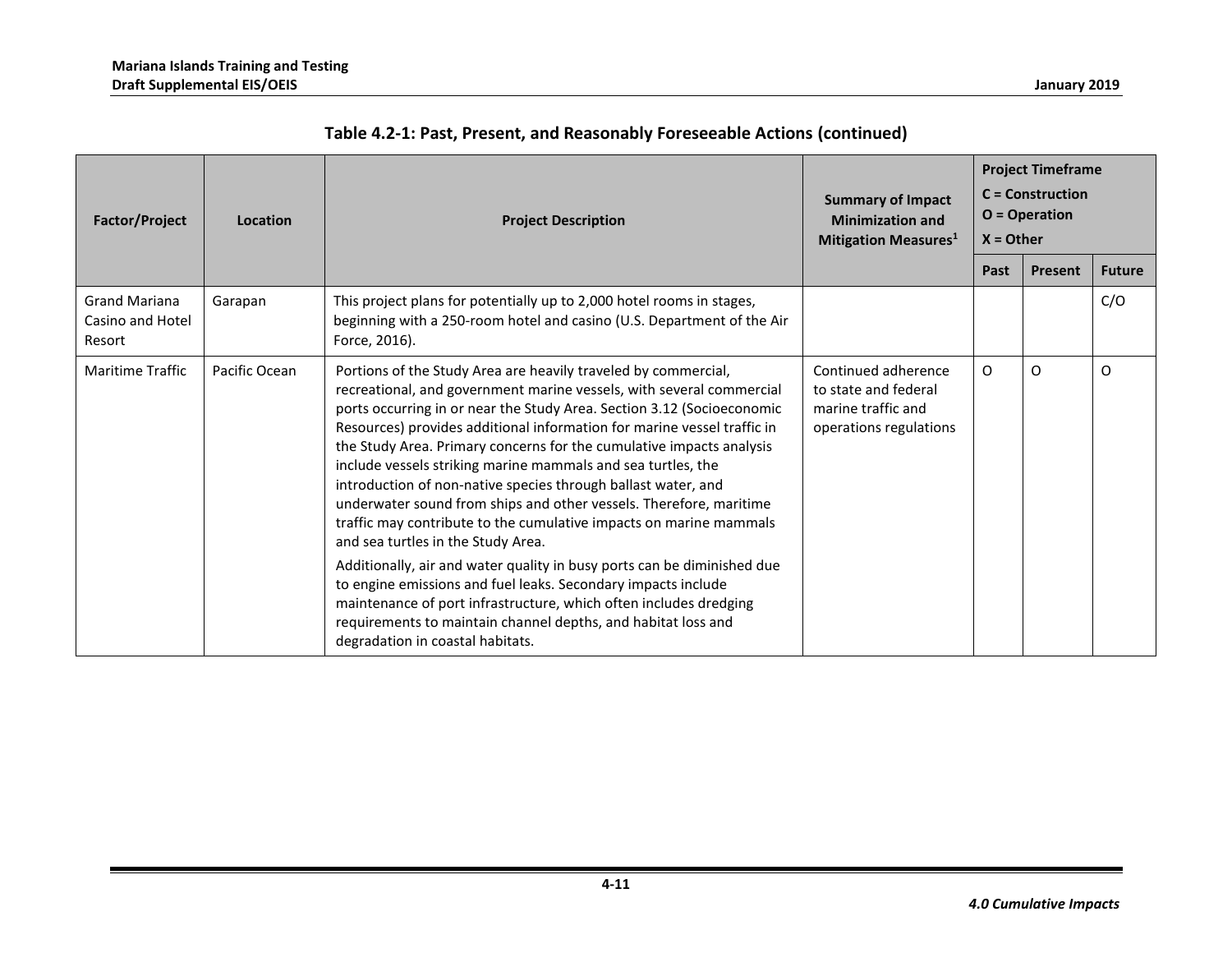**Table 4.2-1: Past, Present, and Reasonably Foreseeable Actions (continued)**

| Factor/Project | Location | Project Description | Summary of Impact Minimization and Mitigation Measures[1] | Project Timeframe C = Construction O = Operation X = Other | | |
|---|---|---|---|---|---|---|
| | | | | Past | Present | Future |
| Grand Mariana Casino and Hotel Resort | Garapan | This project plans for potentially up to 2,000 hotel rooms in stages, beginning with a 250-room hotel and casino (U.S. Department of the Air Force, 2016). | | | | C/O |
| Maritime Traffic | Pacific Ocean | Portions of the Study Area are heavily traveled by commercial, recreational, and government marine vessels, with several commercial ports occurring in or near the Study Area. Section 3.12 (Socioeconomic Resources) provides additional information for marine vessel traffic in the Study Area. Primary concerns for the cumulative impacts analysis include vessels striking marine mammals and sea turtles, the introduction of non-native species through ballast water, and underwater sound from ships and other vessels. Therefore, maritime traffic may contribute to the cumulative impacts on marine mammals and sea turtles in the Study Area.<br><br>Additionally, air and water quality in busy ports can be diminished due to engine emissions and fuel leaks. Secondary impacts include maintenance of port infrastructure, which often includes dredging requirements to maintain channel depths, and habitat loss and degradation in coastal habitats. | Continued adherence to state and federal marine traffic and operations regulations | O | O | O |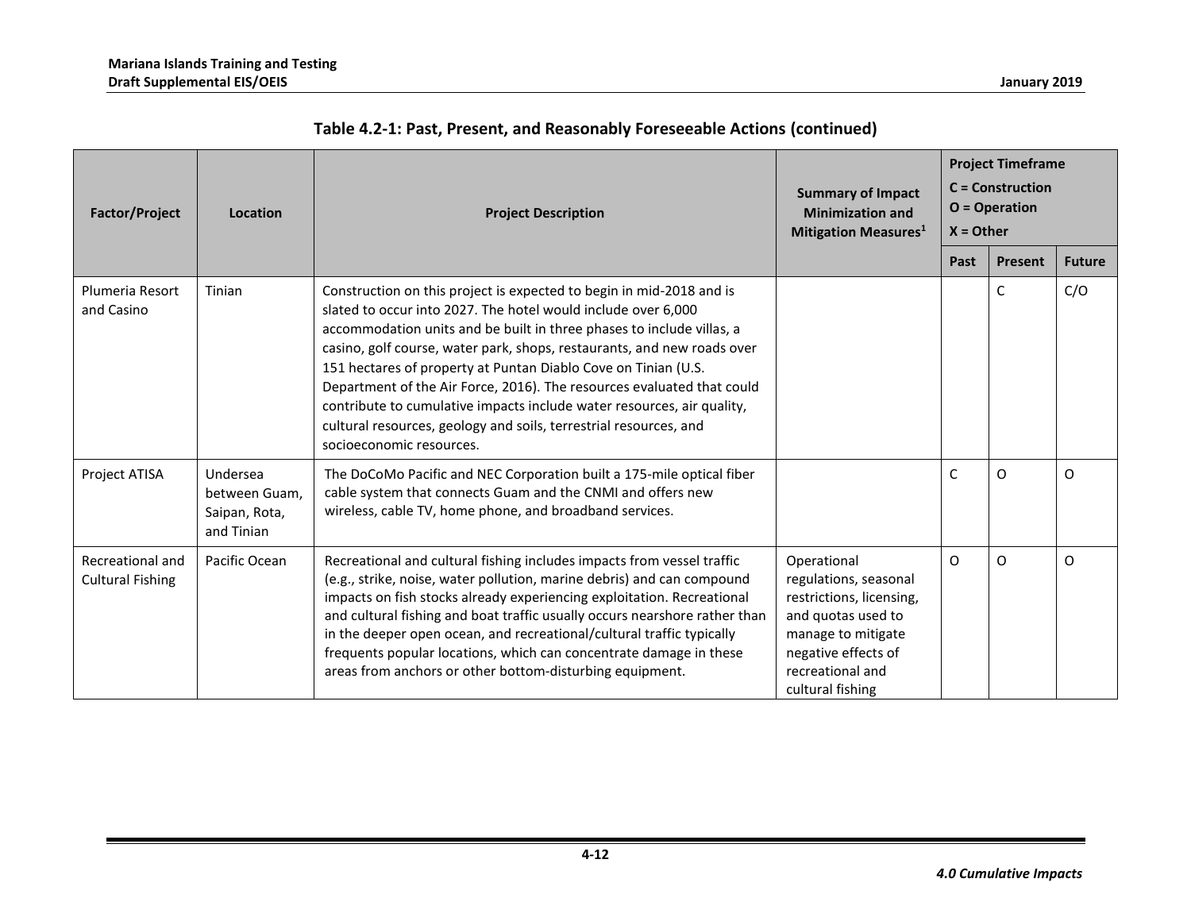## Table 4.2-1: Past, Present, and Reasonably Foreseeable Actions (continued)

| Factor/Project | Location | Project Description | Summary of Impact Minimization and Mitigation Measures[1] | Project Timeframe C = Construction O = Operation X = Other | | |
|---|---|---|---|---|---|---|
| | | | | Past | Present | Future |
| Plumeria Resort and Casino | Tinian | Construction on this project is expected to begin in mid-2018 and is slated to occur into 2027. The hotel would include over 6,000 accommodation units and be built in three phases to include villas, a casino, golf course, water park, shops, restaurants, and new roads over 151 hectares of property at Puntan Diablo Cove on Tinian (U.S. Department of the Air Force, 2016). The resources evaluated that could contribute to cumulative impacts include water resources, air quality, cultural resources, geology and soils, terrestrial resources, and socioeconomic resources. | | | C | C/O |
| Project ATISA | Undersea between Guam, Saipan, Rota, and Tinian | The DoCoMo Pacific and NEC Corporation built a 175-mile optical fiber cable system that connects Guam and the CNMI and offers new wireless, cable TV, home phone, and broadband services. | | C | O | O |
| Recreational and Cultural Fishing | Pacific Ocean | Recreational and cultural fishing includes impacts from vessel traffic (e.g., strike, noise, water pollution, marine debris) and can compound impacts on fish stocks already experiencing exploitation. Recreational and cultural fishing and boat traffic usually occurs nearshore rather than in the deeper open ocean, and recreational/cultural traffic typically frequents popular locations, which can concentrate damage in these areas from anchors or other bottom-disturbing equipment. | Operational regulations, seasonal restrictions, licensing, and quotas used to manage to mitigate negative effects of recreational and cultural fishing | O | O | O |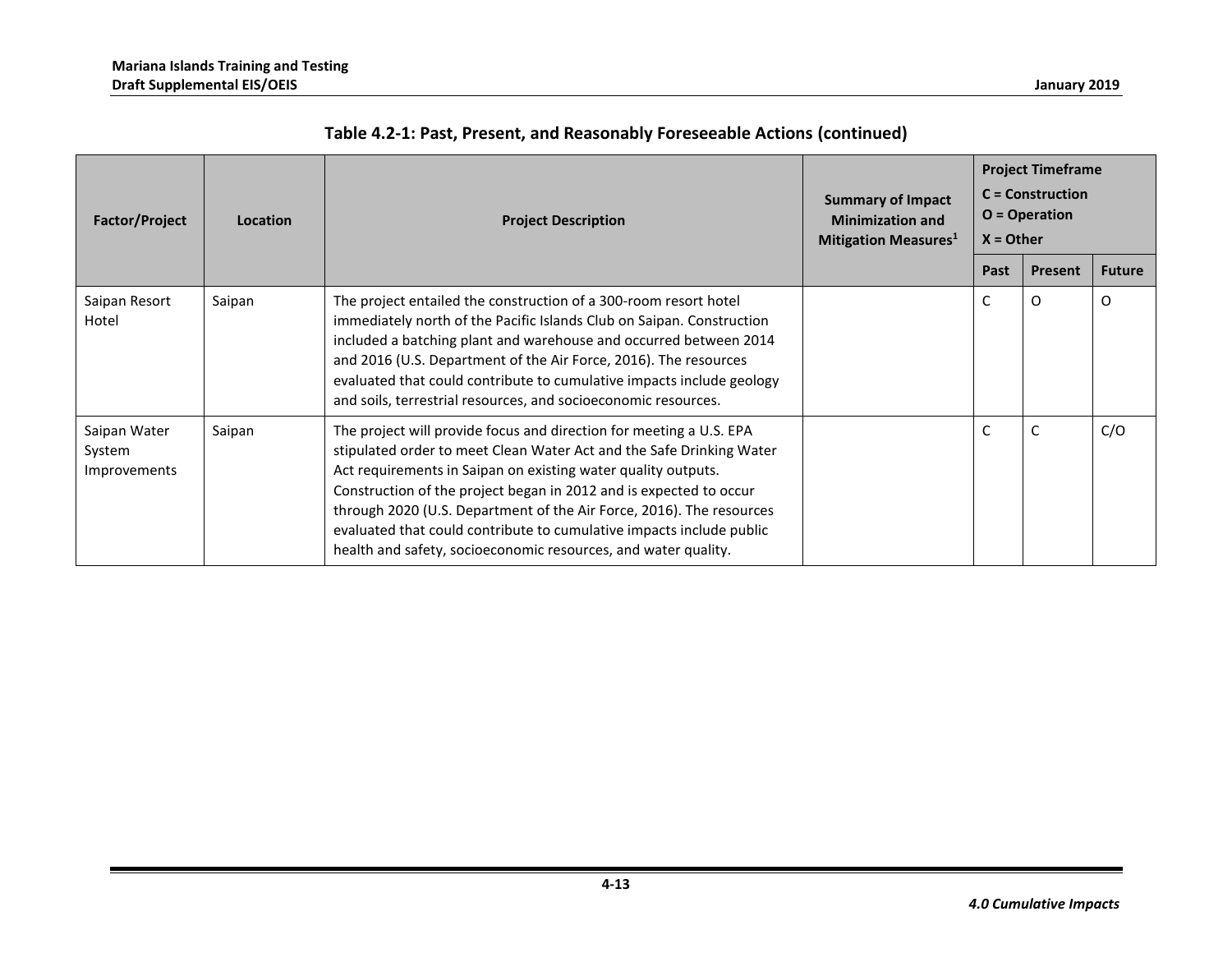### Table 4.2-1: Past, Present, and Reasonably Foreseeable Actions (continued)

| Factor/Project | Location | Project Description | Summary of Impact Minimization and Mitigation Measures[1] | Project Timeframe C = Construction O = Operation X = Other | | |
|---|---|---|---|---|---|---|
| | | | | Past | Present | Future |
| Saipan Resort Hotel | Saipan | The project entailed the construction of a 300-room resort hotel immediately north of the Pacific Islands Club on Saipan. Construction included a batching plant and warehouse and occurred between 2014 and 2016 (U.S. Department of the Air Force, 2016). The resources evaluated that could contribute to cumulative impacts include geology and soils, terrestrial resources, and socioeconomic resources. | | C | O | O |
| Saipan Water System Improvements | Saipan | The project will provide focus and direction for meeting a U.S. EPA stipulated order to meet Clean Water Act and the Safe Drinking Water Act requirements in Saipan on existing water quality outputs. Construction of the project began in 2012 and is expected to occur through 2020 (U.S. Department of the Air Force, 2016). The resources evaluated that could contribute to cumulative impacts include public health and safety, socioeconomic resources, and water quality. | | C | C | C/O |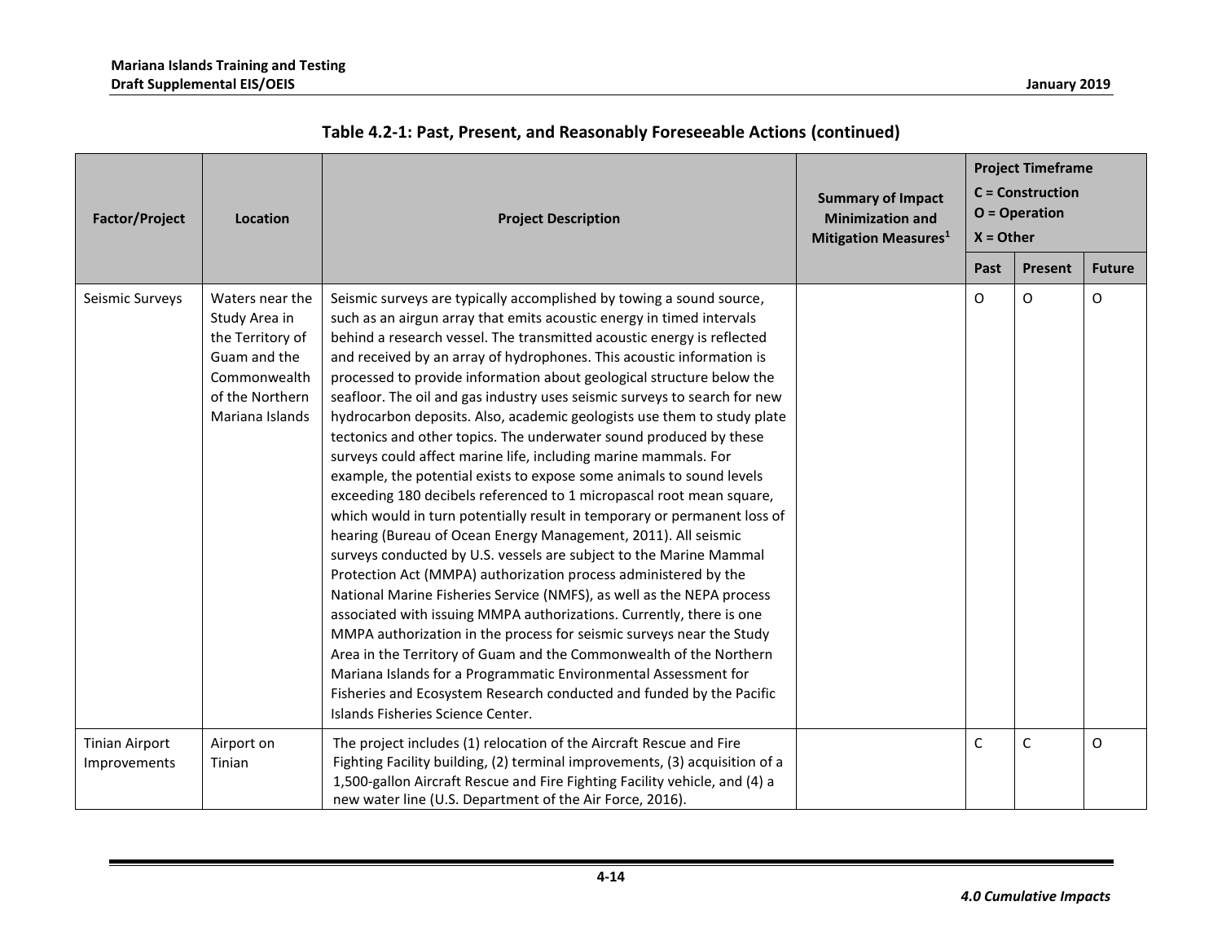**Table 4.2-1: Past, Present, and Reasonably Foreseeable Actions (continued)**

| Factor/Project | Location | Project Description | Summary of Impact Minimization and Mitigation Measures[1] | Project Timeframe C = Construction O = Operation X = Other | | |
|---|---|---|---|---|---|---|
| | | | | Past | Present | Future |
| Seismic Surveys | Waters near the Study Area in the Territory of Guam and the Commonwealth of the Northern Mariana Islands | Seismic surveys are typically accomplished by towing a sound source, such as an airgun array that emits acoustic energy in timed intervals behind a research vessel. The transmitted acoustic energy is reflected and received by an array of hydrophones. This acoustic information is processed to provide information about geological structure below the seafloor. The oil and gas industry uses seismic surveys to search for new hydrocarbon deposits. Also, academic geologists use them to study plate tectonics and other topics. The underwater sound produced by these surveys could affect marine life, including marine mammals. For example, the potential exists to expose some animals to sound levels exceeding 180 decibels referenced to 1 micropascal root mean square, which would in turn potentially result in temporary or permanent loss of hearing (Bureau of Ocean Energy Management, 2011). All seismic surveys conducted by U.S. vessels are subject to the Marine Mammal Protection Act (MMPA) authorization process administered by the National Marine Fisheries Service (NMFS), as well as the NEPA process associated with issuing MMPA authorizations. Currently, there is one MMPA authorization in the process for seismic surveys near the Study Area in the Territory of Guam and the Commonwealth of the Northern Mariana Islands for a Programmatic Environmental Assessment for Fisheries and Ecosystem Research conducted and funded by the Pacific Islands Fisheries Science Center. | | O | O | O |
| Tinian Airport Improvements | Airport on Tinian | The project includes (1) relocation of the Aircraft Rescue and Fire Fighting Facility building, (2) terminal improvements, (3) acquisition of a 1,500-gallon Aircraft Rescue and Fire Fighting Facility vehicle, and (4) a new water line (U.S. Department of the Air Force, 2016). | | C | C | O |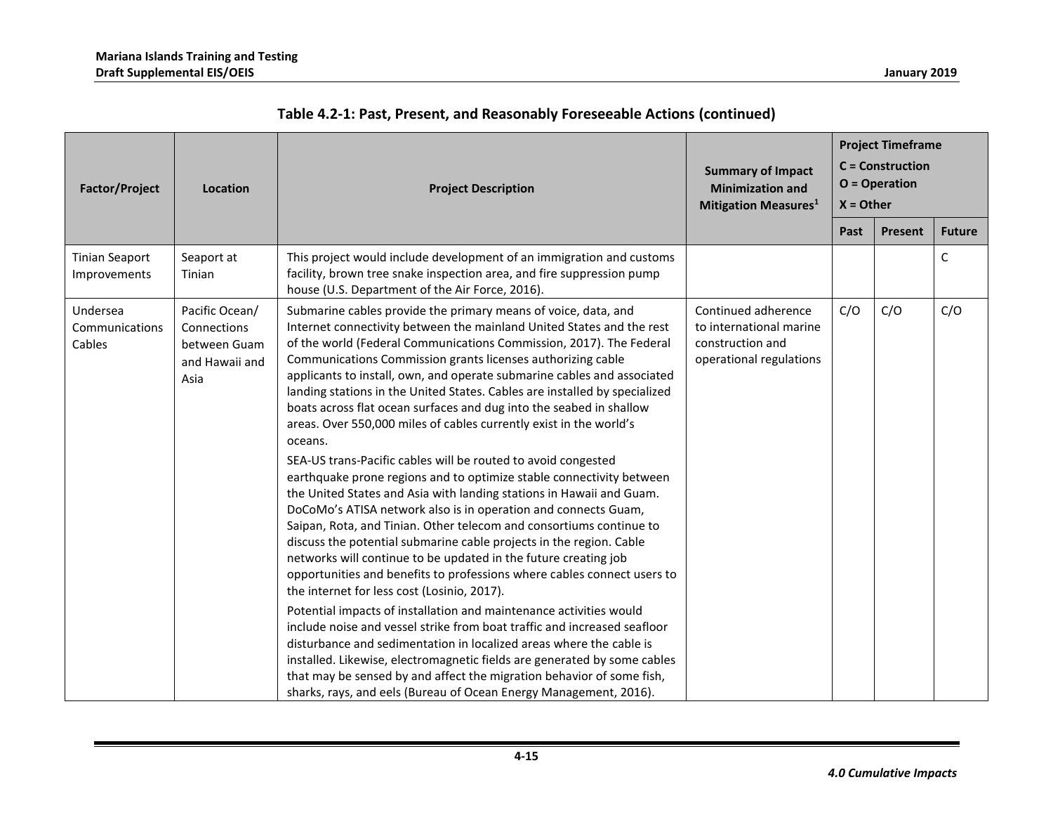**Table 4.2-1: Past, Present, and Reasonably Foreseeable Actions (continued)**

| Factor/Project | Location | Project Description | Summary of Impact Minimization and Mitigation Measures[1] | Project Timeframe C = Construction O = Operation X = Other | | |
|---|---|---|---|---|---|---|
| | | | | Past | Present | Future |
| Tinian Seaport Improvements | Seaport at Tinian | This project would include development of an immigration and customs facility, brown tree snake inspection area, and fire suppression pump house (U.S. Department of the Air Force, 2016). | | | | C |
| Undersea Communications Cables | Pacific Ocean/ Connections between Guam and Hawaii and Asia | Submarine cables provide the primary means of voice, data, and Internet connectivity between the mainland United States and the rest of the world (Federal Communications Commission, 2017). The Federal Communications Commission grants licenses authorizing cable applicants to install, own, and operate submarine cables and associated landing stations in the United States. Cables are installed by specialized boats across flat ocean surfaces and dug into the seabed in shallow areas. Over 550,000 miles of cables currently exist in the world's oceans.<br><br>SEA-US trans-Pacific cables will be routed to avoid congested earthquake prone regions and to optimize stable connectivity between the United States and Asia with landing stations in Hawaii and Guam. DoCoMo's ATISA network also is in operation and connects Guam, Saipan, Rota, and Tinian. Other telecom and consortiums continue to discuss the potential submarine cable projects in the region. Cable networks will continue to be updated in the future creating job opportunities and benefits to professions where cables connect users to the internet for less cost (Losinio, 2017).<br><br>Potential impacts of installation and maintenance activities would include noise and vessel strike from boat traffic and increased seafloor disturbance and sedimentation in localized areas where the cable is installed. Likewise, electromagnetic fields are generated by some cables that may be sensed by and affect the migration behavior of some fish, sharks, rays, and eels (Bureau of Ocean Energy Management, 2016). | Continued adherence to international marine construction and operational regulations | C/O | C/O | C/O |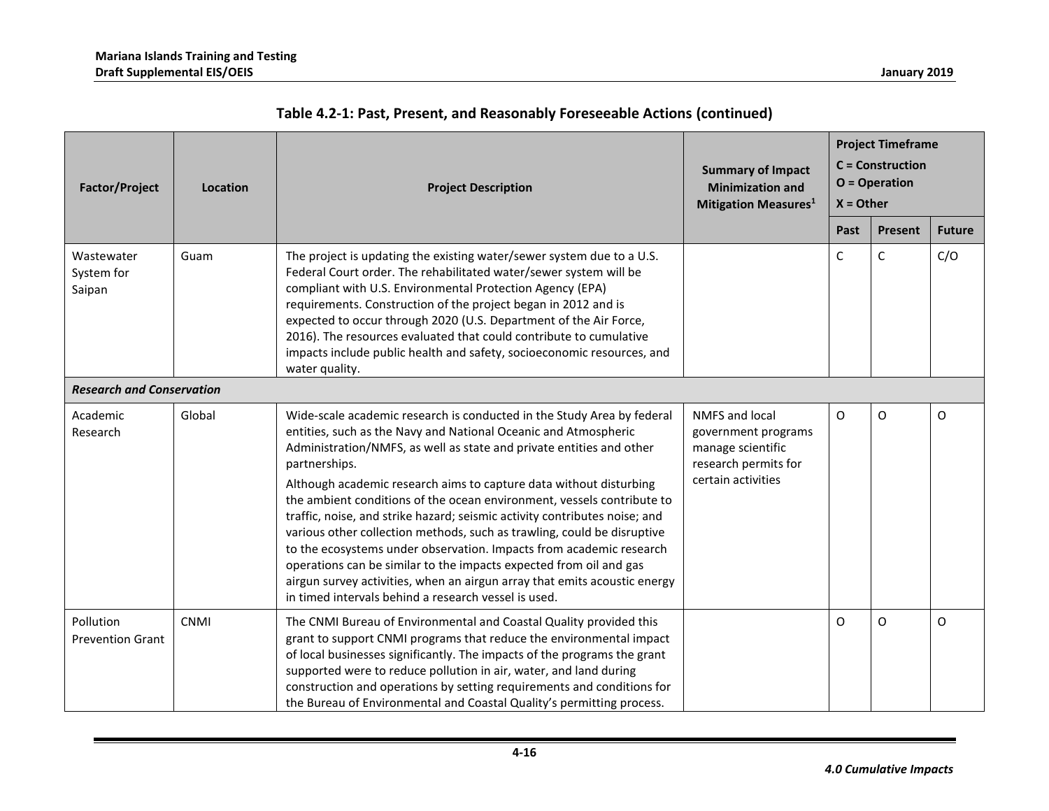**Table 4.2-1: Past, Present, and Reasonably Foreseeable Actions (continued)**

| Factor/Project | Location | Project Description | Summary of Impact Minimization and Mitigation Measures[1] | Project Timeframe C = Construction O = Operation X = Other | | |
|---|---|---|---|---|---|---|
| | | | | Past | Present | Future |
| Wastewater System for Saipan | Guam | The project is updating the existing water/sewer system due to a U.S. Federal Court order. The rehabilitated water/sewer system will be compliant with U.S. Environmental Protection Agency (EPA) requirements. Construction of the project began in 2012 and is expected to occur through 2020 (U.S. Department of the Air Force, 2016). The resources evaluated that could contribute to cumulative impacts include public health and safety, socioeconomic resources, and water quality. | | C | C | C/O |
| ***Research and Conservation*** | | | | | | |
| Academic Research | Global | Wide-scale academic research is conducted in the Study Area by federal entities, such as the Navy and National Oceanic and Atmospheric Administration/NMFS, as well as state and private entities and other partnerships.<br><br>Although academic research aims to capture data without disturbing the ambient conditions of the ocean environment, vessels contribute to traffic, noise, and strike hazard; seismic activity contributes noise; and various other collection methods, such as trawling, could be disruptive to the ecosystems under observation. Impacts from academic research operations can be similar to the impacts expected from oil and gas airgun survey activities, when an airgun array that emits acoustic energy in timed intervals behind a research vessel is used. | NMFS and local government programs manage scientific research permits for certain activities | O | O | O |
| Pollution Prevention Grant | CNMI | The CNMI Bureau of Environmental and Coastal Quality provided this grant to support CNMI programs that reduce the environmental impact of local businesses significantly. The impacts of the programs the grant supported were to reduce pollution in air, water, and land during construction and operations by setting requirements and conditions for the Bureau of Environmental and Coastal Quality's permitting process. | | O | O | O |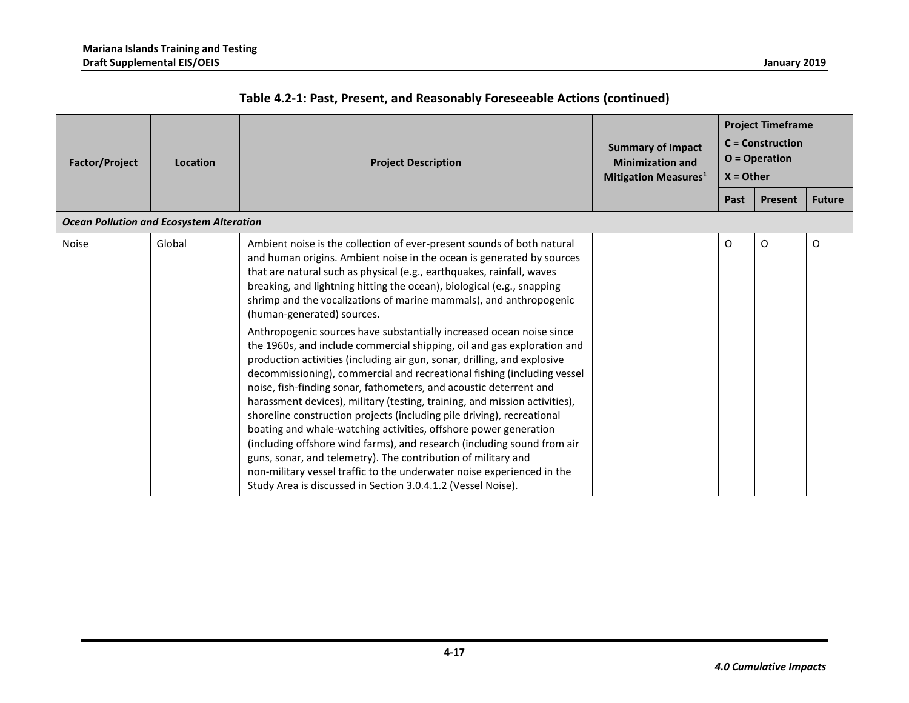**Table 4.2-1: Past, Present, and Reasonably Foreseeable Actions (continued)**

| Factor/Project | Location | Project Description | Summary of Impact Minimization and Mitigation Measures[1] | Project Timeframe C = Construction O = Operation X = Other | | |
|---|---|---|---|---|---|---|
| | | | | Past | Present | Future |
| ***Ocean Pollution and Ecosystem Alteration*** | | | | | | |
| Noise | Global | Ambient noise is the collection of ever-present sounds of both natural and human origins. Ambient noise in the ocean is generated by sources that are natural such as physical (e.g., earthquakes, rainfall, waves breaking, and lightning hitting the ocean), biological (e.g., snapping shrimp and the vocalizations of marine mammals), and anthropogenic (human-generated) sources. Anthropogenic sources have substantially increased ocean noise since the 1960s, and include commercial shipping, oil and gas exploration and production activities (including air gun, sonar, drilling, and explosive decommissioning), commercial and recreational fishing (including vessel noise, fish-finding sonar, fathometers, and acoustic deterrent and harassment devices), military (testing, training, and mission activities), shoreline construction projects (including pile driving), recreational boating and whale-watching activities, offshore power generation (including offshore wind farms), and research (including sound from air guns, sonar, and telemetry). The contribution of military and non-military vessel traffic to the underwater noise experienced in the Study Area is discussed in Section 3.0.4.1.2 (Vessel Noise). | | O | O | O |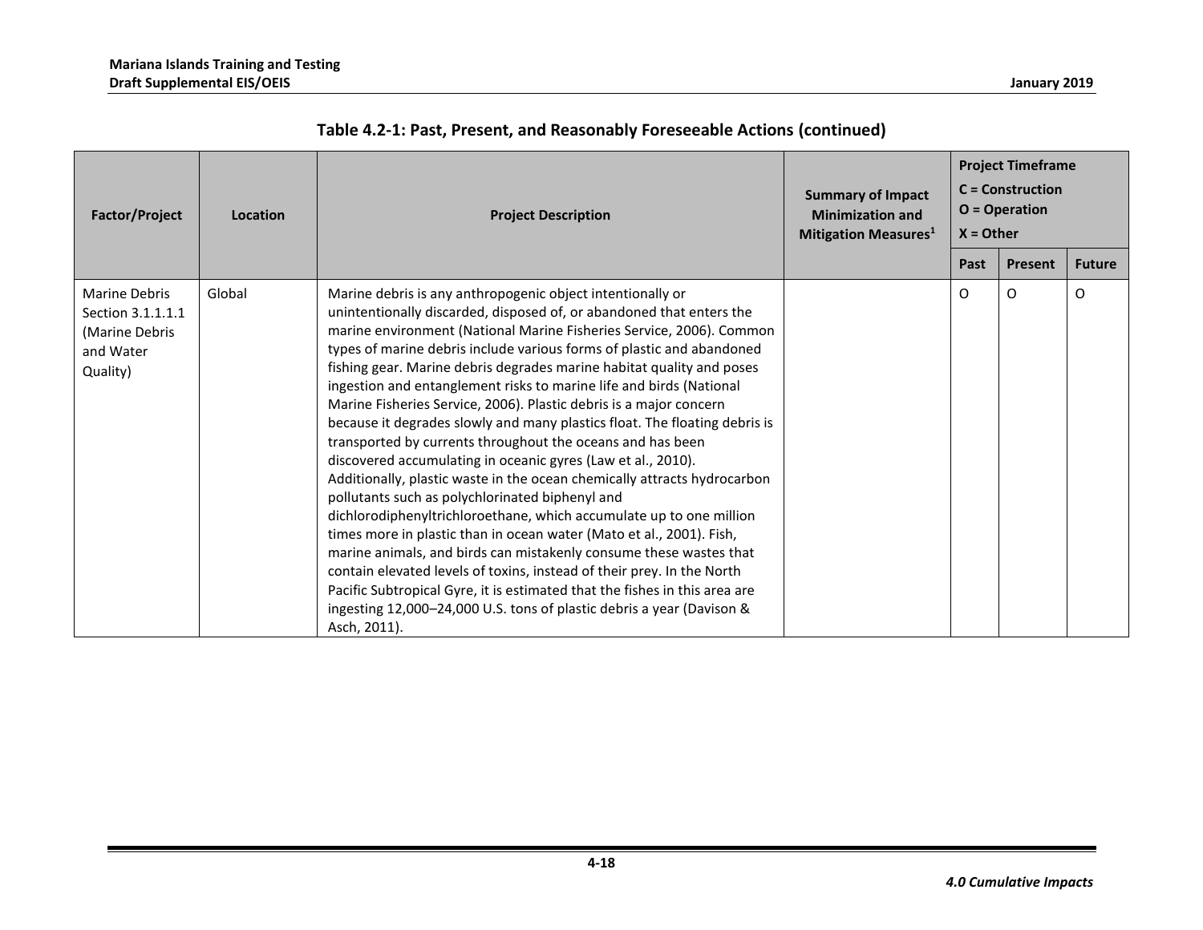**Table 4.2-1: Past, Present, and Reasonably Foreseeable Actions (continued)**

| Factor/Project | Location | Project Description | Summary of Impact Minimization and Mitigation Measures[1] | Project Timeframe C = Construction O = Operation X = Other | | |
|---|---|---|---|---|---|---|
| | | | | Past | Present | Future |
| Marine Debris Section 3.1.1.1.1 (Marine Debris and Water Quality) | Global | Marine debris is any anthropogenic object intentionally or unintentionally discarded, disposed of, or abandoned that enters the marine environment (National Marine Fisheries Service, 2006). Common types of marine debris include various forms of plastic and abandoned fishing gear. Marine debris degrades marine habitat quality and poses ingestion and entanglement risks to marine life and birds (National Marine Fisheries Service, 2006). Plastic debris is a major concern because it degrades slowly and many plastics float. The floating debris is transported by currents throughout the oceans and has been discovered accumulating in oceanic gyres (Law et al., 2010). Additionally, plastic waste in the ocean chemically attracts hydrocarbon pollutants such as polychlorinated biphenyl and dichlorodiphenyltrichloroethane, which accumulate up to one million times more in plastic than in ocean water (Mato et al., 2001). Fish, marine animals, and birds can mistakenly consume these wastes that contain elevated levels of toxins, instead of their prey. In the North Pacific Subtropical Gyre, it is estimated that the fishes in this area are ingesting 12,000–24,000 U.S. tons of plastic debris a year (Davison & Asch, 2011). | | O | O | O |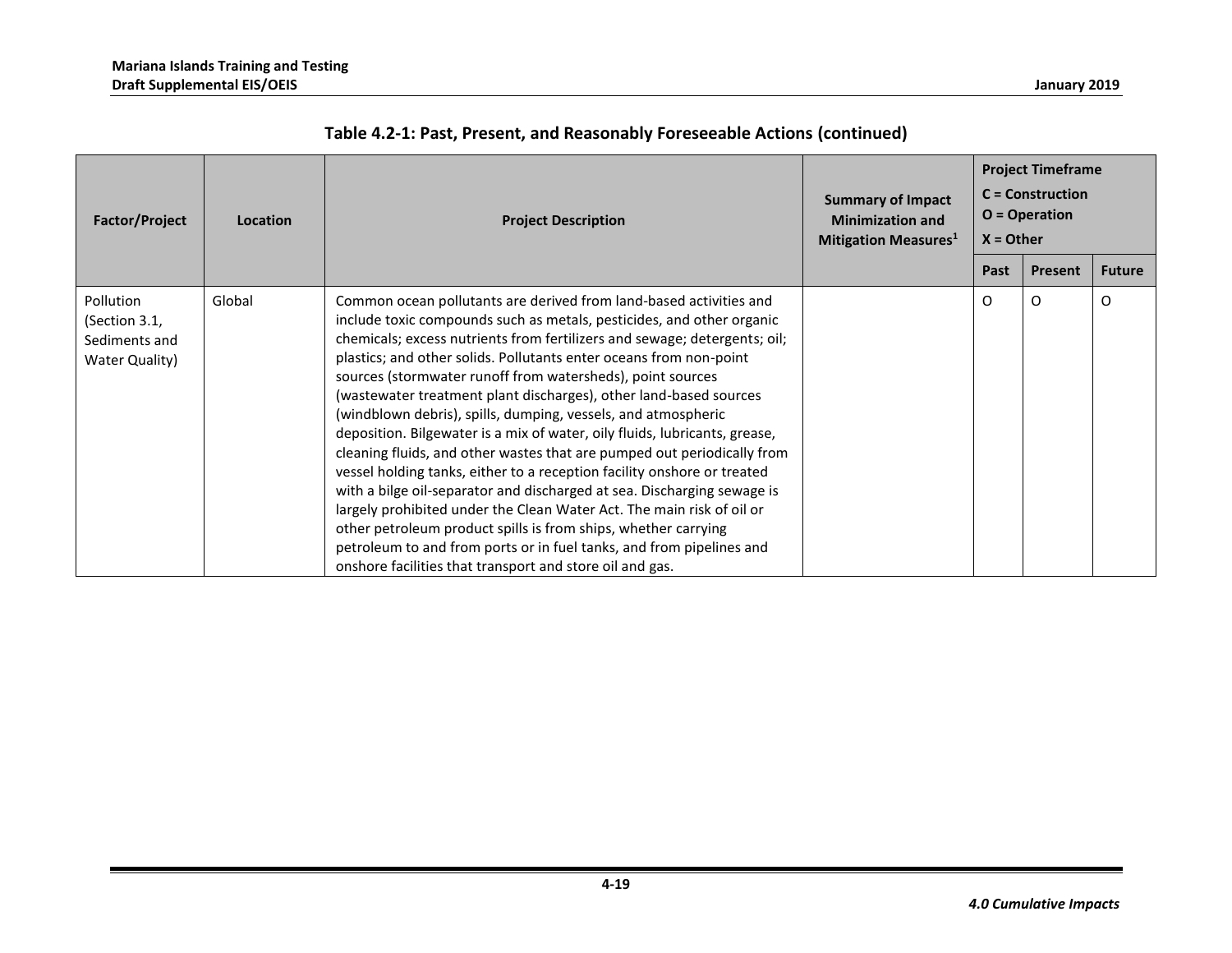## Table 4.2-1: Past, Present, and Reasonably Foreseeable Actions (continued)

| Factor/Project | Location | Project Description | Summary of Impact Minimization and Mitigation Measures[1] | Project Timeframe C = Construction O = Operation X = Other | | |
|---|---|---|---|---|---|---|
| | | | | Past | Present | Future |
| Pollution (Section 3.1, Sediments and Water Quality) | Global | Common ocean pollutants are derived from land-based activities and include toxic compounds such as metals, pesticides, and other organic chemicals; excess nutrients from fertilizers and sewage; detergents; oil; plastics; and other solids. Pollutants enter oceans from non-point sources (stormwater runoff from watersheds), point sources (wastewater treatment plant discharges), other land-based sources (windblown debris), spills, dumping, vessels, and atmospheric deposition. Bilgewater is a mix of water, oily fluids, lubricants, grease, cleaning fluids, and other wastes that are pumped out periodically from vessel holding tanks, either to a reception facility onshore or treated with a bilge oil-separator and discharged at sea. Discharging sewage is largely prohibited under the Clean Water Act. The main risk of oil or other petroleum product spills is from ships, whether carrying petroleum to and from ports or in fuel tanks, and from pipelines and onshore facilities that transport and store oil and gas. | | O | O | O |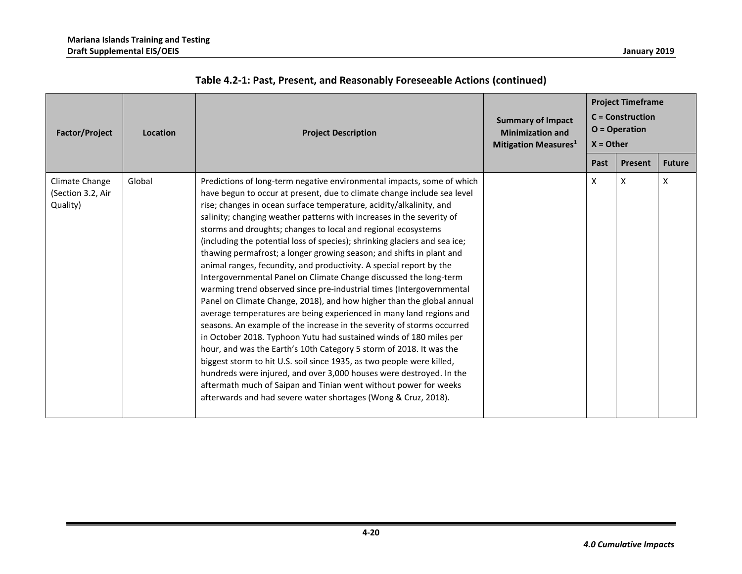**Table 4.2-1: Past, Present, and Reasonably Foreseeable Actions (continued)**

| Factor/Project | Location | Project Description | Summary of Impact Minimization and Mitigation Measures[1] | Project Timeframe C = Construction O = Operation X = Other | | |
|---|---|---|---|---|---|---|
| | | | | Past | Present | Future |
| Climate Change (Section 3.2, Air Quality) | Global | Predictions of long-term negative environmental impacts, some of which have begun to occur at present, due to climate change include sea level rise; changes in ocean surface temperature, acidity/alkalinity, and salinity; changing weather patterns with increases in the severity of storms and droughts; changes to local and regional ecosystems (including the potential loss of species); shrinking glaciers and sea ice; thawing permafrost; a longer growing season; and shifts in plant and animal ranges, fecundity, and productivity. A special report by the Intergovernmental Panel on Climate Change discussed the long-term warming trend observed since pre-industrial times (Intergovernmental Panel on Climate Change, 2018), and how higher than the global annual average temperatures are being experienced in many land regions and seasons. An example of the increase in the severity of storms occurred in October 2018. Typhoon Yutu had sustained winds of 180 miles per hour, and was the Earth's 10th Category 5 storm of 2018. It was the biggest storm to hit U.S. soil since 1935, as two people were killed, hundreds were injured, and over 3,000 houses were destroyed. In the aftermath much of Saipan and Tinian went without power for weeks afterwards and had severe water shortages (Wong & Cruz, 2018). | | X | X | X |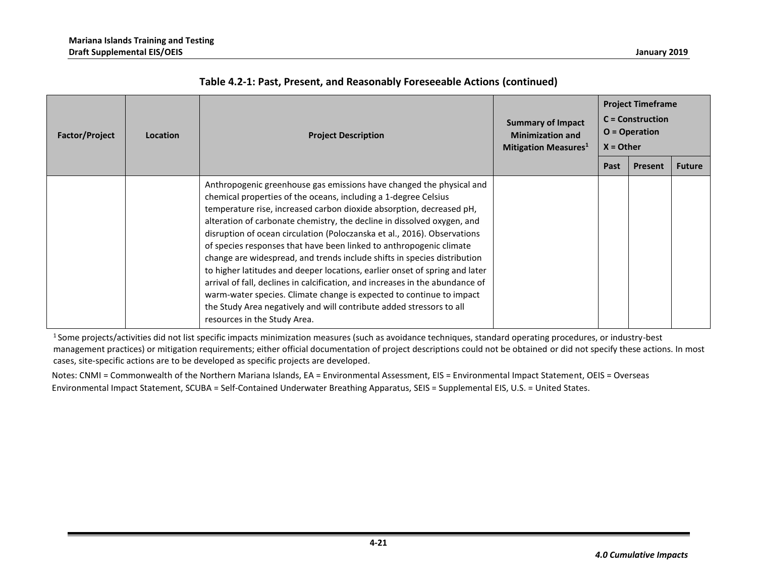**Table 4.2-1: Past, Present, and Reasonably Foreseeable Actions (continued)**

| Factor/Project | Location | Project Description | Summary of Impact Minimization and Mitigation Measures[1] | Project Timeframe C = Construction O = Operation X = Other | | |
|---|---|---|---|---|---|---|
| | | | | Past | Present | Future |
| | | Anthropogenic greenhouse gas emissions have changed the physical and chemical properties of the oceans, including a 1-degree Celsius temperature rise, increased carbon dioxide absorption, decreased pH, alteration of carbonate chemistry, the decline in dissolved oxygen, and disruption of ocean circulation (Poloczanska et al., 2016). Observations of species responses that have been linked to anthropogenic climate change are widespread, and trends include shifts in species distribution to higher latitudes and deeper locations, earlier onset of spring and later arrival of fall, declines in calcification, and increases in the abundance of warm-water species. Climate change is expected to continue to impact the Study Area negatively and will contribute added stressors to all resources in the Study Area. | | | | |

[1] Some projects/activities did not list specific impacts minimization measures (such as avoidance techniques, standard operating procedures, or industry-best management practices) or mitigation requirements; either official documentation of project descriptions could not be obtained or did not specify these actions. In most cases, site-specific actions are to be developed as specific projects are developed.

Notes: CNMI = Commonwealth of the Northern Mariana Islands, EA = Environmental Assessment, EIS = Environmental Impact Statement, OEIS = Overseas Environmental Impact Statement, SCUBA = Self-Contained Underwater Breathing Apparatus, SEIS = Supplemental EIS, U.S. = United States.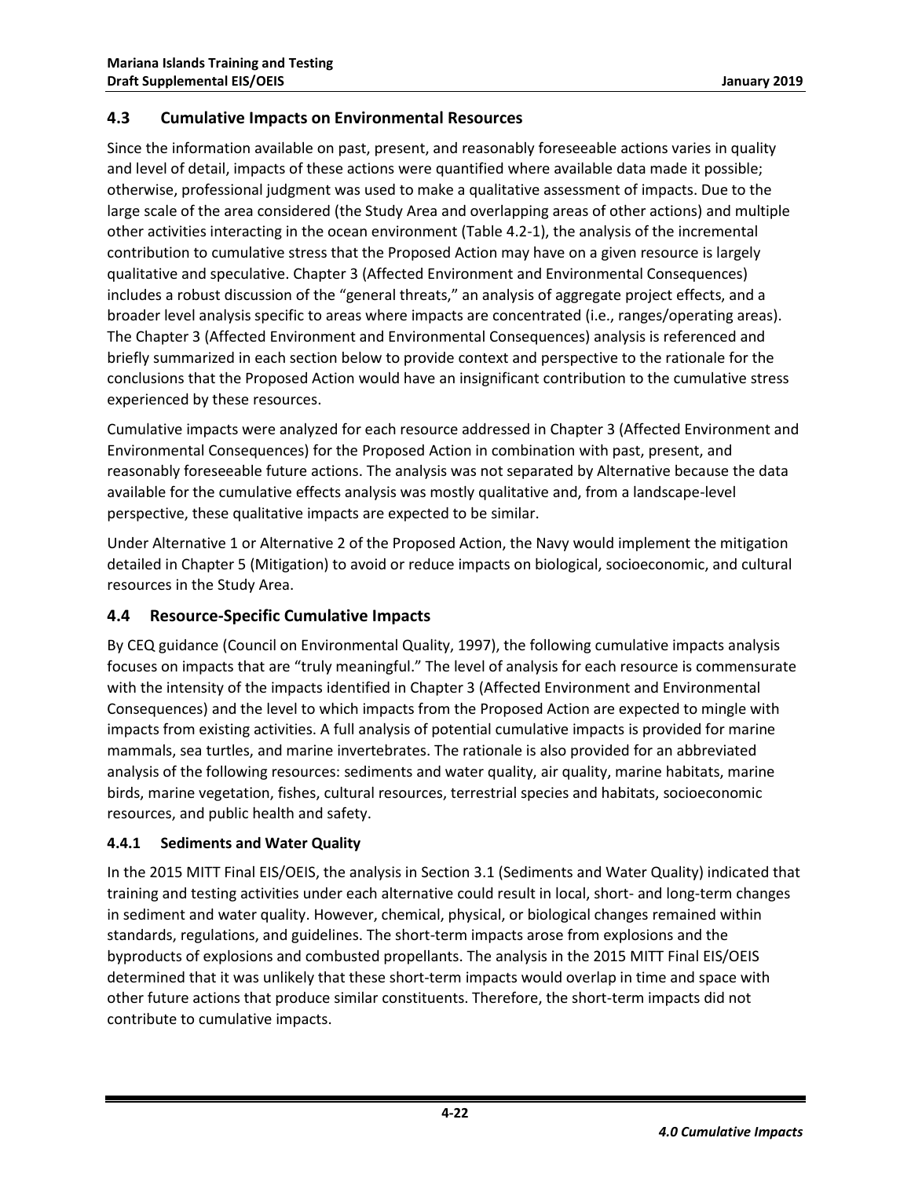## 4.3 Cumulative Impacts on Environmental Resources

Since the information available on past, present, and reasonably foreseeable actions varies in quality and level of detail, impacts of these actions were quantified where available data made it possible; otherwise, professional judgment was used to make a qualitative assessment of impacts. Due to the large scale of the area considered (the Study Area and overlapping areas of other actions) and multiple other activities interacting in the ocean environment (Table 4.2-1), the analysis of the incremental contribution to cumulative stress that the Proposed Action may have on a given resource is largely qualitative and speculative. Chapter 3 (Affected Environment and Environmental Consequences) includes a robust discussion of the "general threats," an analysis of aggregate project effects, and a broader level analysis specific to areas where impacts are concentrated (i.e., ranges/operating areas). The Chapter 3 (Affected Environment and Environmental Consequences) analysis is referenced and briefly summarized in each section below to provide context and perspective to the rationale for the conclusions that the Proposed Action would have an insignificant contribution to the cumulative stress experienced by these resources.

Cumulative impacts were analyzed for each resource addressed in Chapter 3 (Affected Environment and Environmental Consequences) for the Proposed Action in combination with past, present, and reasonably foreseeable future actions. The analysis was not separated by Alternative because the data available for the cumulative effects analysis was mostly qualitative and, from a landscape-level perspective, these qualitative impacts are expected to be similar.

Under Alternative 1 or Alternative 2 of the Proposed Action, the Navy would implement the mitigation detailed in Chapter 5 (Mitigation) to avoid or reduce impacts on biological, socioeconomic, and cultural resources in the Study Area.

## 4.4 Resource-Specific Cumulative Impacts

By CEQ guidance (Council on Environmental Quality, 1997), the following cumulative impacts analysis focuses on impacts that are "truly meaningful." The level of analysis for each resource is commensurate with the intensity of the impacts identified in Chapter 3 (Affected Environment and Environmental Consequences) and the level to which impacts from the Proposed Action are expected to mingle with impacts from existing activities. A full analysis of potential cumulative impacts is provided for marine mammals, sea turtles, and marine invertebrates. The rationale is also provided for an abbreviated analysis of the following resources: sediments and water quality, air quality, marine habitats, marine birds, marine vegetation, fishes, cultural resources, terrestrial species and habitats, socioeconomic resources, and public health and safety.

### 4.4.1 Sediments and Water Quality

In the 2015 MITT Final EIS/OEIS, the analysis in Section 3.1 (Sediments and Water Quality) indicated that training and testing activities under each alternative could result in local, short- and long-term changes in sediment and water quality. However, chemical, physical, or biological changes remained within standards, regulations, and guidelines. The short-term impacts arose from explosions and the byproducts of explosions and combusted propellants. The analysis in the 2015 MITT Final EIS/OEIS determined that it was unlikely that these short-term impacts would overlap in time and space with other future actions that produce similar constituents. Therefore, the short-term impacts did not contribute to cumulative impacts.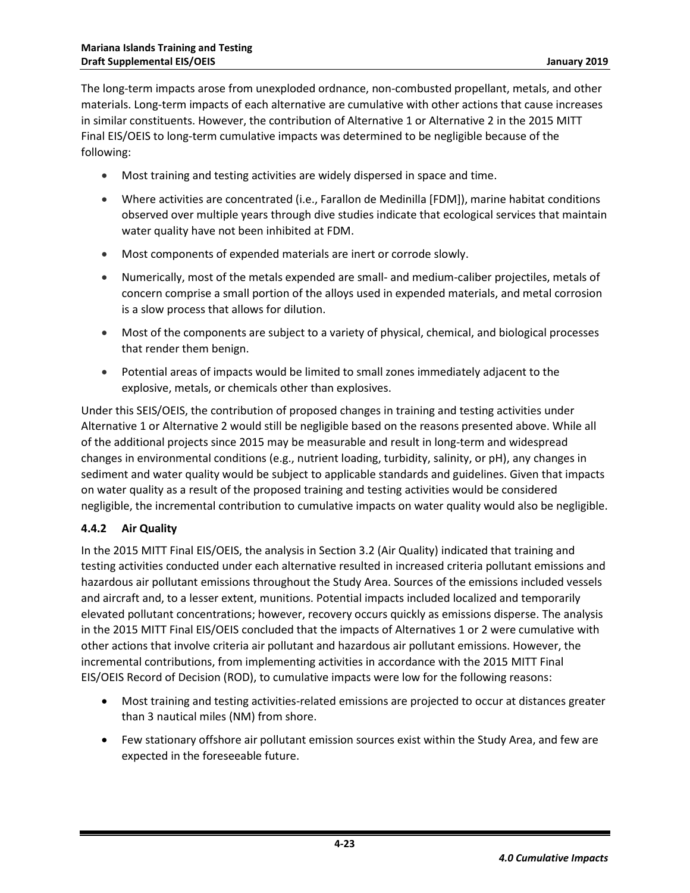The long-term impacts arose from unexploded ordnance, non-combusted propellant, metals, and other materials. Long-term impacts of each alternative are cumulative with other actions that cause increases in similar constituents. However, the contribution of Alternative 1 or Alternative 2 in the 2015 MITT Final EIS/OEIS to long-term cumulative impacts was determined to be negligible because of the following:

- Most training and testing activities are widely dispersed in space and time.
- Where activities are concentrated (i.e., Farallon de Medinilla [FDM]), marine habitat conditions observed over multiple years through dive studies indicate that ecological services that maintain water quality have not been inhibited at FDM.
- Most components of expended materials are inert or corrode slowly.
- Numerically, most of the metals expended are small- and medium-caliber projectiles, metals of concern comprise a small portion of the alloys used in expended materials, and metal corrosion is a slow process that allows for dilution.
- Most of the components are subject to a variety of physical, chemical, and biological processes that render them benign.
- Potential areas of impacts would be limited to small zones immediately adjacent to the explosive, metals, or chemicals other than explosives.

Under this SEIS/OEIS, the contribution of proposed changes in training and testing activities under Alternative 1 or Alternative 2 would still be negligible based on the reasons presented above. While all of the additional projects since 2015 may be measurable and result in long-term and widespread changes in environmental conditions (e.g., nutrient loading, turbidity, salinity, or pH), any changes in sediment and water quality would be subject to applicable standards and guidelines. Given that impacts on water quality as a result of the proposed training and testing activities would be considered negligible, the incremental contribution to cumulative impacts on water quality would also be negligible.

### 4.4.2 Air Quality

In the 2015 MITT Final EIS/OEIS, the analysis in Section 3.2 (Air Quality) indicated that training and testing activities conducted under each alternative resulted in increased criteria pollutant emissions and hazardous air pollutant emissions throughout the Study Area. Sources of the emissions included vessels and aircraft and, to a lesser extent, munitions. Potential impacts included localized and temporarily elevated pollutant concentrations; however, recovery occurs quickly as emissions disperse. The analysis in the 2015 MITT Final EIS/OEIS concluded that the impacts of Alternatives 1 or 2 were cumulative with other actions that involve criteria air pollutant and hazardous air pollutant emissions. However, the incremental contributions, from implementing activities in accordance with the 2015 MITT Final EIS/OEIS Record of Decision (ROD), to cumulative impacts were low for the following reasons:

- Most training and testing activities-related emissions are projected to occur at distances greater than 3 nautical miles (NM) from shore.
- Few stationary offshore air pollutant emission sources exist within the Study Area, and few are expected in the foreseeable future.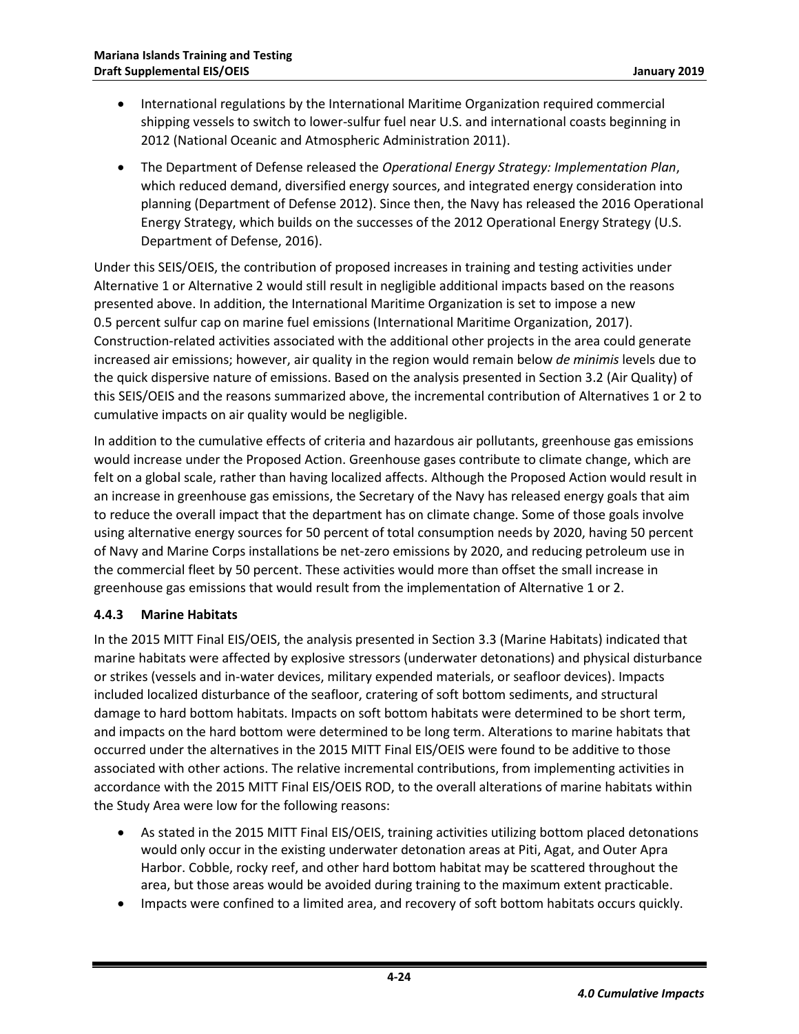- International regulations by the International Maritime Organization required commercial shipping vessels to switch to lower-sulfur fuel near U.S. and international coasts beginning in 2012 (National Oceanic and Atmospheric Administration 2011).
- The Department of Defense released the *Operational Energy Strategy: Implementation Plan*, which reduced demand, diversified energy sources, and integrated energy consideration into planning (Department of Defense 2012). Since then, the Navy has released the 2016 Operational Energy Strategy, which builds on the successes of the 2012 Operational Energy Strategy (U.S. Department of Defense, 2016).

Under this SEIS/OEIS, the contribution of proposed increases in training and testing activities under Alternative 1 or Alternative 2 would still result in negligible additional impacts based on the reasons presented above. In addition, the International Maritime Organization is set to impose a new 0.5 percent sulfur cap on marine fuel emissions (International Maritime Organization, 2017). Construction-related activities associated with the additional other projects in the area could generate increased air emissions; however, air quality in the region would remain below *de minimis* levels due to the quick dispersive nature of emissions. Based on the analysis presented in Section 3.2 (Air Quality) of this SEIS/OEIS and the reasons summarized above, the incremental contribution of Alternatives 1 or 2 to cumulative impacts on air quality would be negligible.

In addition to the cumulative effects of criteria and hazardous air pollutants, greenhouse gas emissions would increase under the Proposed Action. Greenhouse gases contribute to climate change, which are felt on a global scale, rather than having localized affects. Although the Proposed Action would result in an increase in greenhouse gas emissions, the Secretary of the Navy has released energy goals that aim to reduce the overall impact that the department has on climate change. Some of those goals involve using alternative energy sources for 50 percent of total consumption needs by 2020, having 50 percent of Navy and Marine Corps installations be net-zero emissions by 2020, and reducing petroleum use in the commercial fleet by 50 percent. These activities would more than offset the small increase in greenhouse gas emissions that would result from the implementation of Alternative 1 or 2.

### 4.4.3 Marine Habitats

In the 2015 MITT Final EIS/OEIS, the analysis presented in Section 3.3 (Marine Habitats) indicated that marine habitats were affected by explosive stressors (underwater detonations) and physical disturbance or strikes (vessels and in-water devices, military expended materials, or seafloor devices). Impacts included localized disturbance of the seafloor, cratering of soft bottom sediments, and structural damage to hard bottom habitats. Impacts on soft bottom habitats were determined to be short term, and impacts on the hard bottom were determined to be long term. Alterations to marine habitats that occurred under the alternatives in the 2015 MITT Final EIS/OEIS were found to be additive to those associated with other actions. The relative incremental contributions, from implementing activities in accordance with the 2015 MITT Final EIS/OEIS ROD, to the overall alterations of marine habitats within the Study Area were low for the following reasons:

- As stated in the 2015 MITT Final EIS/OEIS, training activities utilizing bottom placed detonations would only occur in the existing underwater detonation areas at Piti, Agat, and Outer Apra Harbor. Cobble, rocky reef, and other hard bottom habitat may be scattered throughout the area, but those areas would be avoided during training to the maximum extent practicable.
- Impacts were confined to a limited area, and recovery of soft bottom habitats occurs quickly.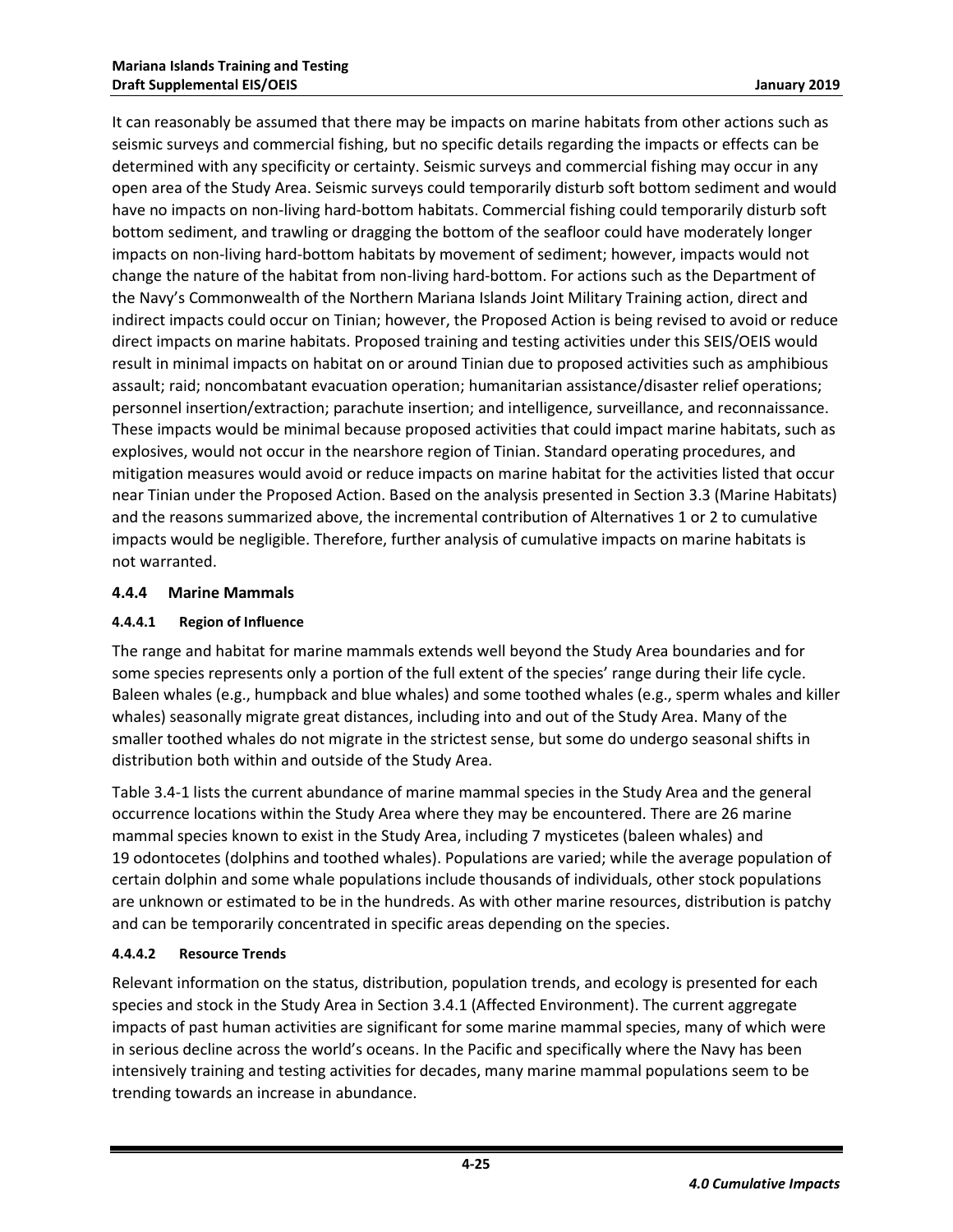It can reasonably be assumed that there may be impacts on marine habitats from other actions such as seismic surveys and commercial fishing, but no specific details regarding the impacts or effects can be determined with any specificity or certainty. Seismic surveys and commercial fishing may occur in any open area of the Study Area. Seismic surveys could temporarily disturb soft bottom sediment and would have no impacts on non-living hard-bottom habitats. Commercial fishing could temporarily disturb soft bottom sediment, and trawling or dragging the bottom of the seafloor could have moderately longer impacts on non-living hard-bottom habitats by movement of sediment; however, impacts would not change the nature of the habitat from non-living hard-bottom. For actions such as the Department of the Navy's Commonwealth of the Northern Mariana Islands Joint Military Training action, direct and indirect impacts could occur on Tinian; however, the Proposed Action is being revised to avoid or reduce direct impacts on marine habitats. Proposed training and testing activities under this SEIS/OEIS would result in minimal impacts on habitat on or around Tinian due to proposed activities such as amphibious assault; raid; noncombatant evacuation operation; humanitarian assistance/disaster relief operations; personnel insertion/extraction; parachute insertion; and intelligence, surveillance, and reconnaissance. These impacts would be minimal because proposed activities that could impact marine habitats, such as explosives, would not occur in the nearshore region of Tinian. Standard operating procedures, and mitigation measures would avoid or reduce impacts on marine habitat for the activities listed that occur near Tinian under the Proposed Action. Based on the analysis presented in Section 3.3 (Marine Habitats) and the reasons summarized above, the incremental contribution of Alternatives 1 or 2 to cumulative impacts would be negligible. Therefore, further analysis of cumulative impacts on marine habitats is not warranted.

### 4.4.4 Marine Mammals

#### 4.4.4.1 Region of Influence

The range and habitat for marine mammals extends well beyond the Study Area boundaries and for some species represents only a portion of the full extent of the species' range during their life cycle. Baleen whales (e.g., humpback and blue whales) and some toothed whales (e.g., sperm whales and killer whales) seasonally migrate great distances, including into and out of the Study Area. Many of the smaller toothed whales do not migrate in the strictest sense, but some do undergo seasonal shifts in distribution both within and outside of the Study Area.

Table 3.4-1 lists the current abundance of marine mammal species in the Study Area and the general occurrence locations within the Study Area where they may be encountered. There are 26 marine mammal species known to exist in the Study Area, including 7 mysticetes (baleen whales) and 19 odontocetes (dolphins and toothed whales). Populations are varied; while the average population of certain dolphin and some whale populations include thousands of individuals, other stock populations are unknown or estimated to be in the hundreds. As with other marine resources, distribution is patchy and can be temporarily concentrated in specific areas depending on the species.

#### 4.4.4.2 Resource Trends

Relevant information on the status, distribution, population trends, and ecology is presented for each species and stock in the Study Area in Section 3.4.1 (Affected Environment). The current aggregate impacts of past human activities are significant for some marine mammal species, many of which were in serious decline across the world's oceans. In the Pacific and specifically where the Navy has been intensively training and testing activities for decades, many marine mammal populations seem to be trending towards an increase in abundance.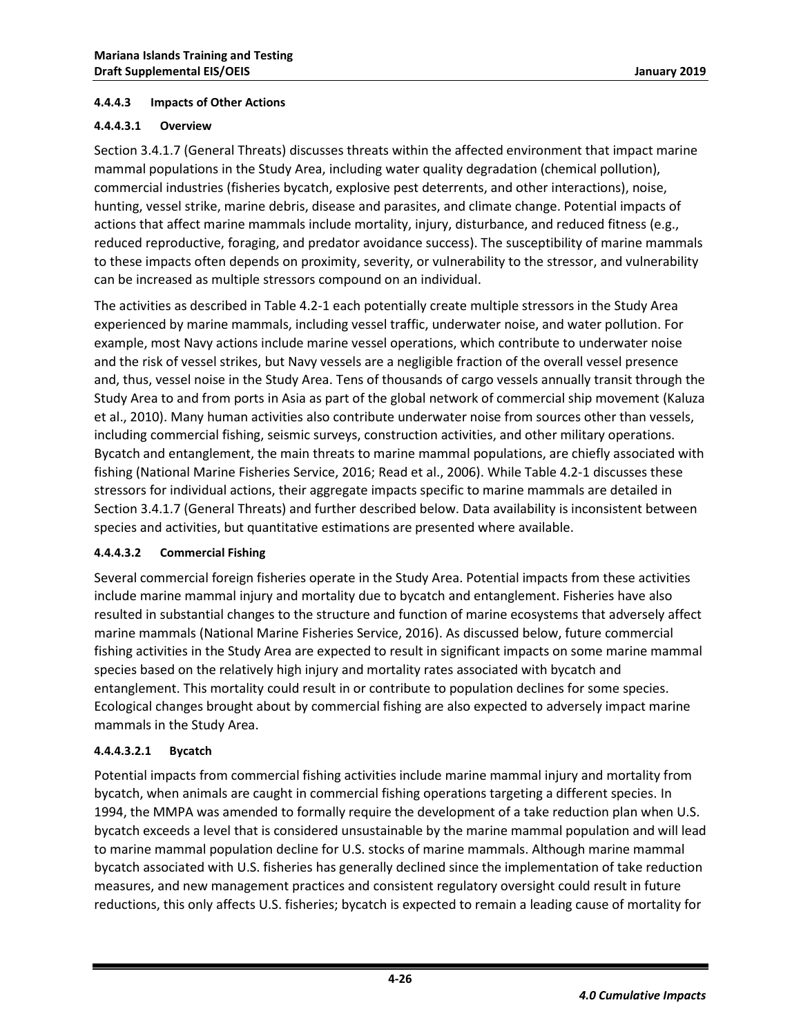#### 4.4.4.3 Impacts of Other Actions

##### 4.4.4.3.1 Overview

Section 3.4.1.7 (General Threats) discusses threats within the affected environment that impact marine mammal populations in the Study Area, including water quality degradation (chemical pollution), commercial industries (fisheries bycatch, explosive pest deterrents, and other interactions), noise, hunting, vessel strike, marine debris, disease and parasites, and climate change. Potential impacts of actions that affect marine mammals include mortality, injury, disturbance, and reduced fitness (e.g., reduced reproductive, foraging, and predator avoidance success). The susceptibility of marine mammals to these impacts often depends on proximity, severity, or vulnerability to the stressor, and vulnerability can be increased as multiple stressors compound on an individual.

The activities as described in Table 4.2-1 each potentially create multiple stressors in the Study Area experienced by marine mammals, including vessel traffic, underwater noise, and water pollution. For example, most Navy actions include marine vessel operations, which contribute to underwater noise and the risk of vessel strikes, but Navy vessels are a negligible fraction of the overall vessel presence and, thus, vessel noise in the Study Area. Tens of thousands of cargo vessels annually transit through the Study Area to and from ports in Asia as part of the global network of commercial ship movement (Kaluza et al., 2010). Many human activities also contribute underwater noise from sources other than vessels, including commercial fishing, seismic surveys, construction activities, and other military operations. Bycatch and entanglement, the main threats to marine mammal populations, are chiefly associated with fishing (National Marine Fisheries Service, 2016; Read et al., 2006). While Table 4.2-1 discusses these stressors for individual actions, their aggregate impacts specific to marine mammals are detailed in Section 3.4.1.7 (General Threats) and further described below. Data availability is inconsistent between species and activities, but quantitative estimations are presented where available.

##### 4.4.4.3.2 Commercial Fishing

Several commercial foreign fisheries operate in the Study Area. Potential impacts from these activities include marine mammal injury and mortality due to bycatch and entanglement. Fisheries have also resulted in substantial changes to the structure and function of marine ecosystems that adversely affect marine mammals (National Marine Fisheries Service, 2016). As discussed below, future commercial fishing activities in the Study Area are expected to result in significant impacts on some marine mammal species based on the relatively high injury and mortality rates associated with bycatch and entanglement. This mortality could result in or contribute to population declines for some species. Ecological changes brought about by commercial fishing are also expected to adversely impact marine mammals in the Study Area.

###### 4.4.4.3.2.1 Bycatch

Potential impacts from commercial fishing activities include marine mammal injury and mortality from bycatch, when animals are caught in commercial fishing operations targeting a different species. In 1994, the MMPA was amended to formally require the development of a take reduction plan when U.S. bycatch exceeds a level that is considered unsustainable by the marine mammal population and will lead to marine mammal population decline for U.S. stocks of marine mammals. Although marine mammal bycatch associated with U.S. fisheries has generally declined since the implementation of take reduction measures, and new management practices and consistent regulatory oversight could result in future reductions, this only affects U.S. fisheries; bycatch is expected to remain a leading cause of mortality for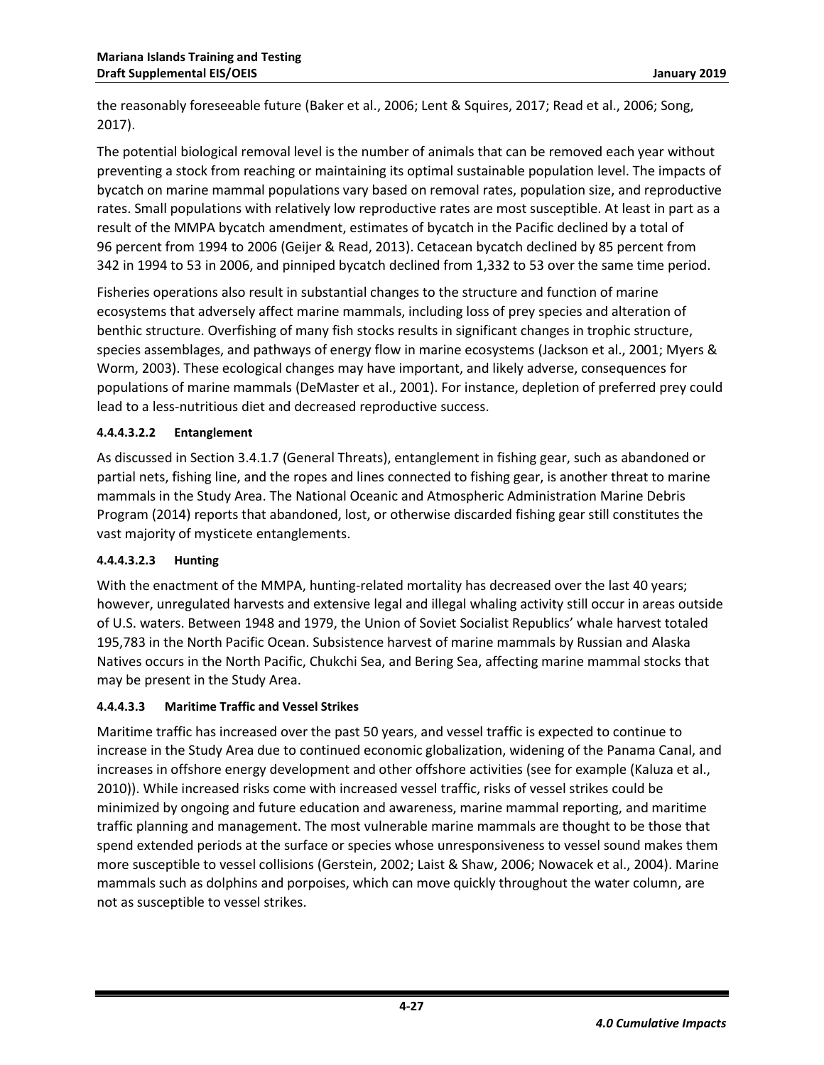the reasonably foreseeable future (Baker et al., 2006; Lent & Squires, 2017; Read et al., 2006; Song, 2017).

The potential biological removal level is the number of animals that can be removed each year without preventing a stock from reaching or maintaining its optimal sustainable population level. The impacts of bycatch on marine mammal populations vary based on removal rates, population size, and reproductive rates. Small populations with relatively low reproductive rates are most susceptible. At least in part as a result of the MMPA bycatch amendment, estimates of bycatch in the Pacific declined by a total of 96 percent from 1994 to 2006 (Geijer & Read, 2013). Cetacean bycatch declined by 85 percent from 342 in 1994 to 53 in 2006, and pinniped bycatch declined from 1,332 to 53 over the same time period.

Fisheries operations also result in substantial changes to the structure and function of marine ecosystems that adversely affect marine mammals, including loss of prey species and alteration of benthic structure. Overfishing of many fish stocks results in significant changes in trophic structure, species assemblages, and pathways of energy flow in marine ecosystems (Jackson et al., 2001; Myers & Worm, 2003). These ecological changes may have important, and likely adverse, consequences for populations of marine mammals (DeMaster et al., 2001). For instance, depletion of preferred prey could lead to a less-nutritious diet and decreased reproductive success.

#### 4.4.4.3.2.2 Entanglement

As discussed in Section 3.4.1.7 (General Threats), entanglement in fishing gear, such as abandoned or partial nets, fishing line, and the ropes and lines connected to fishing gear, is another threat to marine mammals in the Study Area. The National Oceanic and Atmospheric Administration Marine Debris Program (2014) reports that abandoned, lost, or otherwise discarded fishing gear still constitutes the vast majority of mysticete entanglements.

#### 4.4.4.3.2.3 Hunting

With the enactment of the MMPA, hunting-related mortality has decreased over the last 40 years; however, unregulated harvests and extensive legal and illegal whaling activity still occur in areas outside of U.S. waters. Between 1948 and 1979, the Union of Soviet Socialist Republics' whale harvest totaled 195,783 in the North Pacific Ocean. Subsistence harvest of marine mammals by Russian and Alaska Natives occurs in the North Pacific, Chukchi Sea, and Bering Sea, affecting marine mammal stocks that may be present in the Study Area.

#### 4.4.4.3.3 Maritime Traffic and Vessel Strikes

Maritime traffic has increased over the past 50 years, and vessel traffic is expected to continue to increase in the Study Area due to continued economic globalization, widening of the Panama Canal, and increases in offshore energy development and other offshore activities (see for example (Kaluza et al., 2010)). While increased risks come with increased vessel traffic, risks of vessel strikes could be minimized by ongoing and future education and awareness, marine mammal reporting, and maritime traffic planning and management. The most vulnerable marine mammals are thought to be those that spend extended periods at the surface or species whose unresponsiveness to vessel sound makes them more susceptible to vessel collisions (Gerstein, 2002; Laist & Shaw, 2006; Nowacek et al., 2004). Marine mammals such as dolphins and porpoises, which can move quickly throughout the water column, are not as susceptible to vessel strikes.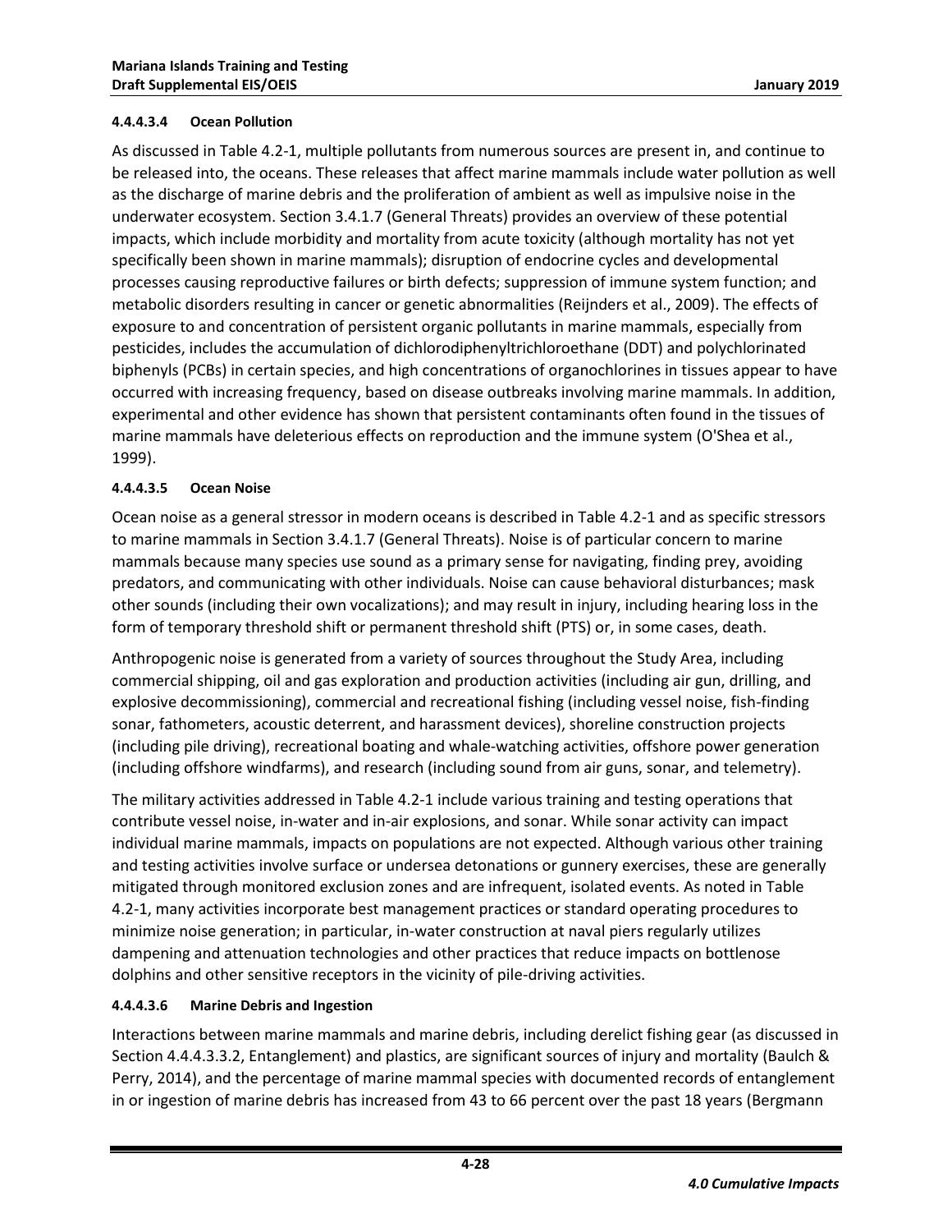#### 4.4.4.3.4 Ocean Pollution

As discussed in Table 4.2-1, multiple pollutants from numerous sources are present in, and continue to be released into, the oceans. These releases that affect marine mammals include water pollution as well as the discharge of marine debris and the proliferation of ambient as well as impulsive noise in the underwater ecosystem. Section 3.4.1.7 (General Threats) provides an overview of these potential impacts, which include morbidity and mortality from acute toxicity (although mortality has not yet specifically been shown in marine mammals); disruption of endocrine cycles and developmental processes causing reproductive failures or birth defects; suppression of immune system function; and metabolic disorders resulting in cancer or genetic abnormalities (Reijnders et al., 2009). The effects of exposure to and concentration of persistent organic pollutants in marine mammals, especially from pesticides, includes the accumulation of dichlorodiphenyltrichloroethane (DDT) and polychlorinated biphenyls (PCBs) in certain species, and high concentrations of organochlorines in tissues appear to have occurred with increasing frequency, based on disease outbreaks involving marine mammals. In addition, experimental and other evidence has shown that persistent contaminants often found in the tissues of marine mammals have deleterious effects on reproduction and the immune system (O'Shea et al., 1999).

#### 4.4.4.3.5 Ocean Noise

Ocean noise as a general stressor in modern oceans is described in Table 4.2-1 and as specific stressors to marine mammals in Section 3.4.1.7 (General Threats). Noise is of particular concern to marine mammals because many species use sound as a primary sense for navigating, finding prey, avoiding predators, and communicating with other individuals. Noise can cause behavioral disturbances; mask other sounds (including their own vocalizations); and may result in injury, including hearing loss in the form of temporary threshold shift or permanent threshold shift (PTS) or, in some cases, death.

Anthropogenic noise is generated from a variety of sources throughout the Study Area, including commercial shipping, oil and gas exploration and production activities (including air gun, drilling, and explosive decommissioning), commercial and recreational fishing (including vessel noise, fish-finding sonar, fathometers, acoustic deterrent, and harassment devices), shoreline construction projects (including pile driving), recreational boating and whale-watching activities, offshore power generation (including offshore windfarms), and research (including sound from air guns, sonar, and telemetry).

The military activities addressed in Table 4.2-1 include various training and testing operations that contribute vessel noise, in-water and in-air explosions, and sonar. While sonar activity can impact individual marine mammals, impacts on populations are not expected. Although various other training and testing activities involve surface or undersea detonations or gunnery exercises, these are generally mitigated through monitored exclusion zones and are infrequent, isolated events. As noted in Table 4.2-1, many activities incorporate best management practices or standard operating procedures to minimize noise generation; in particular, in-water construction at naval piers regularly utilizes dampening and attenuation technologies and other practices that reduce impacts on bottlenose dolphins and other sensitive receptors in the vicinity of pile-driving activities.

#### 4.4.4.3.6 Marine Debris and Ingestion

Interactions between marine mammals and marine debris, including derelict fishing gear (as discussed in Section 4.4.4.3.3.2, Entanglement) and plastics, are significant sources of injury and mortality (Baulch & Perry, 2014), and the percentage of marine mammal species with documented records of entanglement in or ingestion of marine debris has increased from 43 to 66 percent over the past 18 years (Bergmann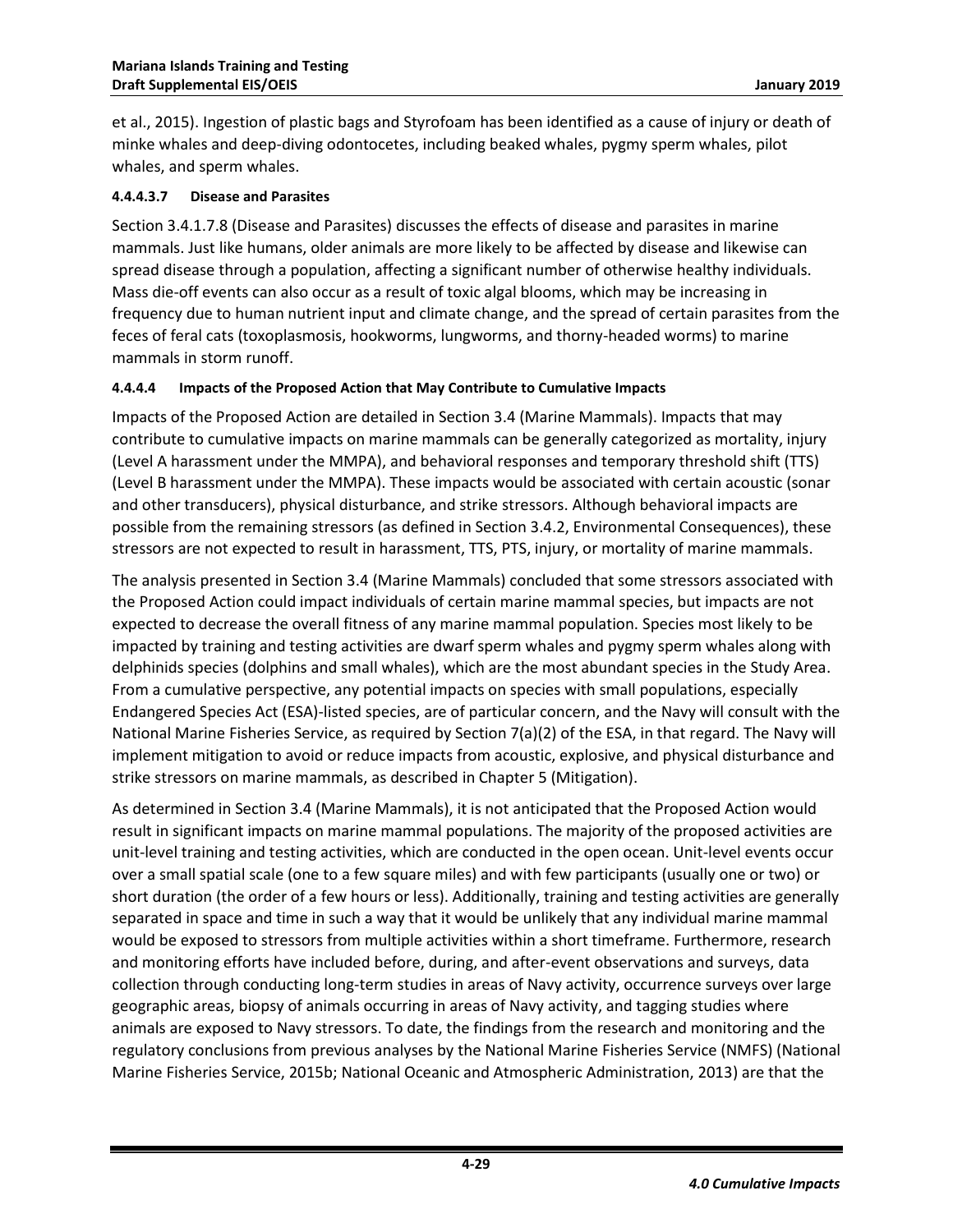et al., 2015). Ingestion of plastic bags and Styrofoam has been identified as a cause of injury or death of minke whales and deep-diving odontocetes, including beaked whales, pygmy sperm whales, pilot whales, and sperm whales.

#### 4.4.4.3.7 Disease and Parasites

Section 3.4.1.7.8 (Disease and Parasites) discusses the effects of disease and parasites in marine mammals. Just like humans, older animals are more likely to be affected by disease and likewise can spread disease through a population, affecting a significant number of otherwise healthy individuals. Mass die-off events can also occur as a result of toxic algal blooms, which may be increasing in frequency due to human nutrient input and climate change, and the spread of certain parasites from the feces of feral cats (toxoplasmosis, hookworms, lungworms, and thorny-headed worms) to marine mammals in storm runoff.

### 4.4.4.4 Impacts of the Proposed Action that May Contribute to Cumulative Impacts

Impacts of the Proposed Action are detailed in Section 3.4 (Marine Mammals). Impacts that may contribute to cumulative impacts on marine mammals can be generally categorized as mortality, injury (Level A harassment under the MMPA), and behavioral responses and temporary threshold shift (TTS) (Level B harassment under the MMPA). These impacts would be associated with certain acoustic (sonar and other transducers), physical disturbance, and strike stressors. Although behavioral impacts are possible from the remaining stressors (as defined in Section 3.4.2, Environmental Consequences), these stressors are not expected to result in harassment, TTS, PTS, injury, or mortality of marine mammals.

The analysis presented in Section 3.4 (Marine Mammals) concluded that some stressors associated with the Proposed Action could impact individuals of certain marine mammal species, but impacts are not expected to decrease the overall fitness of any marine mammal population. Species most likely to be impacted by training and testing activities are dwarf sperm whales and pygmy sperm whales along with delphinids species (dolphins and small whales), which are the most abundant species in the Study Area. From a cumulative perspective, any potential impacts on species with small populations, especially Endangered Species Act (ESA)-listed species, are of particular concern, and the Navy will consult with the National Marine Fisheries Service, as required by Section 7(a)(2) of the ESA, in that regard. The Navy will implement mitigation to avoid or reduce impacts from acoustic, explosive, and physical disturbance and strike stressors on marine mammals, as described in Chapter 5 (Mitigation).

As determined in Section 3.4 (Marine Mammals), it is not anticipated that the Proposed Action would result in significant impacts on marine mammal populations. The majority of the proposed activities are unit-level training and testing activities, which are conducted in the open ocean. Unit-level events occur over a small spatial scale (one to a few square miles) and with few participants (usually one or two) or short duration (the order of a few hours or less). Additionally, training and testing activities are generally separated in space and time in such a way that it would be unlikely that any individual marine mammal would be exposed to stressors from multiple activities within a short timeframe. Furthermore, research and monitoring efforts have included before, during, and after-event observations and surveys, data collection through conducting long-term studies in areas of Navy activity, occurrence surveys over large geographic areas, biopsy of animals occurring in areas of Navy activity, and tagging studies where animals are exposed to Navy stressors. To date, the findings from the research and monitoring and the regulatory conclusions from previous analyses by the National Marine Fisheries Service (NMFS) (National Marine Fisheries Service, 2015b; National Oceanic and Atmospheric Administration, 2013) are that the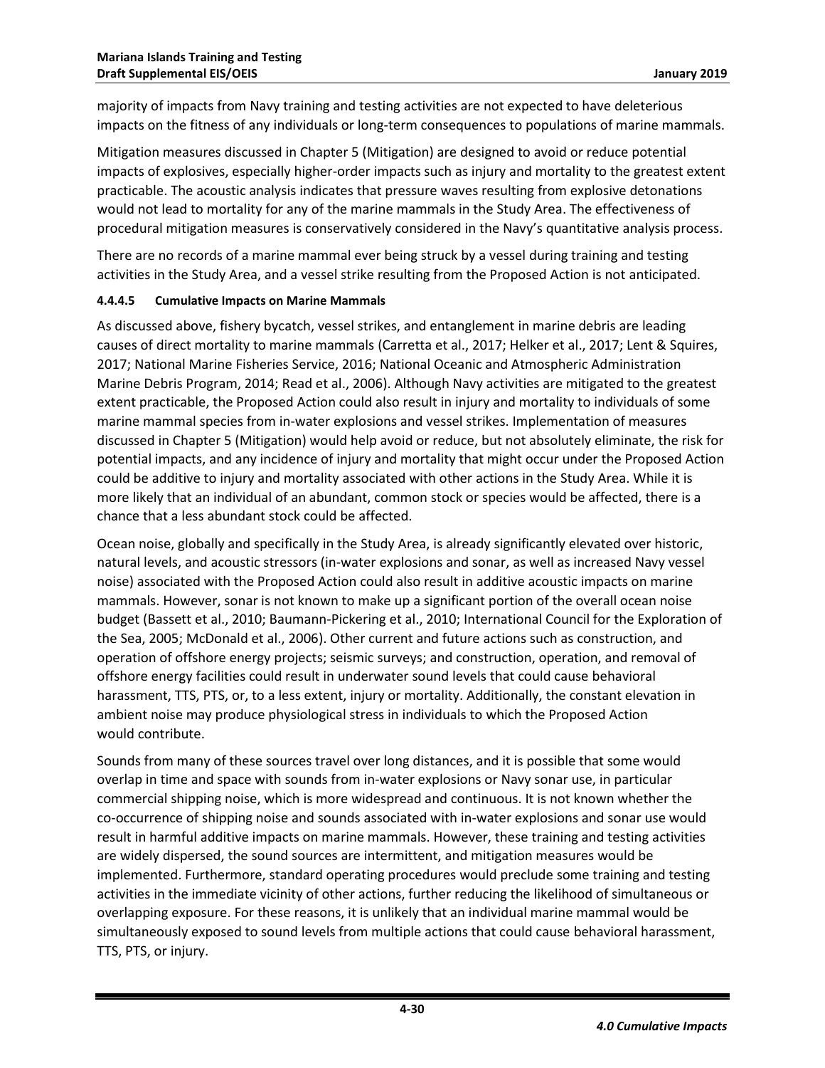majority of impacts from Navy training and testing activities are not expected to have deleterious impacts on the fitness of any individuals or long-term consequences to populations of marine mammals.

Mitigation measures discussed in Chapter 5 (Mitigation) are designed to avoid or reduce potential impacts of explosives, especially higher-order impacts such as injury and mortality to the greatest extent practicable. The acoustic analysis indicates that pressure waves resulting from explosive detonations would not lead to mortality for any of the marine mammals in the Study Area. The effectiveness of procedural mitigation measures is conservatively considered in the Navy's quantitative analysis process.

There are no records of a marine mammal ever being struck by a vessel during training and testing activities in the Study Area, and a vessel strike resulting from the Proposed Action is not anticipated.

#### 4.4.4.5 Cumulative Impacts on Marine Mammals

As discussed above, fishery bycatch, vessel strikes, and entanglement in marine debris are leading causes of direct mortality to marine mammals (Carretta et al., 2017; Helker et al., 2017; Lent & Squires, 2017; National Marine Fisheries Service, 2016; National Oceanic and Atmospheric Administration Marine Debris Program, 2014; Read et al., 2006). Although Navy activities are mitigated to the greatest extent practicable, the Proposed Action could also result in injury and mortality to individuals of some marine mammal species from in-water explosions and vessel strikes. Implementation of measures discussed in Chapter 5 (Mitigation) would help avoid or reduce, but not absolutely eliminate, the risk for potential impacts, and any incidence of injury and mortality that might occur under the Proposed Action could be additive to injury and mortality associated with other actions in the Study Area. While it is more likely that an individual of an abundant, common stock or species would be affected, there is a chance that a less abundant stock could be affected.

Ocean noise, globally and specifically in the Study Area, is already significantly elevated over historic, natural levels, and acoustic stressors (in-water explosions and sonar, as well as increased Navy vessel noise) associated with the Proposed Action could also result in additive acoustic impacts on marine mammals. However, sonar is not known to make up a significant portion of the overall ocean noise budget (Bassett et al., 2010; Baumann-Pickering et al., 2010; International Council for the Exploration of the Sea, 2005; McDonald et al., 2006). Other current and future actions such as construction, and operation of offshore energy projects; seismic surveys; and construction, operation, and removal of offshore energy facilities could result in underwater sound levels that could cause behavioral harassment, TTS, PTS, or, to a less extent, injury or mortality. Additionally, the constant elevation in ambient noise may produce physiological stress in individuals to which the Proposed Action would contribute.

Sounds from many of these sources travel over long distances, and it is possible that some would overlap in time and space with sounds from in-water explosions or Navy sonar use, in particular commercial shipping noise, which is more widespread and continuous. It is not known whether the co-occurrence of shipping noise and sounds associated with in-water explosions and sonar use would result in harmful additive impacts on marine mammals. However, these training and testing activities are widely dispersed, the sound sources are intermittent, and mitigation measures would be implemented. Furthermore, standard operating procedures would preclude some training and testing activities in the immediate vicinity of other actions, further reducing the likelihood of simultaneous or overlapping exposure. For these reasons, it is unlikely that an individual marine mammal would be simultaneously exposed to sound levels from multiple actions that could cause behavioral harassment, TTS, PTS, or injury.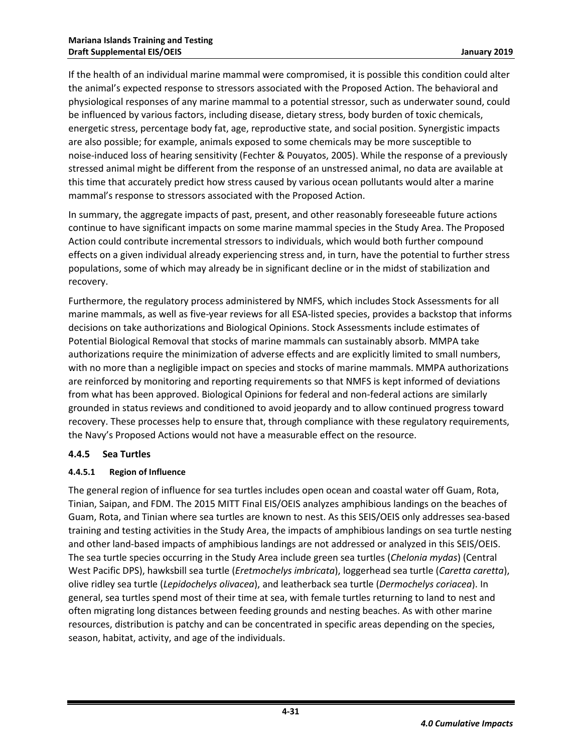If the health of an individual marine mammal were compromised, it is possible this condition could alter the animal's expected response to stressors associated with the Proposed Action. The behavioral and physiological responses of any marine mammal to a potential stressor, such as underwater sound, could be influenced by various factors, including disease, dietary stress, body burden of toxic chemicals, energetic stress, percentage body fat, age, reproductive state, and social position. Synergistic impacts are also possible; for example, animals exposed to some chemicals may be more susceptible to noise-induced loss of hearing sensitivity (Fechter & Pouyatos, 2005). While the response of a previously stressed animal might be different from the response of an unstressed animal, no data are available at this time that accurately predict how stress caused by various ocean pollutants would alter a marine mammal's response to stressors associated with the Proposed Action.

In summary, the aggregate impacts of past, present, and other reasonably foreseeable future actions continue to have significant impacts on some marine mammal species in the Study Area. The Proposed Action could contribute incremental stressors to individuals, which would both further compound effects on a given individual already experiencing stress and, in turn, have the potential to further stress populations, some of which may already be in significant decline or in the midst of stabilization and recovery.

Furthermore, the regulatory process administered by NMFS, which includes Stock Assessments for all marine mammals, as well as five-year reviews for all ESA-listed species, provides a backstop that informs decisions on take authorizations and Biological Opinions. Stock Assessments include estimates of Potential Biological Removal that stocks of marine mammals can sustainably absorb. MMPA take authorizations require the minimization of adverse effects and are explicitly limited to small numbers, with no more than a negligible impact on species and stocks of marine mammals. MMPA authorizations are reinforced by monitoring and reporting requirements so that NMFS is kept informed of deviations from what has been approved. Biological Opinions for federal and non-federal actions are similarly grounded in status reviews and conditioned to avoid jeopardy and to allow continued progress toward recovery. These processes help to ensure that, through compliance with these regulatory requirements, the Navy's Proposed Actions would not have a measurable effect on the resource.

### 4.4.5 Sea Turtles

#### 4.4.5.1 Region of Influence

The general region of influence for sea turtles includes open ocean and coastal water off Guam, Rota, Tinian, Saipan, and FDM. The 2015 MITT Final EIS/OEIS analyzes amphibious landings on the beaches of Guam, Rota, and Tinian where sea turtles are known to nest. As this SEIS/OEIS only addresses sea-based training and testing activities in the Study Area, the impacts of amphibious landings on sea turtle nesting and other land-based impacts of amphibious landings are not addressed or analyzed in this SEIS/OEIS. The sea turtle species occurring in the Study Area include green sea turtles (*Chelonia mydas*) (Central West Pacific DPS), hawksbill sea turtle (*Eretmochelys imbricata*), loggerhead sea turtle (*Caretta caretta*), olive ridley sea turtle (*Lepidochelys olivacea*), and leatherback sea turtle (*Dermochelys coriacea*). In general, sea turtles spend most of their time at sea, with female turtles returning to land to nest and often migrating long distances between feeding grounds and nesting beaches. As with other marine resources, distribution is patchy and can be concentrated in specific areas depending on the species, season, habitat, activity, and age of the individuals.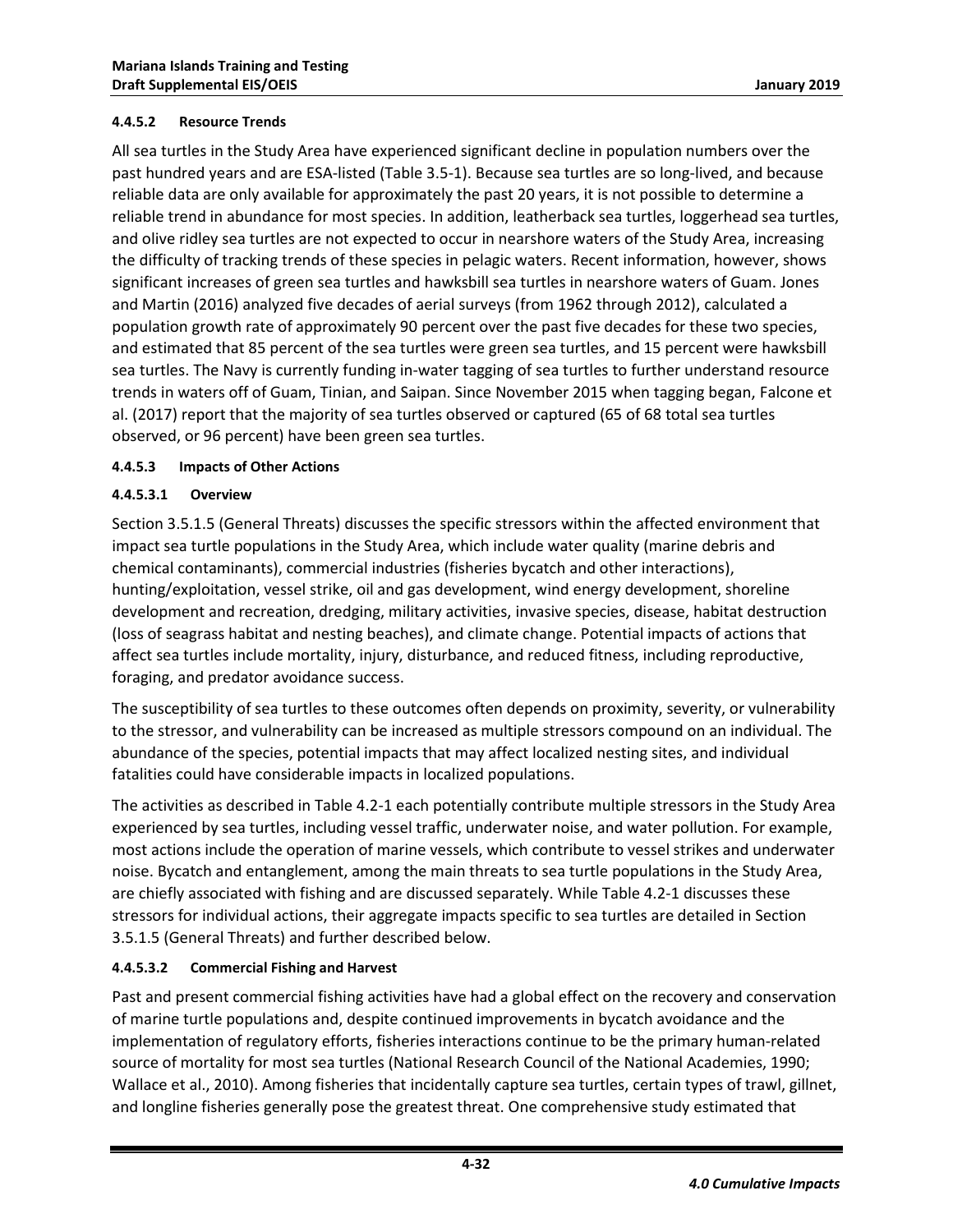#### 4.4.5.2 Resource Trends

All sea turtles in the Study Area have experienced significant decline in population numbers over the past hundred years and are ESA-listed (Table 3.5-1). Because sea turtles are so long-lived, and because reliable data are only available for approximately the past 20 years, it is not possible to determine a reliable trend in abundance for most species. In addition, leatherback sea turtles, loggerhead sea turtles, and olive ridley sea turtles are not expected to occur in nearshore waters of the Study Area, increasing the difficulty of tracking trends of these species in pelagic waters. Recent information, however, shows significant increases of green sea turtles and hawksbill sea turtles in nearshore waters of Guam. Jones and Martin (2016) analyzed five decades of aerial surveys (from 1962 through 2012), calculated a population growth rate of approximately 90 percent over the past five decades for these two species, and estimated that 85 percent of the sea turtles were green sea turtles, and 15 percent were hawksbill sea turtles. The Navy is currently funding in-water tagging of sea turtles to further understand resource trends in waters off of Guam, Tinian, and Saipan. Since November 2015 when tagging began, Falcone et al. (2017) report that the majority of sea turtles observed or captured (65 of 68 total sea turtles observed, or 96 percent) have been green sea turtles.

#### 4.4.5.3 Impacts of Other Actions

##### 4.4.5.3.1 Overview

Section 3.5.1.5 (General Threats) discusses the specific stressors within the affected environment that impact sea turtle populations in the Study Area, which include water quality (marine debris and chemical contaminants), commercial industries (fisheries bycatch and other interactions), hunting/exploitation, vessel strike, oil and gas development, wind energy development, shoreline development and recreation, dredging, military activities, invasive species, disease, habitat destruction (loss of seagrass habitat and nesting beaches), and climate change. Potential impacts of actions that affect sea turtles include mortality, injury, disturbance, and reduced fitness, including reproductive, foraging, and predator avoidance success.

The susceptibility of sea turtles to these outcomes often depends on proximity, severity, or vulnerability to the stressor, and vulnerability can be increased as multiple stressors compound on an individual. The abundance of the species, potential impacts that may affect localized nesting sites, and individual fatalities could have considerable impacts in localized populations.

The activities as described in Table 4.2-1 each potentially contribute multiple stressors in the Study Area experienced by sea turtles, including vessel traffic, underwater noise, and water pollution. For example, most actions include the operation of marine vessels, which contribute to vessel strikes and underwater noise. Bycatch and entanglement, among the main threats to sea turtle populations in the Study Area, are chiefly associated with fishing and are discussed separately. While Table 4.2-1 discusses these stressors for individual actions, their aggregate impacts specific to sea turtles are detailed in Section 3.5.1.5 (General Threats) and further described below.

##### 4.4.5.3.2 Commercial Fishing and Harvest

Past and present commercial fishing activities have had a global effect on the recovery and conservation of marine turtle populations and, despite continued improvements in bycatch avoidance and the implementation of regulatory efforts, fisheries interactions continue to be the primary human-related source of mortality for most sea turtles (National Research Council of the National Academies, 1990; Wallace et al., 2010). Among fisheries that incidentally capture sea turtles, certain types of trawl, gillnet, and longline fisheries generally pose the greatest threat. One comprehensive study estimated that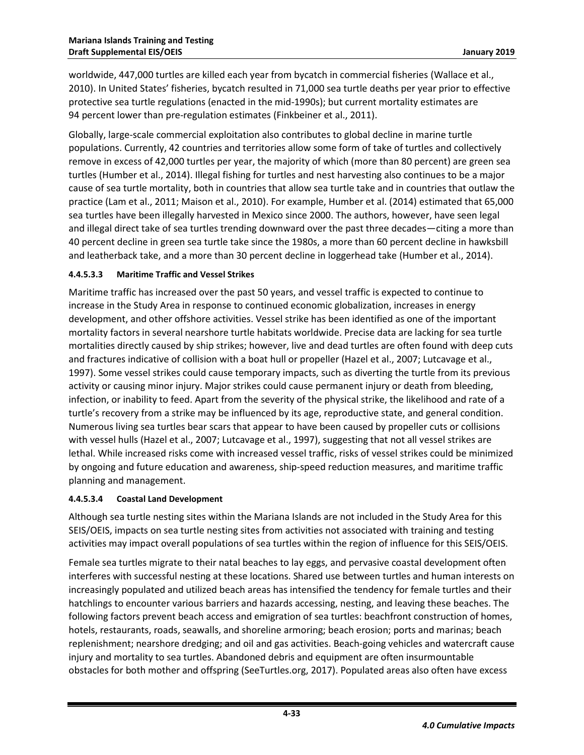worldwide, 447,000 turtles are killed each year from bycatch in commercial fisheries (Wallace et al., 2010). In United States' fisheries, bycatch resulted in 71,000 sea turtle deaths per year prior to effective protective sea turtle regulations (enacted in the mid-1990s); but current mortality estimates are 94 percent lower than pre-regulation estimates (Finkbeiner et al., 2011).

Globally, large-scale commercial exploitation also contributes to global decline in marine turtle populations. Currently, 42 countries and territories allow some form of take of turtles and collectively remove in excess of 42,000 turtles per year, the majority of which (more than 80 percent) are green sea turtles (Humber et al., 2014). Illegal fishing for turtles and nest harvesting also continues to be a major cause of sea turtle mortality, both in countries that allow sea turtle take and in countries that outlaw the practice (Lam et al., 2011; Maison et al., 2010). For example, Humber et al. (2014) estimated that 65,000 sea turtles have been illegally harvested in Mexico since 2000. The authors, however, have seen legal and illegal direct take of sea turtles trending downward over the past three decades—citing a more than 40 percent decline in green sea turtle take since the 1980s, a more than 60 percent decline in hawksbill and leatherback take, and a more than 30 percent decline in loggerhead take (Humber et al., 2014).

#### 4.4.5.3.3 Maritime Traffic and Vessel Strikes

Maritime traffic has increased over the past 50 years, and vessel traffic is expected to continue to increase in the Study Area in response to continued economic globalization, increases in energy development, and other offshore activities. Vessel strike has been identified as one of the important mortality factors in several nearshore turtle habitats worldwide. Precise data are lacking for sea turtle mortalities directly caused by ship strikes; however, live and dead turtles are often found with deep cuts and fractures indicative of collision with a boat hull or propeller (Hazel et al., 2007; Lutcavage et al., 1997). Some vessel strikes could cause temporary impacts, such as diverting the turtle from its previous activity or causing minor injury. Major strikes could cause permanent injury or death from bleeding, infection, or inability to feed. Apart from the severity of the physical strike, the likelihood and rate of a turtle's recovery from a strike may be influenced by its age, reproductive state, and general condition. Numerous living sea turtles bear scars that appear to have been caused by propeller cuts or collisions with vessel hulls (Hazel et al., 2007; Lutcavage et al., 1997), suggesting that not all vessel strikes are lethal. While increased risks come with increased vessel traffic, risks of vessel strikes could be minimized by ongoing and future education and awareness, ship-speed reduction measures, and maritime traffic planning and management.

#### 4.4.5.3.4 Coastal Land Development

Although sea turtle nesting sites within the Mariana Islands are not included in the Study Area for this SEIS/OEIS, impacts on sea turtle nesting sites from activities not associated with training and testing activities may impact overall populations of sea turtles within the region of influence for this SEIS/OEIS.

Female sea turtles migrate to their natal beaches to lay eggs, and pervasive coastal development often interferes with successful nesting at these locations. Shared use between turtles and human interests on increasingly populated and utilized beach areas has intensified the tendency for female turtles and their hatchlings to encounter various barriers and hazards accessing, nesting, and leaving these beaches. The following factors prevent beach access and emigration of sea turtles: beachfront construction of homes, hotels, restaurants, roads, seawalls, and shoreline armoring; beach erosion; ports and marinas; beach replenishment; nearshore dredging; and oil and gas activities. Beach-going vehicles and watercraft cause injury and mortality to sea turtles. Abandoned debris and equipment are often insurmountable obstacles for both mother and offspring (SeeTurtles.org, 2017). Populated areas also often have excess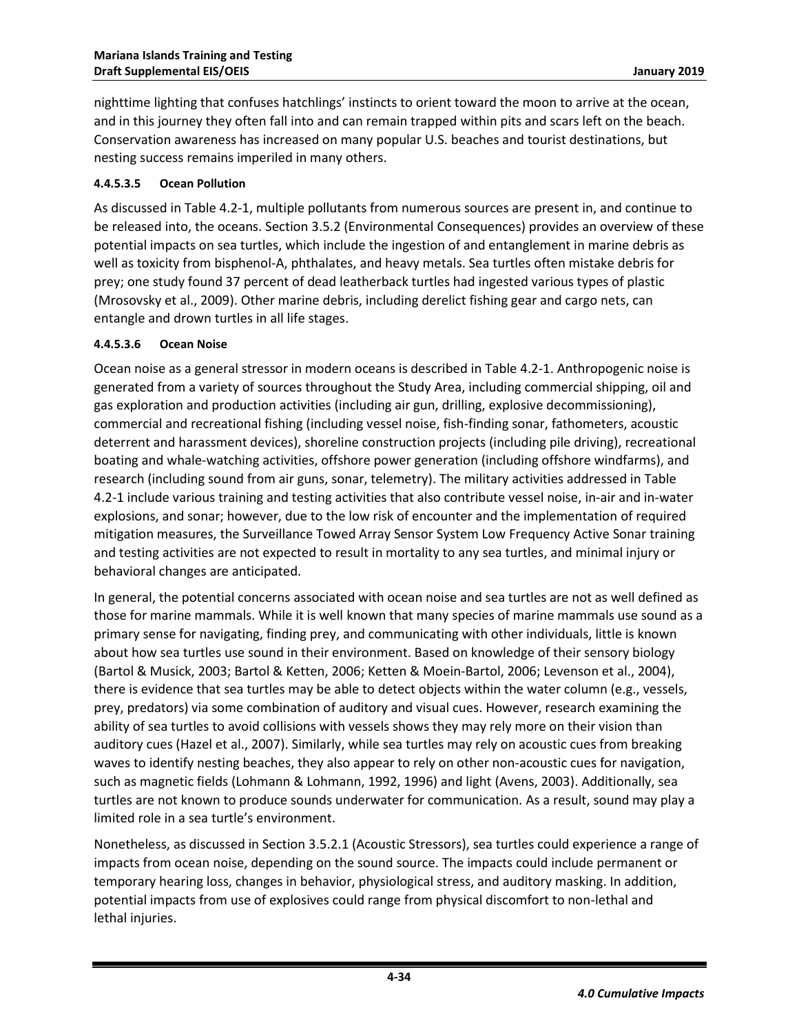nighttime lighting that confuses hatchlings' instincts to orient toward the moon to arrive at the ocean, and in this journey they often fall into and can remain trapped within pits and scars left on the beach. Conservation awareness has increased on many popular U.S. beaches and tourist destinations, but nesting success remains imperiled in many others.

#### 4.4.5.3.5 Ocean Pollution

As discussed in Table 4.2-1, multiple pollutants from numerous sources are present in, and continue to be released into, the oceans. Section 3.5.2 (Environmental Consequences) provides an overview of these potential impacts on sea turtles, which include the ingestion of and entanglement in marine debris as well as toxicity from bisphenol-A, phthalates, and heavy metals. Sea turtles often mistake debris for prey; one study found 37 percent of dead leatherback turtles had ingested various types of plastic (Mrosovsky et al., 2009). Other marine debris, including derelict fishing gear and cargo nets, can entangle and drown turtles in all life stages.

#### 4.4.5.3.6 Ocean Noise

Ocean noise as a general stressor in modern oceans is described in Table 4.2-1. Anthropogenic noise is generated from a variety of sources throughout the Study Area, including commercial shipping, oil and gas exploration and production activities (including air gun, drilling, explosive decommissioning), commercial and recreational fishing (including vessel noise, fish-finding sonar, fathometers, acoustic deterrent and harassment devices), shoreline construction projects (including pile driving), recreational boating and whale-watching activities, offshore power generation (including offshore windfarms), and research (including sound from air guns, sonar, telemetry). The military activities addressed in Table 4.2-1 include various training and testing activities that also contribute vessel noise, in-air and in-water explosions, and sonar; however, due to the low risk of encounter and the implementation of required mitigation measures, the Surveillance Towed Array Sensor System Low Frequency Active Sonar training and testing activities are not expected to result in mortality to any sea turtles, and minimal injury or behavioral changes are anticipated.

In general, the potential concerns associated with ocean noise and sea turtles are not as well defined as those for marine mammals. While it is well known that many species of marine mammals use sound as a primary sense for navigating, finding prey, and communicating with other individuals, little is known about how sea turtles use sound in their environment. Based on knowledge of their sensory biology (Bartol & Musick, 2003; Bartol & Ketten, 2006; Ketten & Moein-Bartol, 2006; Levenson et al., 2004), there is evidence that sea turtles may be able to detect objects within the water column (e.g., vessels, prey, predators) via some combination of auditory and visual cues. However, research examining the ability of sea turtles to avoid collisions with vessels shows they may rely more on their vision than auditory cues (Hazel et al., 2007). Similarly, while sea turtles may rely on acoustic cues from breaking waves to identify nesting beaches, they also appear to rely on other non-acoustic cues for navigation, such as magnetic fields (Lohmann & Lohmann, 1992, 1996) and light (Avens, 2003). Additionally, sea turtles are not known to produce sounds underwater for communication. As a result, sound may play a limited role in a sea turtle's environment.

Nonetheless, as discussed in Section 3.5.2.1 (Acoustic Stressors), sea turtles could experience a range of impacts from ocean noise, depending on the sound source. The impacts could include permanent or temporary hearing loss, changes in behavior, physiological stress, and auditory masking. In addition, potential impacts from use of explosives could range from physical discomfort to non-lethal and lethal injuries.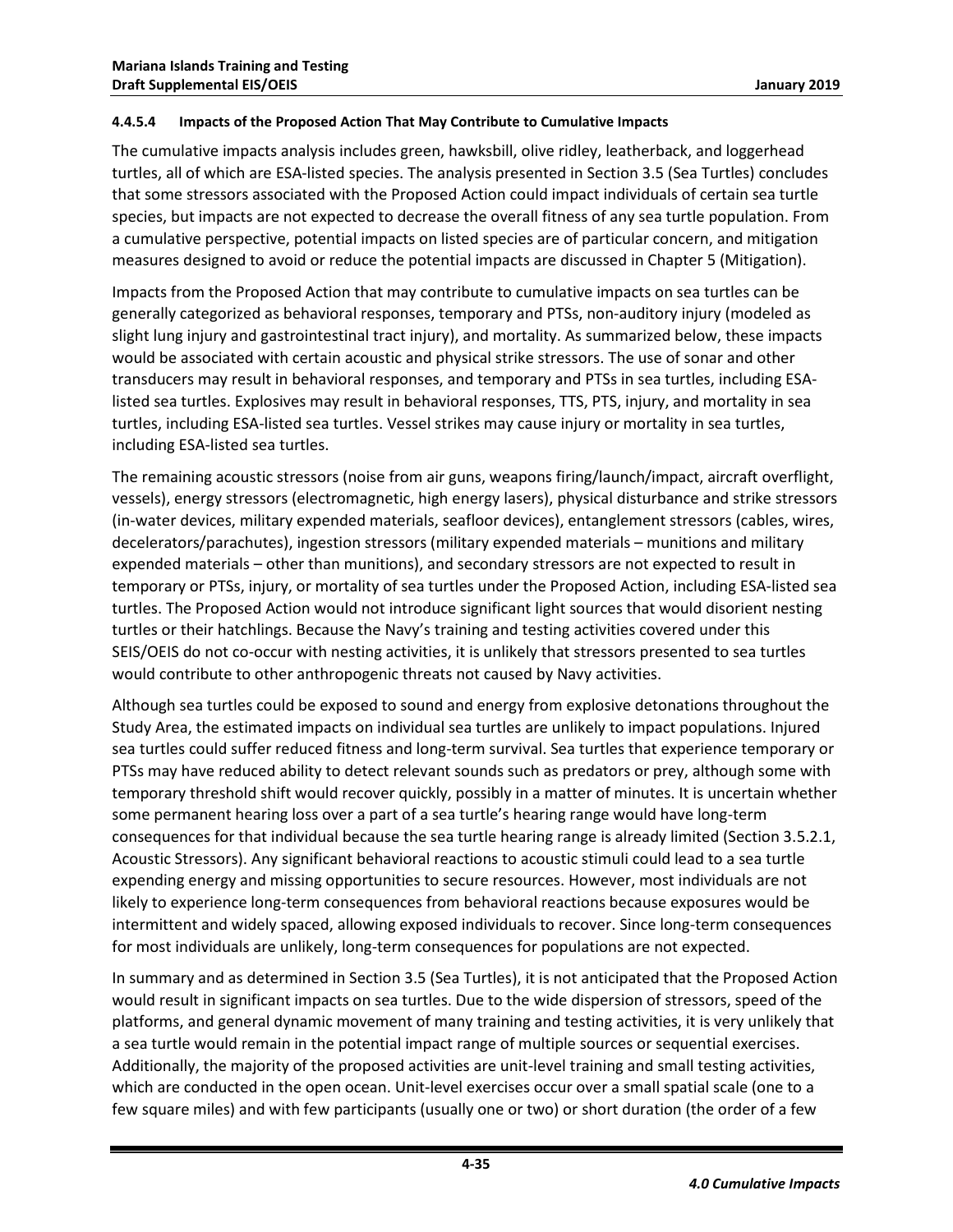#### 4.4.5.4 Impacts of the Proposed Action That May Contribute to Cumulative Impacts

The cumulative impacts analysis includes green, hawksbill, olive ridley, leatherback, and loggerhead turtles, all of which are ESA-listed species. The analysis presented in Section 3.5 (Sea Turtles) concludes that some stressors associated with the Proposed Action could impact individuals of certain sea turtle species, but impacts are not expected to decrease the overall fitness of any sea turtle population. From a cumulative perspective, potential impacts on listed species are of particular concern, and mitigation measures designed to avoid or reduce the potential impacts are discussed in Chapter 5 (Mitigation).

Impacts from the Proposed Action that may contribute to cumulative impacts on sea turtles can be generally categorized as behavioral responses, temporary and PTSs, non-auditory injury (modeled as slight lung injury and gastrointestinal tract injury), and mortality. As summarized below, these impacts would be associated with certain acoustic and physical strike stressors. The use of sonar and other transducers may result in behavioral responses, and temporary and PTSs in sea turtles, including ESA-listed sea turtles. Explosives may result in behavioral responses, TTS, PTS, injury, and mortality in sea turtles, including ESA-listed sea turtles. Vessel strikes may cause injury or mortality in sea turtles, including ESA-listed sea turtles.

The remaining acoustic stressors (noise from air guns, weapons firing/launch/impact, aircraft overflight, vessels), energy stressors (electromagnetic, high energy lasers), physical disturbance and strike stressors (in-water devices, military expended materials, seafloor devices), entanglement stressors (cables, wires, decelerators/parachutes), ingestion stressors (military expended materials – munitions and military expended materials – other than munitions), and secondary stressors are not expected to result in temporary or PTSs, injury, or mortality of sea turtles under the Proposed Action, including ESA-listed sea turtles. The Proposed Action would not introduce significant light sources that would disorient nesting turtles or their hatchlings. Because the Navy's training and testing activities covered under this SEIS/OEIS do not co-occur with nesting activities, it is unlikely that stressors presented to sea turtles would contribute to other anthropogenic threats not caused by Navy activities.

Although sea turtles could be exposed to sound and energy from explosive detonations throughout the Study Area, the estimated impacts on individual sea turtles are unlikely to impact populations. Injured sea turtles could suffer reduced fitness and long-term survival. Sea turtles that experience temporary or PTSs may have reduced ability to detect relevant sounds such as predators or prey, although some with temporary threshold shift would recover quickly, possibly in a matter of minutes. It is uncertain whether some permanent hearing loss over a part of a sea turtle's hearing range would have long-term consequences for that individual because the sea turtle hearing range is already limited (Section 3.5.2.1, Acoustic Stressors). Any significant behavioral reactions to acoustic stimuli could lead to a sea turtle expending energy and missing opportunities to secure resources. However, most individuals are not likely to experience long-term consequences from behavioral reactions because exposures would be intermittent and widely spaced, allowing exposed individuals to recover. Since long-term consequences for most individuals are unlikely, long-term consequences for populations are not expected.

In summary and as determined in Section 3.5 (Sea Turtles), it is not anticipated that the Proposed Action would result in significant impacts on sea turtles. Due to the wide dispersion of stressors, speed of the platforms, and general dynamic movement of many training and testing activities, it is very unlikely that a sea turtle would remain in the potential impact range of multiple sources or sequential exercises. Additionally, the majority of the proposed activities are unit-level training and small testing activities, which are conducted in the open ocean. Unit-level exercises occur over a small spatial scale (one to a few square miles) and with few participants (usually one or two) or short duration (the order of a few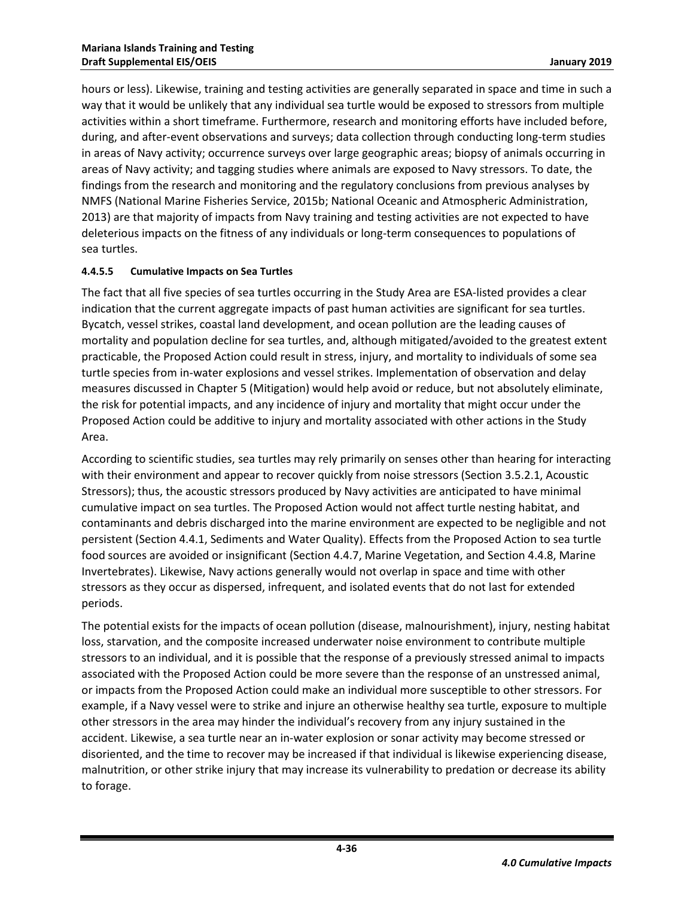hours or less). Likewise, training and testing activities are generally separated in space and time in such a way that it would be unlikely that any individual sea turtle would be exposed to stressors from multiple activities within a short timeframe. Furthermore, research and monitoring efforts have included before, during, and after-event observations and surveys; data collection through conducting long-term studies in areas of Navy activity; occurrence surveys over large geographic areas; biopsy of animals occurring in areas of Navy activity; and tagging studies where animals are exposed to Navy stressors. To date, the findings from the research and monitoring and the regulatory conclusions from previous analyses by NMFS (National Marine Fisheries Service, 2015b; National Oceanic and Atmospheric Administration, 2013) are that majority of impacts from Navy training and testing activities are not expected to have deleterious impacts on the fitness of any individuals or long-term consequences to populations of sea turtles.

#### 4.4.5.5 Cumulative Impacts on Sea Turtles

The fact that all five species of sea turtles occurring in the Study Area are ESA-listed provides a clear indication that the current aggregate impacts of past human activities are significant for sea turtles. Bycatch, vessel strikes, coastal land development, and ocean pollution are the leading causes of mortality and population decline for sea turtles, and, although mitigated/avoided to the greatest extent practicable, the Proposed Action could result in stress, injury, and mortality to individuals of some sea turtle species from in-water explosions and vessel strikes. Implementation of observation and delay measures discussed in Chapter 5 (Mitigation) would help avoid or reduce, but not absolutely eliminate, the risk for potential impacts, and any incidence of injury and mortality that might occur under the Proposed Action could be additive to injury and mortality associated with other actions in the Study Area.

According to scientific studies, sea turtles may rely primarily on senses other than hearing for interacting with their environment and appear to recover quickly from noise stressors (Section 3.5.2.1, Acoustic Stressors); thus, the acoustic stressors produced by Navy activities are anticipated to have minimal cumulative impact on sea turtles. The Proposed Action would not affect turtle nesting habitat, and contaminants and debris discharged into the marine environment are expected to be negligible and not persistent (Section 4.4.1, Sediments and Water Quality). Effects from the Proposed Action to sea turtle food sources are avoided or insignificant (Section 4.4.7, Marine Vegetation, and Section 4.4.8, Marine Invertebrates). Likewise, Navy actions generally would not overlap in space and time with other stressors as they occur as dispersed, infrequent, and isolated events that do not last for extended periods.

The potential exists for the impacts of ocean pollution (disease, malnourishment), injury, nesting habitat loss, starvation, and the composite increased underwater noise environment to contribute multiple stressors to an individual, and it is possible that the response of a previously stressed animal to impacts associated with the Proposed Action could be more severe than the response of an unstressed animal, or impacts from the Proposed Action could make an individual more susceptible to other stressors. For example, if a Navy vessel were to strike and injure an otherwise healthy sea turtle, exposure to multiple other stressors in the area may hinder the individual's recovery from any injury sustained in the accident. Likewise, a sea turtle near an in-water explosion or sonar activity may become stressed or disoriented, and the time to recover may be increased if that individual is likewise experiencing disease, malnutrition, or other strike injury that may increase its vulnerability to predation or decrease its ability to forage.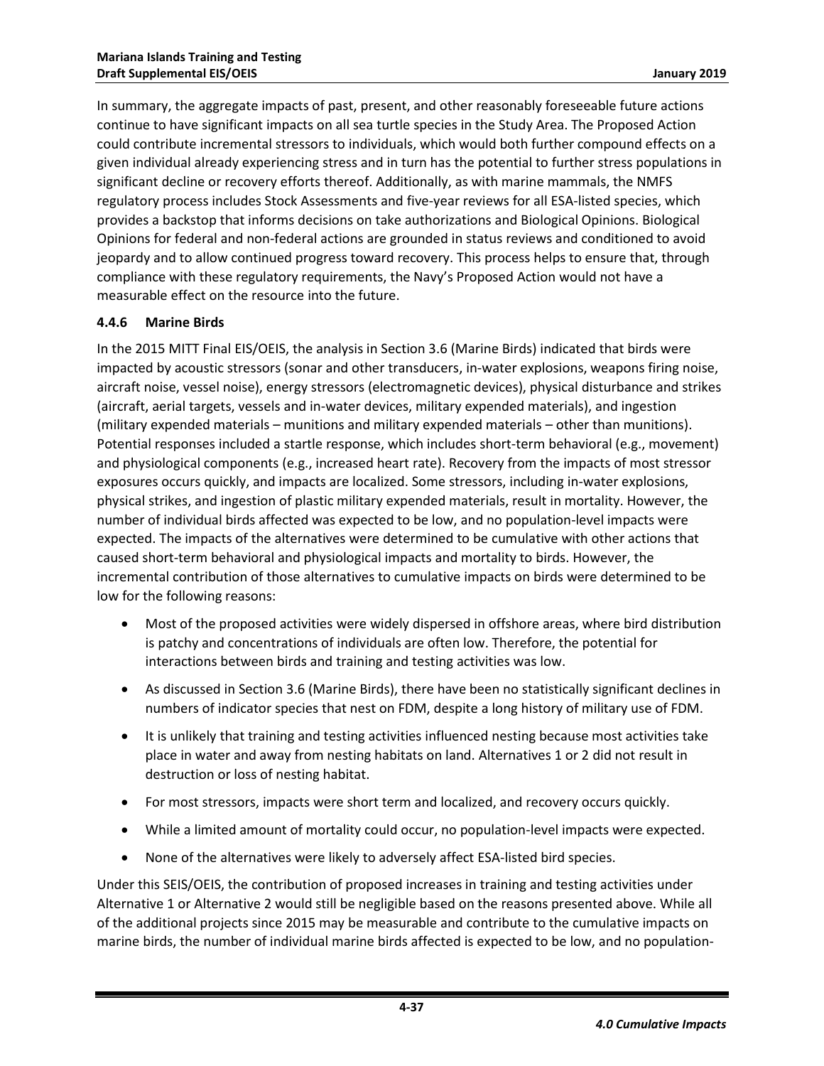In summary, the aggregate impacts of past, present, and other reasonably foreseeable future actions continue to have significant impacts on all sea turtle species in the Study Area. The Proposed Action could contribute incremental stressors to individuals, which would both further compound effects on a given individual already experiencing stress and in turn has the potential to further stress populations in significant decline or recovery efforts thereof. Additionally, as with marine mammals, the NMFS regulatory process includes Stock Assessments and five-year reviews for all ESA-listed species, which provides a backstop that informs decisions on take authorizations and Biological Opinions. Biological Opinions for federal and non-federal actions are grounded in status reviews and conditioned to avoid jeopardy and to allow continued progress toward recovery. This process helps to ensure that, through compliance with these regulatory requirements, the Navy's Proposed Action would not have a measurable effect on the resource into the future.

### 4.4.6 Marine Birds

In the 2015 MITT Final EIS/OEIS, the analysis in Section 3.6 (Marine Birds) indicated that birds were impacted by acoustic stressors (sonar and other transducers, in-water explosions, weapons firing noise, aircraft noise, vessel noise), energy stressors (electromagnetic devices), physical disturbance and strikes (aircraft, aerial targets, vessels and in-water devices, military expended materials), and ingestion (military expended materials – munitions and military expended materials – other than munitions). Potential responses included a startle response, which includes short-term behavioral (e.g., movement) and physiological components (e.g., increased heart rate). Recovery from the impacts of most stressor exposures occurs quickly, and impacts are localized. Some stressors, including in-water explosions, physical strikes, and ingestion of plastic military expended materials, result in mortality. However, the number of individual birds affected was expected to be low, and no population-level impacts were expected. The impacts of the alternatives were determined to be cumulative with other actions that caused short-term behavioral and physiological impacts and mortality to birds. However, the incremental contribution of those alternatives to cumulative impacts on birds were determined to be low for the following reasons:

- Most of the proposed activities were widely dispersed in offshore areas, where bird distribution is patchy and concentrations of individuals are often low. Therefore, the potential for interactions between birds and training and testing activities was low.
- As discussed in Section 3.6 (Marine Birds), there have been no statistically significant declines in numbers of indicator species that nest on FDM, despite a long history of military use of FDM.
- It is unlikely that training and testing activities influenced nesting because most activities take place in water and away from nesting habitats on land. Alternatives 1 or 2 did not result in destruction or loss of nesting habitat.
- For most stressors, impacts were short term and localized, and recovery occurs quickly.
- While a limited amount of mortality could occur, no population-level impacts were expected.
- None of the alternatives were likely to adversely affect ESA-listed bird species.

Under this SEIS/OEIS, the contribution of proposed increases in training and testing activities under Alternative 1 or Alternative 2 would still be negligible based on the reasons presented above. While all of the additional projects since 2015 may be measurable and contribute to the cumulative impacts on marine birds, the number of individual marine birds affected is expected to be low, and no population-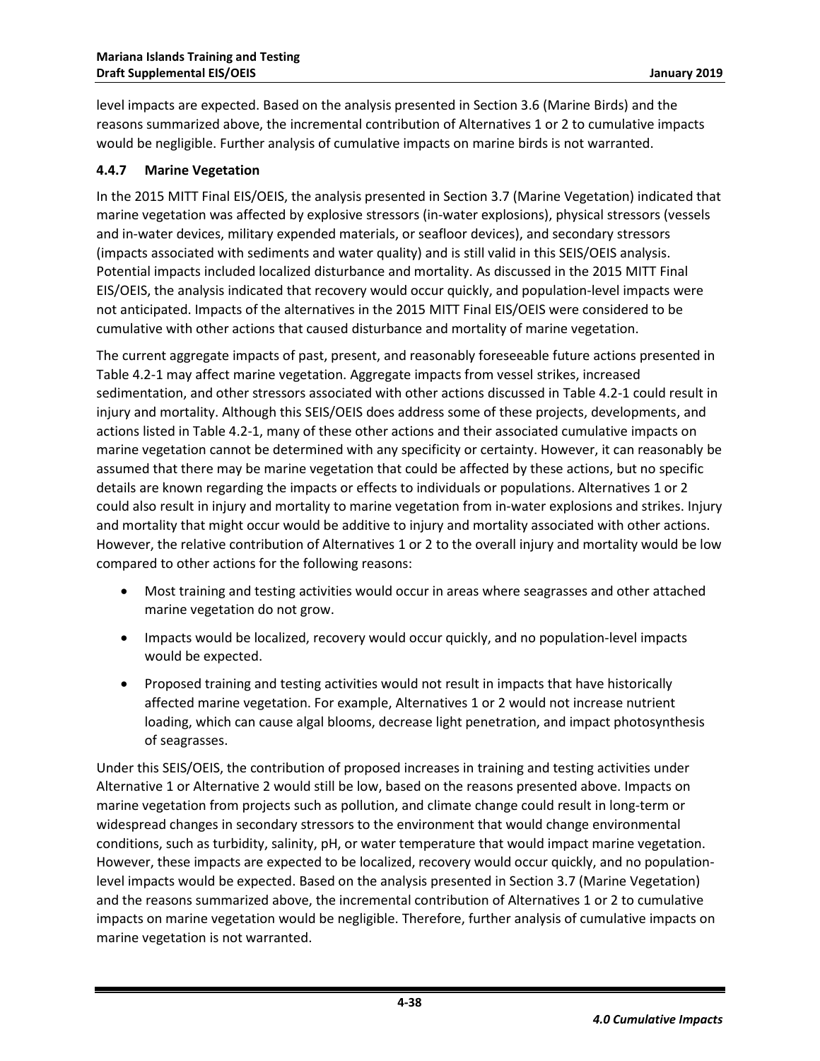level impacts are expected. Based on the analysis presented in Section 3.6 (Marine Birds) and the reasons summarized above, the incremental contribution of Alternatives 1 or 2 to cumulative impacts would be negligible. Further analysis of cumulative impacts on marine birds is not warranted.

### 4.4.7 Marine Vegetation

In the 2015 MITT Final EIS/OEIS, the analysis presented in Section 3.7 (Marine Vegetation) indicated that marine vegetation was affected by explosive stressors (in-water explosions), physical stressors (vessels and in-water devices, military expended materials, or seafloor devices), and secondary stressors (impacts associated with sediments and water quality) and is still valid in this SEIS/OEIS analysis. Potential impacts included localized disturbance and mortality. As discussed in the 2015 MITT Final EIS/OEIS, the analysis indicated that recovery would occur quickly, and population-level impacts were not anticipated. Impacts of the alternatives in the 2015 MITT Final EIS/OEIS were considered to be cumulative with other actions that caused disturbance and mortality of marine vegetation.

The current aggregate impacts of past, present, and reasonably foreseeable future actions presented in Table 4.2-1 may affect marine vegetation. Aggregate impacts from vessel strikes, increased sedimentation, and other stressors associated with other actions discussed in Table 4.2-1 could result in injury and mortality. Although this SEIS/OEIS does address some of these projects, developments, and actions listed in Table 4.2-1, many of these other actions and their associated cumulative impacts on marine vegetation cannot be determined with any specificity or certainty. However, it can reasonably be assumed that there may be marine vegetation that could be affected by these actions, but no specific details are known regarding the impacts or effects to individuals or populations. Alternatives 1 or 2 could also result in injury and mortality to marine vegetation from in-water explosions and strikes. Injury and mortality that might occur would be additive to injury and mortality associated with other actions. However, the relative contribution of Alternatives 1 or 2 to the overall injury and mortality would be low compared to other actions for the following reasons:

- Most training and testing activities would occur in areas where seagrasses and other attached marine vegetation do not grow.
- Impacts would be localized, recovery would occur quickly, and no population-level impacts would be expected.
- Proposed training and testing activities would not result in impacts that have historically affected marine vegetation. For example, Alternatives 1 or 2 would not increase nutrient loading, which can cause algal blooms, decrease light penetration, and impact photosynthesis of seagrasses.

Under this SEIS/OEIS, the contribution of proposed increases in training and testing activities under Alternative 1 or Alternative 2 would still be low, based on the reasons presented above. Impacts on marine vegetation from projects such as pollution, and climate change could result in long-term or widespread changes in secondary stressors to the environment that would change environmental conditions, such as turbidity, salinity, pH, or water temperature that would impact marine vegetation. However, these impacts are expected to be localized, recovery would occur quickly, and no population-level impacts would be expected. Based on the analysis presented in Section 3.7 (Marine Vegetation) and the reasons summarized above, the incremental contribution of Alternatives 1 or 2 to cumulative impacts on marine vegetation would be negligible. Therefore, further analysis of cumulative impacts on marine vegetation is not warranted.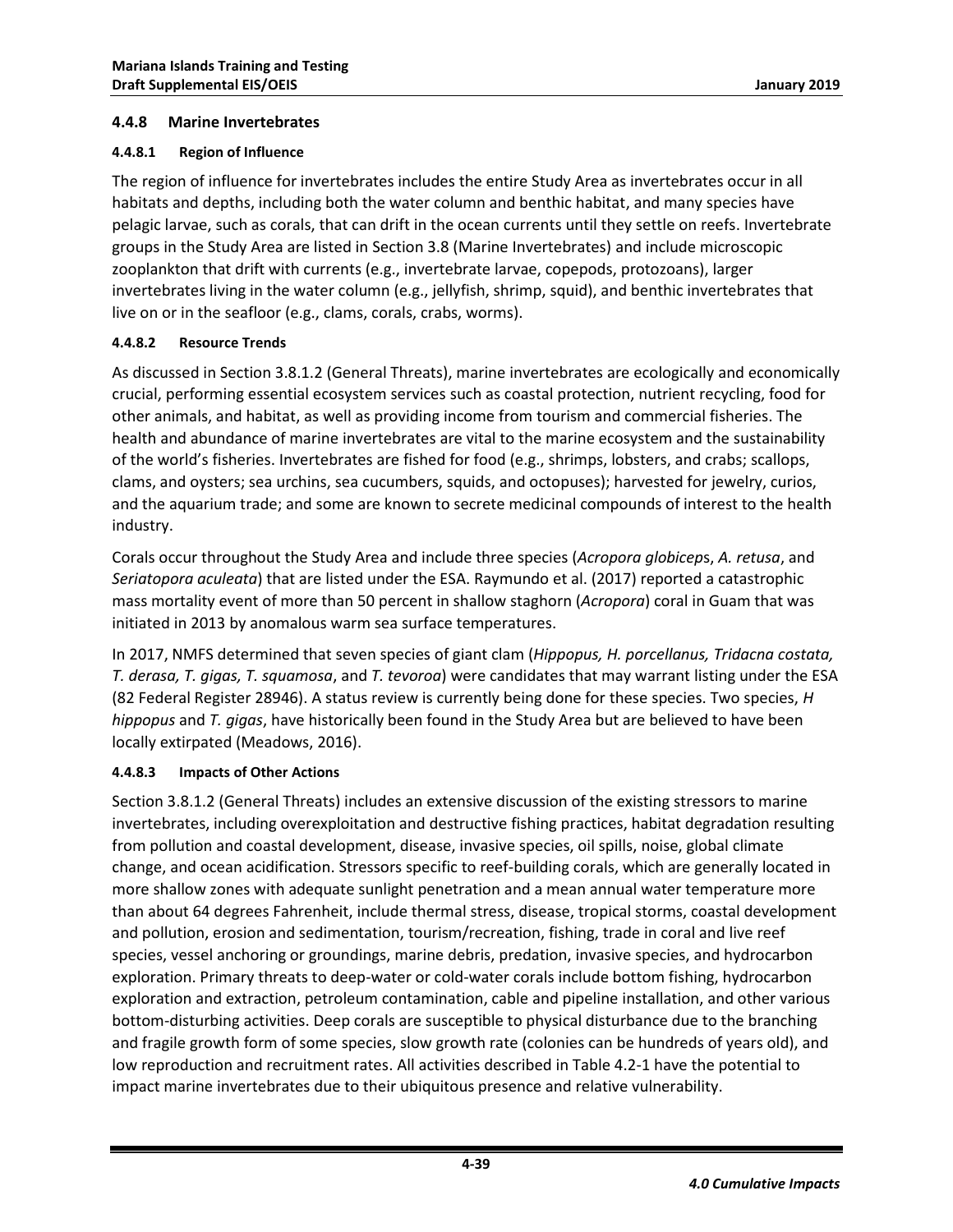### 4.4.8 Marine Invertebrates

#### 4.4.8.1 Region of Influence

The region of influence for invertebrates includes the entire Study Area as invertebrates occur in all habitats and depths, including both the water column and benthic habitat, and many species have pelagic larvae, such as corals, that can drift in the ocean currents until they settle on reefs. Invertebrate groups in the Study Area are listed in Section 3.8 (Marine Invertebrates) and include microscopic zooplankton that drift with currents (e.g., invertebrate larvae, copepods, protozoans), larger invertebrates living in the water column (e.g., jellyfish, shrimp, squid), and benthic invertebrates that live on or in the seafloor (e.g., clams, corals, crabs, worms).

#### 4.4.8.2 Resource Trends

As discussed in Section 3.8.1.2 (General Threats), marine invertebrates are ecologically and economically crucial, performing essential ecosystem services such as coastal protection, nutrient recycling, food for other animals, and habitat, as well as providing income from tourism and commercial fisheries. The health and abundance of marine invertebrates are vital to the marine ecosystem and the sustainability of the world's fisheries. Invertebrates are fished for food (e.g., shrimps, lobsters, and crabs; scallops, clams, and oysters; sea urchins, sea cucumbers, squids, and octopuses); harvested for jewelry, curios, and the aquarium trade; and some are known to secrete medicinal compounds of interest to the health industry.

Corals occur throughout the Study Area and include three species (*Acropora globiceps*, *A. retusa*, and *Seriatopora aculeata*) that are listed under the ESA. Raymundo et al. (2017) reported a catastrophic mass mortality event of more than 50 percent in shallow staghorn (*Acropora*) coral in Guam that was initiated in 2013 by anomalous warm sea surface temperatures.

In 2017, NMFS determined that seven species of giant clam (*Hippopus, H. porcellanus, Tridacna costata, T. derasa, T. gigas, T. squamosa*, and *T. tevoroa*) were candidates that may warrant listing under the ESA (82 Federal Register 28946). A status review is currently being done for these species. Two species, *H hippopus* and *T. gigas*, have historically been found in the Study Area but are believed to have been locally extirpated (Meadows, 2016).

#### 4.4.8.3 Impacts of Other Actions

Section 3.8.1.2 (General Threats) includes an extensive discussion of the existing stressors to marine invertebrates, including overexploitation and destructive fishing practices, habitat degradation resulting from pollution and coastal development, disease, invasive species, oil spills, noise, global climate change, and ocean acidification. Stressors specific to reef-building corals, which are generally located in more shallow zones with adequate sunlight penetration and a mean annual water temperature more than about 64 degrees Fahrenheit, include thermal stress, disease, tropical storms, coastal development and pollution, erosion and sedimentation, tourism/recreation, fishing, trade in coral and live reef species, vessel anchoring or groundings, marine debris, predation, invasive species, and hydrocarbon exploration. Primary threats to deep-water or cold-water corals include bottom fishing, hydrocarbon exploration and extraction, petroleum contamination, cable and pipeline installation, and other various bottom-disturbing activities. Deep corals are susceptible to physical disturbance due to the branching and fragile growth form of some species, slow growth rate (colonies can be hundreds of years old), and low reproduction and recruitment rates. All activities described in Table 4.2-1 have the potential to impact marine invertebrates due to their ubiquitous presence and relative vulnerability.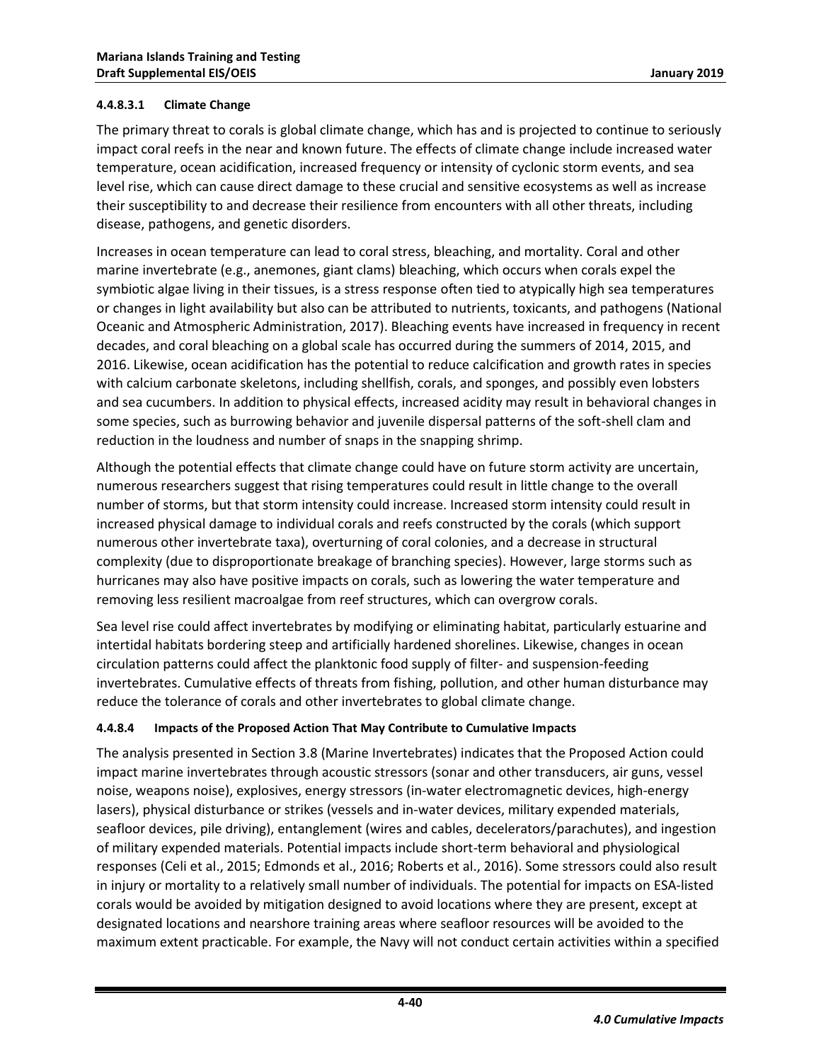#### 4.4.8.3.1 Climate Change

The primary threat to corals is global climate change, which has and is projected to continue to seriously impact coral reefs in the near and known future. The effects of climate change include increased water temperature, ocean acidification, increased frequency or intensity of cyclonic storm events, and sea level rise, which can cause direct damage to these crucial and sensitive ecosystems as well as increase their susceptibility to and decrease their resilience from encounters with all other threats, including disease, pathogens, and genetic disorders.

Increases in ocean temperature can lead to coral stress, bleaching, and mortality. Coral and other marine invertebrate (e.g., anemones, giant clams) bleaching, which occurs when corals expel the symbiotic algae living in their tissues, is a stress response often tied to atypically high sea temperatures or changes in light availability but also can be attributed to nutrients, toxicants, and pathogens (National Oceanic and Atmospheric Administration, 2017). Bleaching events have increased in frequency in recent decades, and coral bleaching on a global scale has occurred during the summers of 2014, 2015, and 2016. Likewise, ocean acidification has the potential to reduce calcification and growth rates in species with calcium carbonate skeletons, including shellfish, corals, and sponges, and possibly even lobsters and sea cucumbers. In addition to physical effects, increased acidity may result in behavioral changes in some species, such as burrowing behavior and juvenile dispersal patterns of the soft-shell clam and reduction in the loudness and number of snaps in the snapping shrimp.

Although the potential effects that climate change could have on future storm activity are uncertain, numerous researchers suggest that rising temperatures could result in little change to the overall number of storms, but that storm intensity could increase. Increased storm intensity could result in increased physical damage to individual corals and reefs constructed by the corals (which support numerous other invertebrate taxa), overturning of coral colonies, and a decrease in structural complexity (due to disproportionate breakage of branching species). However, large storms such as hurricanes may also have positive impacts on corals, such as lowering the water temperature and removing less resilient macroalgae from reef structures, which can overgrow corals.

Sea level rise could affect invertebrates by modifying or eliminating habitat, particularly estuarine and intertidal habitats bordering steep and artificially hardened shorelines. Likewise, changes in ocean circulation patterns could affect the planktonic food supply of filter- and suspension-feeding invertebrates. Cumulative effects of threats from fishing, pollution, and other human disturbance may reduce the tolerance of corals and other invertebrates to global climate change.

#### 4.4.8.4 Impacts of the Proposed Action That May Contribute to Cumulative Impacts

The analysis presented in Section 3.8 (Marine Invertebrates) indicates that the Proposed Action could impact marine invertebrates through acoustic stressors (sonar and other transducers, air guns, vessel noise, weapons noise), explosives, energy stressors (in-water electromagnetic devices, high-energy lasers), physical disturbance or strikes (vessels and in-water devices, military expended materials, seafloor devices, pile driving), entanglement (wires and cables, decelerators/parachutes), and ingestion of military expended materials. Potential impacts include short-term behavioral and physiological responses (Celi et al., 2015; Edmonds et al., 2016; Roberts et al., 2016). Some stressors could also result in injury or mortality to a relatively small number of individuals. The potential for impacts on ESA-listed corals would be avoided by mitigation designed to avoid locations where they are present, except at designated locations and nearshore training areas where seafloor resources will be avoided to the maximum extent practicable. For example, the Navy will not conduct certain activities within a specified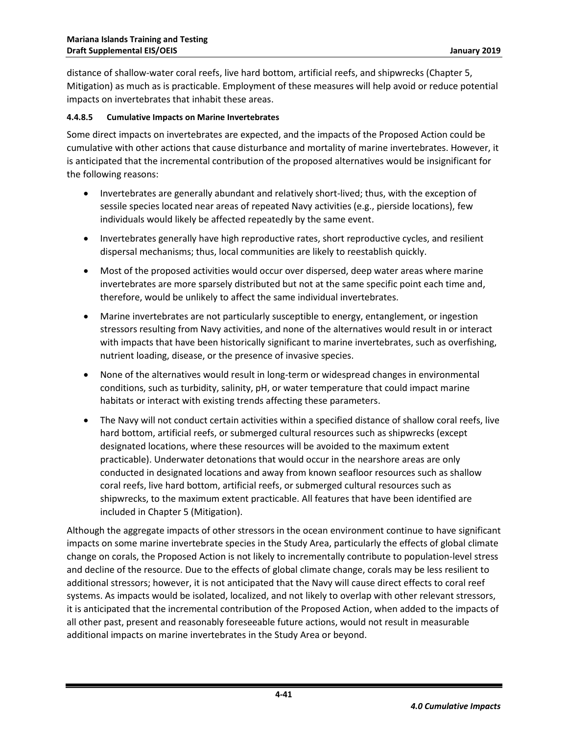distance of shallow-water coral reefs, live hard bottom, artificial reefs, and shipwrecks (Chapter 5, Mitigation) as much as is practicable. Employment of these measures will help avoid or reduce potential impacts on invertebrates that inhabit these areas.

#### 4.4.8.5 Cumulative Impacts on Marine Invertebrates

Some direct impacts on invertebrates are expected, and the impacts of the Proposed Action could be cumulative with other actions that cause disturbance and mortality of marine invertebrates. However, it is anticipated that the incremental contribution of the proposed alternatives would be insignificant for the following reasons:

- Invertebrates are generally abundant and relatively short-lived; thus, with the exception of sessile species located near areas of repeated Navy activities (e.g., pierside locations), few individuals would likely be affected repeatedly by the same event.
- Invertebrates generally have high reproductive rates, short reproductive cycles, and resilient dispersal mechanisms; thus, local communities are likely to reestablish quickly.
- Most of the proposed activities would occur over dispersed, deep water areas where marine invertebrates are more sparsely distributed but not at the same specific point each time and, therefore, would be unlikely to affect the same individual invertebrates.
- Marine invertebrates are not particularly susceptible to energy, entanglement, or ingestion stressors resulting from Navy activities, and none of the alternatives would result in or interact with impacts that have been historically significant to marine invertebrates, such as overfishing, nutrient loading, disease, or the presence of invasive species.
- None of the alternatives would result in long-term or widespread changes in environmental conditions, such as turbidity, salinity, pH, or water temperature that could impact marine habitats or interact with existing trends affecting these parameters.
- The Navy will not conduct certain activities within a specified distance of shallow coral reefs, live hard bottom, artificial reefs, or submerged cultural resources such as shipwrecks (except designated locations, where these resources will be avoided to the maximum extent practicable). Underwater detonations that would occur in the nearshore areas are only conducted in designated locations and away from known seafloor resources such as shallow coral reefs, live hard bottom, artificial reefs, or submerged cultural resources such as shipwrecks, to the maximum extent practicable. All features that have been identified are included in Chapter 5 (Mitigation).

Although the aggregate impacts of other stressors in the ocean environment continue to have significant impacts on some marine invertebrate species in the Study Area, particularly the effects of global climate change on corals, the Proposed Action is not likely to incrementally contribute to population-level stress and decline of the resource. Due to the effects of global climate change, corals may be less resilient to additional stressors; however, it is not anticipated that the Navy will cause direct effects to coral reef systems. As impacts would be isolated, localized, and not likely to overlap with other relevant stressors, it is anticipated that the incremental contribution of the Proposed Action, when added to the impacts of all other past, present and reasonably foreseeable future actions, would not result in measurable additional impacts on marine invertebrates in the Study Area or beyond.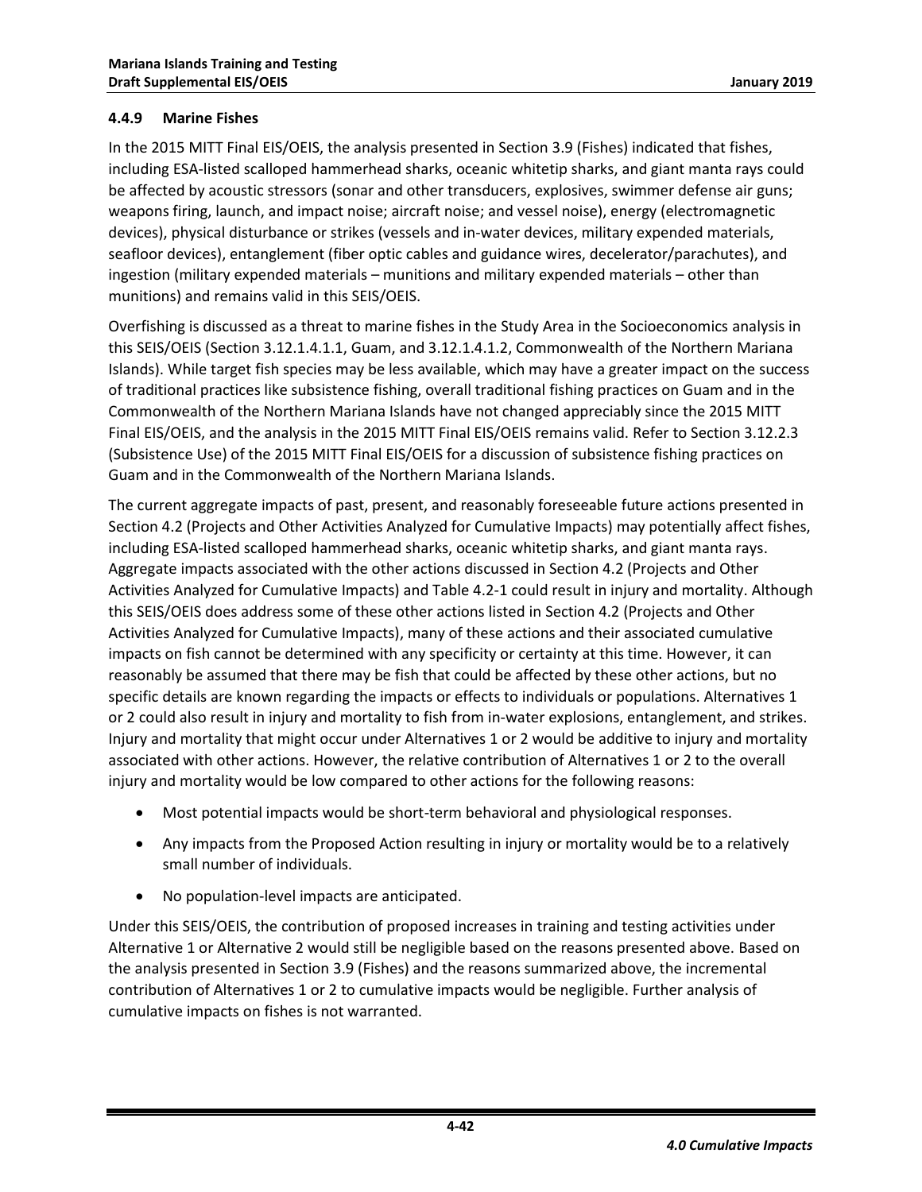### 4.4.9 Marine Fishes

In the 2015 MITT Final EIS/OEIS, the analysis presented in Section 3.9 (Fishes) indicated that fishes, including ESA-listed scalloped hammerhead sharks, oceanic whitetip sharks, and giant manta rays could be affected by acoustic stressors (sonar and other transducers, explosives, swimmer defense air guns; weapons firing, launch, and impact noise; aircraft noise; and vessel noise), energy (electromagnetic devices), physical disturbance or strikes (vessels and in-water devices, military expended materials, seafloor devices), entanglement (fiber optic cables and guidance wires, decelerator/parachutes), and ingestion (military expended materials – munitions and military expended materials – other than munitions) and remains valid in this SEIS/OEIS.

Overfishing is discussed as a threat to marine fishes in the Study Area in the Socioeconomics analysis in this SEIS/OEIS (Section 3.12.1.4.1.1, Guam, and 3.12.1.4.1.2, Commonwealth of the Northern Mariana Islands). While target fish species may be less available, which may have a greater impact on the success of traditional practices like subsistence fishing, overall traditional fishing practices on Guam and in the Commonwealth of the Northern Mariana Islands have not changed appreciably since the 2015 MITT Final EIS/OEIS, and the analysis in the 2015 MITT Final EIS/OEIS remains valid. Refer to Section 3.12.2.3 (Subsistence Use) of the 2015 MITT Final EIS/OEIS for a discussion of subsistence fishing practices on Guam and in the Commonwealth of the Northern Mariana Islands.

The current aggregate impacts of past, present, and reasonably foreseeable future actions presented in Section 4.2 (Projects and Other Activities Analyzed for Cumulative Impacts) may potentially affect fishes, including ESA-listed scalloped hammerhead sharks, oceanic whitetip sharks, and giant manta rays. Aggregate impacts associated with the other actions discussed in Section 4.2 (Projects and Other Activities Analyzed for Cumulative Impacts) and Table 4.2-1 could result in injury and mortality. Although this SEIS/OEIS does address some of these other actions listed in Section 4.2 (Projects and Other Activities Analyzed for Cumulative Impacts), many of these actions and their associated cumulative impacts on fish cannot be determined with any specificity or certainty at this time. However, it can reasonably be assumed that there may be fish that could be affected by these other actions, but no specific details are known regarding the impacts or effects to individuals or populations. Alternatives 1 or 2 could also result in injury and mortality to fish from in-water explosions, entanglement, and strikes. Injury and mortality that might occur under Alternatives 1 or 2 would be additive to injury and mortality associated with other actions. However, the relative contribution of Alternatives 1 or 2 to the overall injury and mortality would be low compared to other actions for the following reasons:

- Most potential impacts would be short-term behavioral and physiological responses.
- Any impacts from the Proposed Action resulting in injury or mortality would be to a relatively small number of individuals.
- No population-level impacts are anticipated.

Under this SEIS/OEIS, the contribution of proposed increases in training and testing activities under Alternative 1 or Alternative 2 would still be negligible based on the reasons presented above. Based on the analysis presented in Section 3.9 (Fishes) and the reasons summarized above, the incremental contribution of Alternatives 1 or 2 to cumulative impacts would be negligible. Further analysis of cumulative impacts on fishes is not warranted.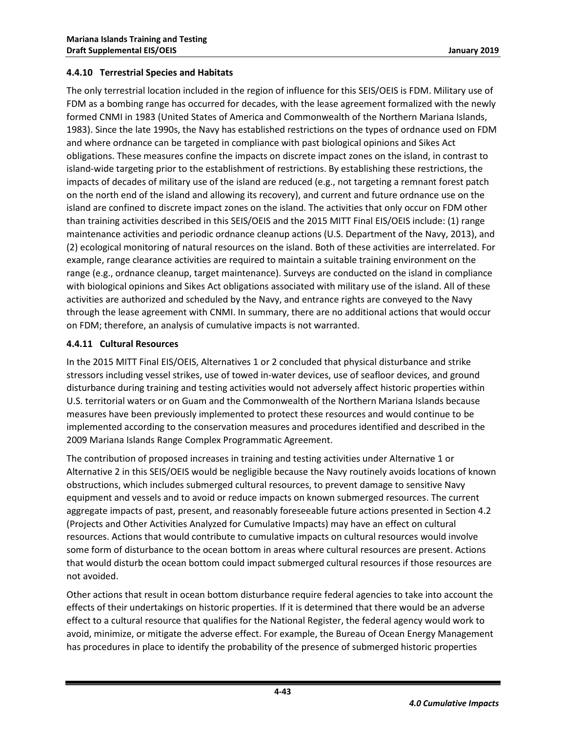### 4.4.10 Terrestrial Species and Habitats

The only terrestrial location included in the region of influence for this SEIS/OEIS is FDM. Military use of FDM as a bombing range has occurred for decades, with the lease agreement formalized with the newly formed CNMI in 1983 (United States of America and Commonwealth of the Northern Mariana Islands, 1983). Since the late 1990s, the Navy has established restrictions on the types of ordnance used on FDM and where ordnance can be targeted in compliance with past biological opinions and Sikes Act obligations. These measures confine the impacts on discrete impact zones on the island, in contrast to island-wide targeting prior to the establishment of restrictions. By establishing these restrictions, the impacts of decades of military use of the island are reduced (e.g., not targeting a remnant forest patch on the north end of the island and allowing its recovery), and current and future ordnance use on the island are confined to discrete impact zones on the island. The activities that only occur on FDM other than training activities described in this SEIS/OEIS and the 2015 MITT Final EIS/OEIS include: (1) range maintenance activities and periodic ordnance cleanup actions (U.S. Department of the Navy, 2013), and (2) ecological monitoring of natural resources on the island. Both of these activities are interrelated. For example, range clearance activities are required to maintain a suitable training environment on the range (e.g., ordnance cleanup, target maintenance). Surveys are conducted on the island in compliance with biological opinions and Sikes Act obligations associated with military use of the island. All of these activities are authorized and scheduled by the Navy, and entrance rights are conveyed to the Navy through the lease agreement with CNMI. In summary, there are no additional actions that would occur on FDM; therefore, an analysis of cumulative impacts is not warranted.

### 4.4.11 Cultural Resources

In the 2015 MITT Final EIS/OEIS, Alternatives 1 or 2 concluded that physical disturbance and strike stressors including vessel strikes, use of towed in-water devices, use of seafloor devices, and ground disturbance during training and testing activities would not adversely affect historic properties within U.S. territorial waters or on Guam and the Commonwealth of the Northern Mariana Islands because measures have been previously implemented to protect these resources and would continue to be implemented according to the conservation measures and procedures identified and described in the 2009 Mariana Islands Range Complex Programmatic Agreement.

The contribution of proposed increases in training and testing activities under Alternative 1 or Alternative 2 in this SEIS/OEIS would be negligible because the Navy routinely avoids locations of known obstructions, which includes submerged cultural resources, to prevent damage to sensitive Navy equipment and vessels and to avoid or reduce impacts on known submerged resources. The current aggregate impacts of past, present, and reasonably foreseeable future actions presented in Section 4.2 (Projects and Other Activities Analyzed for Cumulative Impacts) may have an effect on cultural resources. Actions that would contribute to cumulative impacts on cultural resources would involve some form of disturbance to the ocean bottom in areas where cultural resources are present. Actions that would disturb the ocean bottom could impact submerged cultural resources if those resources are not avoided.

Other actions that result in ocean bottom disturbance require federal agencies to take into account the effects of their undertakings on historic properties. If it is determined that there would be an adverse effect to a cultural resource that qualifies for the National Register, the federal agency would work to avoid, minimize, or mitigate the adverse effect. For example, the Bureau of Ocean Energy Management has procedures in place to identify the probability of the presence of submerged historic properties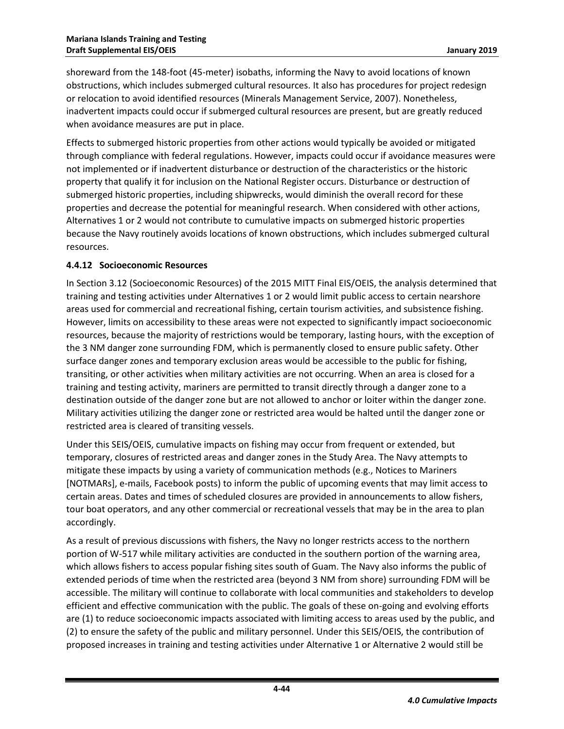shoreward from the 148-foot (45-meter) isobaths, informing the Navy to avoid locations of known obstructions, which includes submerged cultural resources. It also has procedures for project redesign or relocation to avoid identified resources (Minerals Management Service, 2007). Nonetheless, inadvertent impacts could occur if submerged cultural resources are present, but are greatly reduced when avoidance measures are put in place.

Effects to submerged historic properties from other actions would typically be avoided or mitigated through compliance with federal regulations. However, impacts could occur if avoidance measures were not implemented or if inadvertent disturbance or destruction of the characteristics or the historic property that qualify it for inclusion on the National Register occurs. Disturbance or destruction of submerged historic properties, including shipwrecks, would diminish the overall record for these properties and decrease the potential for meaningful research. When considered with other actions, Alternatives 1 or 2 would not contribute to cumulative impacts on submerged historic properties because the Navy routinely avoids locations of known obstructions, which includes submerged cultural resources.

### 4.4.12 Socioeconomic Resources

In Section 3.12 (Socioeconomic Resources) of the 2015 MITT Final EIS/OEIS, the analysis determined that training and testing activities under Alternatives 1 or 2 would limit public access to certain nearshore areas used for commercial and recreational fishing, certain tourism activities, and subsistence fishing. However, limits on accessibility to these areas were not expected to significantly impact socioeconomic resources, because the majority of restrictions would be temporary, lasting hours, with the exception of the 3 NM danger zone surrounding FDM, which is permanently closed to ensure public safety. Other surface danger zones and temporary exclusion areas would be accessible to the public for fishing, transiting, or other activities when military activities are not occurring. When an area is closed for a training and testing activity, mariners are permitted to transit directly through a danger zone to a destination outside of the danger zone but are not allowed to anchor or loiter within the danger zone. Military activities utilizing the danger zone or restricted area would be halted until the danger zone or restricted area is cleared of transiting vessels.

Under this SEIS/OEIS, cumulative impacts on fishing may occur from frequent or extended, but temporary, closures of restricted areas and danger zones in the Study Area. The Navy attempts to mitigate these impacts by using a variety of communication methods (e.g., Notices to Mariners [NOTMARs], e-mails, Facebook posts) to inform the public of upcoming events that may limit access to certain areas. Dates and times of scheduled closures are provided in announcements to allow fishers, tour boat operators, and any other commercial or recreational vessels that may be in the area to plan accordingly.

As a result of previous discussions with fishers, the Navy no longer restricts access to the northern portion of W-517 while military activities are conducted in the southern portion of the warning area, which allows fishers to access popular fishing sites south of Guam. The Navy also informs the public of extended periods of time when the restricted area (beyond 3 NM from shore) surrounding FDM will be accessible. The military will continue to collaborate with local communities and stakeholders to develop efficient and effective communication with the public. The goals of these on-going and evolving efforts are (1) to reduce socioeconomic impacts associated with limiting access to areas used by the public, and (2) to ensure the safety of the public and military personnel. Under this SEIS/OEIS, the contribution of proposed increases in training and testing activities under Alternative 1 or Alternative 2 would still be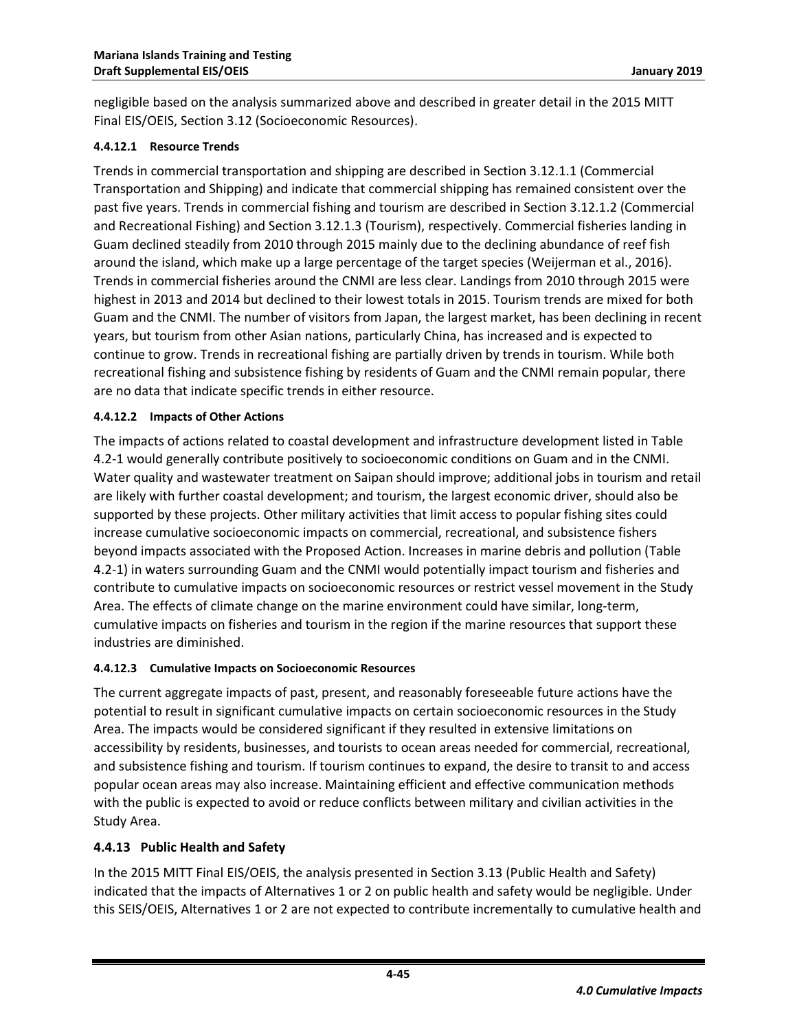negligible based on the analysis summarized above and described in greater detail in the 2015 MITT Final EIS/OEIS, Section 3.12 (Socioeconomic Resources).

#### 4.4.12.1 Resource Trends

Trends in commercial transportation and shipping are described in Section 3.12.1.1 (Commercial Transportation and Shipping) and indicate that commercial shipping has remained consistent over the past five years. Trends in commercial fishing and tourism are described in Section 3.12.1.2 (Commercial and Recreational Fishing) and Section 3.12.1.3 (Tourism), respectively. Commercial fisheries landing in Guam declined steadily from 2010 through 2015 mainly due to the declining abundance of reef fish around the island, which make up a large percentage of the target species (Weijerman et al., 2016). Trends in commercial fisheries around the CNMI are less clear. Landings from 2010 through 2015 were highest in 2013 and 2014 but declined to their lowest totals in 2015. Tourism trends are mixed for both Guam and the CNMI. The number of visitors from Japan, the largest market, has been declining in recent years, but tourism from other Asian nations, particularly China, has increased and is expected to continue to grow. Trends in recreational fishing are partially driven by trends in tourism. While both recreational fishing and subsistence fishing by residents of Guam and the CNMI remain popular, there are no data that indicate specific trends in either resource.

#### 4.4.12.2 Impacts of Other Actions

The impacts of actions related to coastal development and infrastructure development listed in Table 4.2-1 would generally contribute positively to socioeconomic conditions on Guam and in the CNMI. Water quality and wastewater treatment on Saipan should improve; additional jobs in tourism and retail are likely with further coastal development; and tourism, the largest economic driver, should also be supported by these projects. Other military activities that limit access to popular fishing sites could increase cumulative socioeconomic impacts on commercial, recreational, and subsistence fishers beyond impacts associated with the Proposed Action. Increases in marine debris and pollution (Table 4.2-1) in waters surrounding Guam and the CNMI would potentially impact tourism and fisheries and contribute to cumulative impacts on socioeconomic resources or restrict vessel movement in the Study Area. The effects of climate change on the marine environment could have similar, long-term, cumulative impacts on fisheries and tourism in the region if the marine resources that support these industries are diminished.

#### 4.4.12.3 Cumulative Impacts on Socioeconomic Resources

The current aggregate impacts of past, present, and reasonably foreseeable future actions have the potential to result in significant cumulative impacts on certain socioeconomic resources in the Study Area. The impacts would be considered significant if they resulted in extensive limitations on accessibility by residents, businesses, and tourists to ocean areas needed for commercial, recreational, and subsistence fishing and tourism. If tourism continues to expand, the desire to transit to and access popular ocean areas may also increase. Maintaining efficient and effective communication methods with the public is expected to avoid or reduce conflicts between military and civilian activities in the Study Area.

### 4.4.13 Public Health and Safety

In the 2015 MITT Final EIS/OEIS, the analysis presented in Section 3.13 (Public Health and Safety) indicated that the impacts of Alternatives 1 or 2 on public health and safety would be negligible. Under this SEIS/OEIS, Alternatives 1 or 2 are not expected to contribute incrementally to cumulative health and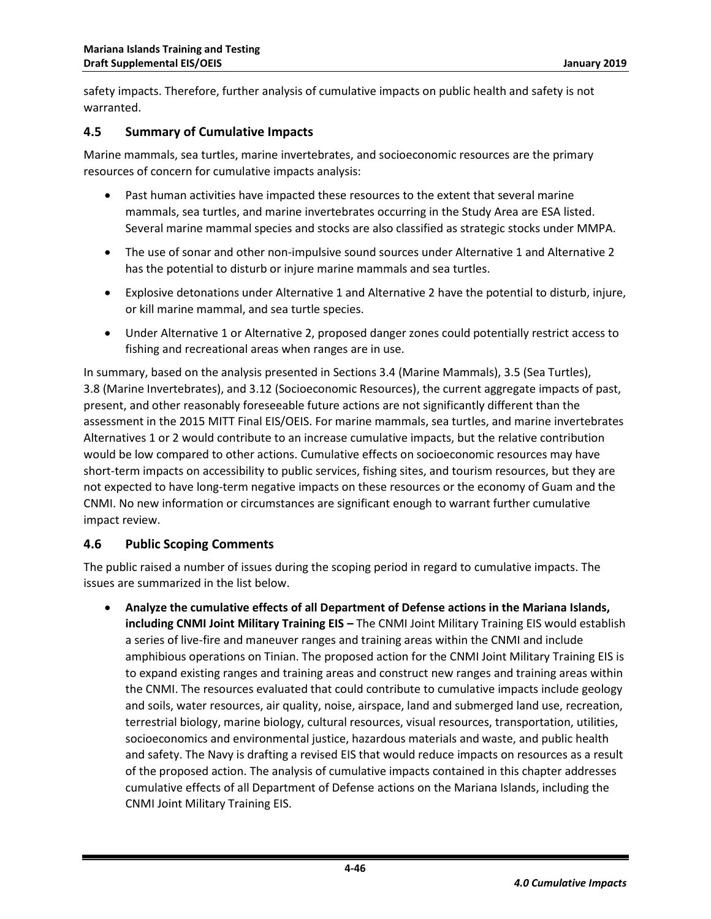safety impacts. Therefore, further analysis of cumulative impacts on public health and safety is not warranted.

## 4.5 Summary of Cumulative Impacts

Marine mammals, sea turtles, marine invertebrates, and socioeconomic resources are the primary resources of concern for cumulative impacts analysis:

- Past human activities have impacted these resources to the extent that several marine mammals, sea turtles, and marine invertebrates occurring in the Study Area are ESA listed. Several marine mammal species and stocks are also classified as strategic stocks under MMPA.
- The use of sonar and other non-impulsive sound sources under Alternative 1 and Alternative 2 has the potential to disturb or injure marine mammals and sea turtles.
- Explosive detonations under Alternative 1 and Alternative 2 have the potential to disturb, injure, or kill marine mammal, and sea turtle species.
- Under Alternative 1 or Alternative 2, proposed danger zones could potentially restrict access to fishing and recreational areas when ranges are in use.

In summary, based on the analysis presented in Sections 3.4 (Marine Mammals), 3.5 (Sea Turtles), 3.8 (Marine Invertebrates), and 3.12 (Socioeconomic Resources), the current aggregate impacts of past, present, and other reasonably foreseeable future actions are not significantly different than the assessment in the 2015 MITT Final EIS/OEIS. For marine mammals, sea turtles, and marine invertebrates Alternatives 1 or 2 would contribute to an increase cumulative impacts, but the relative contribution would be low compared to other actions. Cumulative effects on socioeconomic resources may have short-term impacts on accessibility to public services, fishing sites, and tourism resources, but they are not expected to have long-term negative impacts on these resources or the economy of Guam and the CNMI. No new information or circumstances are significant enough to warrant further cumulative impact review.

## 4.6 Public Scoping Comments

The public raised a number of issues during the scoping period in regard to cumulative impacts. The issues are summarized in the list below.

- **Analyze the cumulative effects of all Department of Defense actions in the Mariana Islands, including CNMI Joint Military Training EIS –** The CNMI Joint Military Training EIS would establish a series of live-fire and maneuver ranges and training areas within the CNMI and include amphibious operations on Tinian. The proposed action for the CNMI Joint Military Training EIS is to expand existing ranges and training areas and construct new ranges and training areas within the CNMI. The resources evaluated that could contribute to cumulative impacts include geology and soils, water resources, air quality, noise, airspace, land and submerged land use, recreation, terrestrial biology, marine biology, cultural resources, visual resources, transportation, utilities, socioeconomics and environmental justice, hazardous materials and waste, and public health and safety. The Navy is drafting a revised EIS that would reduce impacts on resources as a result of the proposed action. The analysis of cumulative impacts contained in this chapter addresses cumulative effects of all Department of Defense actions on the Mariana Islands, including the CNMI Joint Military Training EIS.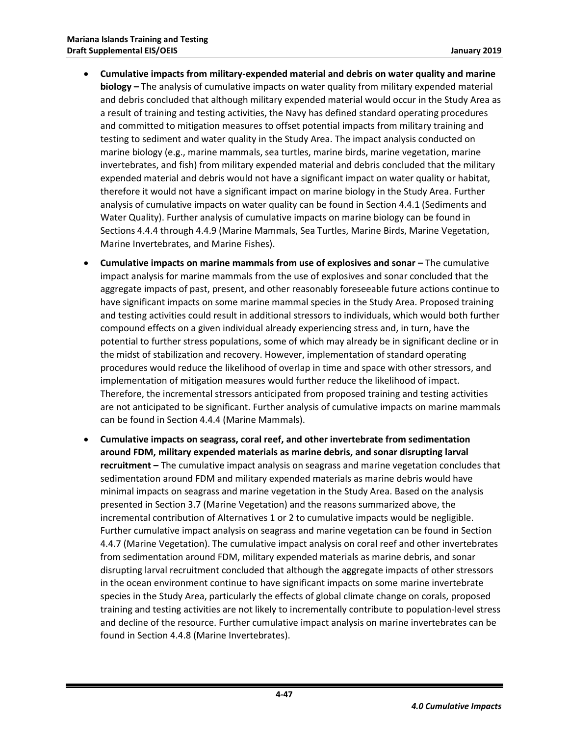- **Cumulative impacts from military-expended material and debris on water quality and marine biology –** The analysis of cumulative impacts on water quality from military expended material and debris concluded that although military expended material would occur in the Study Area as a result of training and testing activities, the Navy has defined standard operating procedures and committed to mitigation measures to offset potential impacts from military training and testing to sediment and water quality in the Study Area. The impact analysis conducted on marine biology (e.g., marine mammals, sea turtles, marine birds, marine vegetation, marine invertebrates, and fish) from military expended material and debris concluded that the military expended material and debris would not have a significant impact on water quality or habitat, therefore it would not have a significant impact on marine biology in the Study Area. Further analysis of cumulative impacts on water quality can be found in Section 4.4.1 (Sediments and Water Quality). Further analysis of cumulative impacts on marine biology can be found in Sections 4.4.4 through 4.4.9 (Marine Mammals, Sea Turtles, Marine Birds, Marine Vegetation, Marine Invertebrates, and Marine Fishes).

- **Cumulative impacts on marine mammals from use of explosives and sonar –** The cumulative impact analysis for marine mammals from the use of explosives and sonar concluded that the aggregate impacts of past, present, and other reasonably foreseeable future actions continue to have significant impacts on some marine mammal species in the Study Area. Proposed training and testing activities could result in additional stressors to individuals, which would both further compound effects on a given individual already experiencing stress and, in turn, have the potential to further stress populations, some of which may already be in significant decline or in the midst of stabilization and recovery. However, implementation of standard operating procedures would reduce the likelihood of overlap in time and space with other stressors, and implementation of mitigation measures would further reduce the likelihood of impact. Therefore, the incremental stressors anticipated from proposed training and testing activities are not anticipated to be significant. Further analysis of cumulative impacts on marine mammals can be found in Section 4.4.4 (Marine Mammals).

- **Cumulative impacts on seagrass, coral reef, and other invertebrate from sedimentation around FDM, military expended materials as marine debris, and sonar disrupting larval recruitment –** The cumulative impact analysis on seagrass and marine vegetation concludes that sedimentation around FDM and military expended materials as marine debris would have minimal impacts on seagrass and marine vegetation in the Study Area. Based on the analysis presented in Section 3.7 (Marine Vegetation) and the reasons summarized above, the incremental contribution of Alternatives 1 or 2 to cumulative impacts would be negligible. Further cumulative impact analysis on seagrass and marine vegetation can be found in Section 4.4.7 (Marine Vegetation). The cumulative impact analysis on coral reef and other invertebrates from sedimentation around FDM, military expended materials as marine debris, and sonar disrupting larval recruitment concluded that although the aggregate impacts of other stressors in the ocean environment continue to have significant impacts on some marine invertebrate species in the Study Area, particularly the effects of global climate change on corals, proposed training and testing activities are not likely to incrementally contribute to population-level stress and decline of the resource. Further cumulative impact analysis on marine invertebrates can be found in Section 4.4.8 (Marine Invertebrates).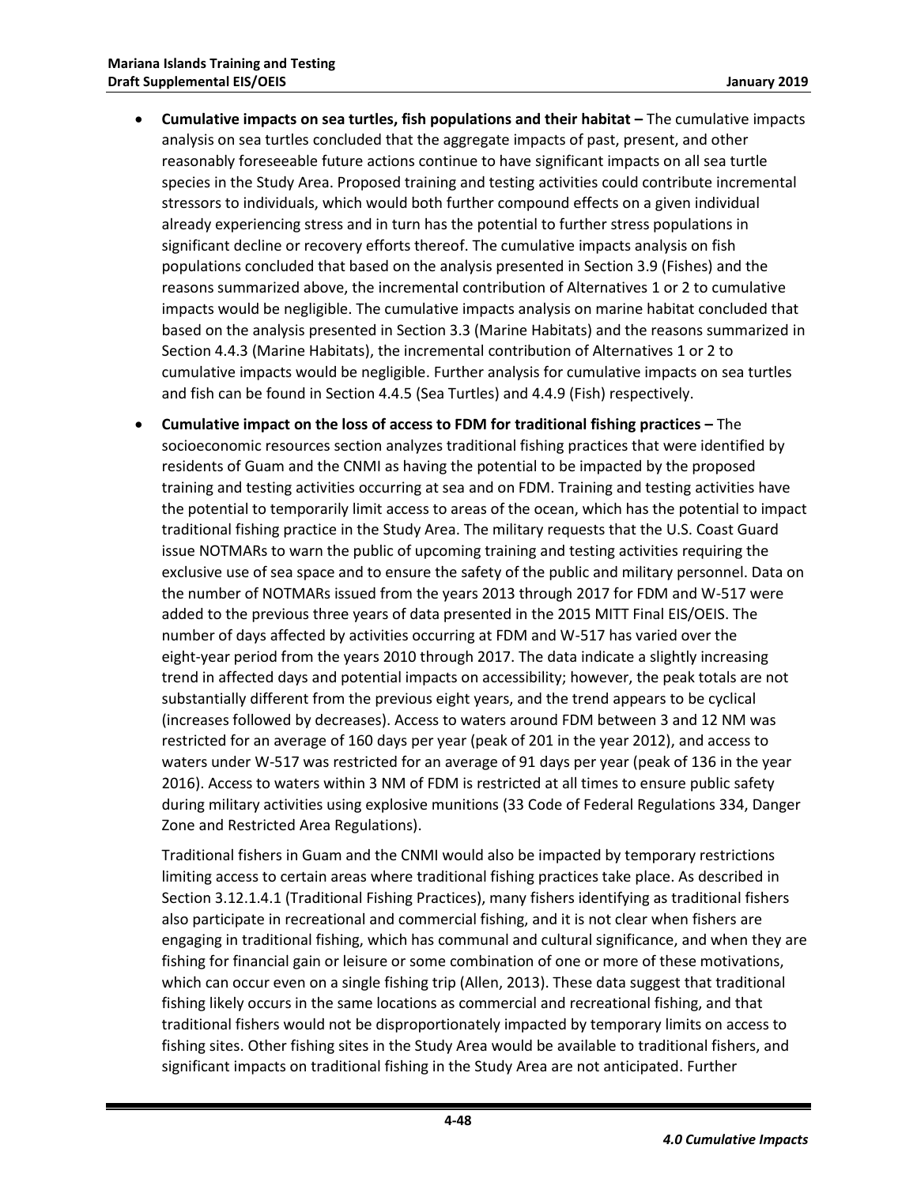- **Cumulative impacts on sea turtles, fish populations and their habitat –** The cumulative impacts analysis on sea turtles concluded that the aggregate impacts of past, present, and other reasonably foreseeable future actions continue to have significant impacts on all sea turtle species in the Study Area. Proposed training and testing activities could contribute incremental stressors to individuals, which would both further compound effects on a given individual already experiencing stress and in turn has the potential to further stress populations in significant decline or recovery efforts thereof. The cumulative impacts analysis on fish populations concluded that based on the analysis presented in Section 3.9 (Fishes) and the reasons summarized above, the incremental contribution of Alternatives 1 or 2 to cumulative impacts would be negligible. The cumulative impacts analysis on marine habitat concluded that based on the analysis presented in Section 3.3 (Marine Habitats) and the reasons summarized in Section 4.4.3 (Marine Habitats), the incremental contribution of Alternatives 1 or 2 to cumulative impacts would be negligible. Further analysis for cumulative impacts on sea turtles and fish can be found in Section 4.4.5 (Sea Turtles) and 4.4.9 (Fish) respectively.

- **Cumulative impact on the loss of access to FDM for traditional fishing practices –** The socioeconomic resources section analyzes traditional fishing practices that were identified by residents of Guam and the CNMI as having the potential to be impacted by the proposed training and testing activities occurring at sea and on FDM. Training and testing activities have the potential to temporarily limit access to areas of the ocean, which has the potential to impact traditional fishing practice in the Study Area. The military requests that the U.S. Coast Guard issue NOTMARs to warn the public of upcoming training and testing activities requiring the exclusive use of sea space and to ensure the safety of the public and military personnel. Data on the number of NOTMARs issued from the years 2013 through 2017 for FDM and W-517 were added to the previous three years of data presented in the 2015 MITT Final EIS/OEIS. The number of days affected by activities occurring at FDM and W-517 has varied over the eight-year period from the years 2010 through 2017. The data indicate a slightly increasing trend in affected days and potential impacts on accessibility; however, the peak totals are not substantially different from the previous eight years, and the trend appears to be cyclical (increases followed by decreases). Access to waters around FDM between 3 and 12 NM was restricted for an average of 160 days per year (peak of 201 in the year 2012), and access to waters under W-517 was restricted for an average of 91 days per year (peak of 136 in the year 2016). Access to waters within 3 NM of FDM is restricted at all times to ensure public safety during military activities using explosive munitions (33 Code of Federal Regulations 334, Danger Zone and Restricted Area Regulations).

  Traditional fishers in Guam and the CNMI would also be impacted by temporary restrictions limiting access to certain areas where traditional fishing practices take place. As described in Section 3.12.1.4.1 (Traditional Fishing Practices), many fishers identifying as traditional fishers also participate in recreational and commercial fishing, and it is not clear when fishers are engaging in traditional fishing, which has communal and cultural significance, and when they are fishing for financial gain or leisure or some combination of one or more of these motivations, which can occur even on a single fishing trip (Allen, 2013). These data suggest that traditional fishing likely occurs in the same locations as commercial and recreational fishing, and that traditional fishers would not be disproportionately impacted by temporary limits on access to fishing sites. Other fishing sites in the Study Area would be available to traditional fishers, and significant impacts on traditional fishing in the Study Area are not anticipated. Further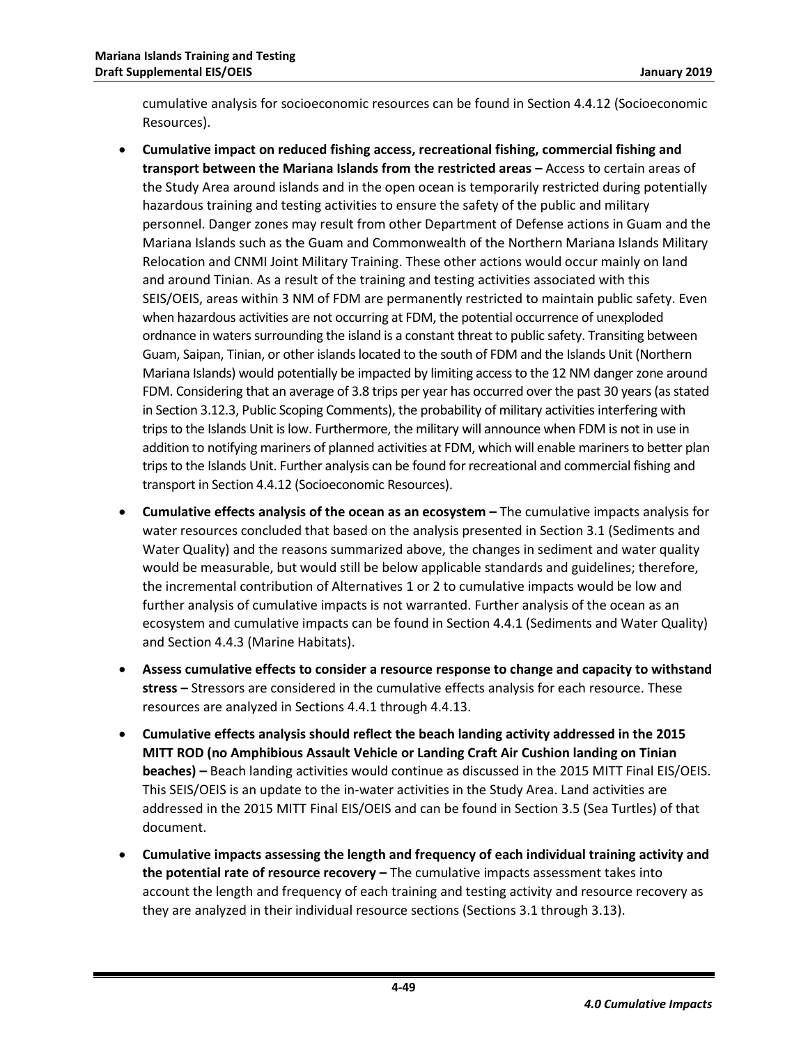cumulative analysis for socioeconomic resources can be found in Section 4.4.12 (Socioeconomic Resources).

- **Cumulative impact on reduced fishing access, recreational fishing, commercial fishing and transport between the Mariana Islands from the restricted areas –** Access to certain areas of the Study Area around islands and in the open ocean is temporarily restricted during potentially hazardous training and testing activities to ensure the safety of the public and military personnel. Danger zones may result from other Department of Defense actions in Guam and the Mariana Islands such as the Guam and Commonwealth of the Northern Mariana Islands Military Relocation and CNMI Joint Military Training. These other actions would occur mainly on land and around Tinian. As a result of the training and testing activities associated with this SEIS/OEIS, areas within 3 NM of FDM are permanently restricted to maintain public safety. Even when hazardous activities are not occurring at FDM, the potential occurrence of unexploded ordnance in waters surrounding the island is a constant threat to public safety. Transiting between Guam, Saipan, Tinian, or other islands located to the south of FDM and the Islands Unit (Northern Mariana Islands) would potentially be impacted by limiting access to the 12 NM danger zone around FDM. Considering that an average of 3.8 trips per year has occurred over the past 30 years (as stated in Section 3.12.3, Public Scoping Comments), the probability of military activities interfering with trips to the Islands Unit is low. Furthermore, the military will announce when FDM is not in use in addition to notifying mariners of planned activities at FDM, which will enable mariners to better plan trips to the Islands Unit. Further analysis can be found for recreational and commercial fishing and transport in Section 4.4.12 (Socioeconomic Resources).
- **Cumulative effects analysis of the ocean as an ecosystem –** The cumulative impacts analysis for water resources concluded that based on the analysis presented in Section 3.1 (Sediments and Water Quality) and the reasons summarized above, the changes in sediment and water quality would be measurable, but would still be below applicable standards and guidelines; therefore, the incremental contribution of Alternatives 1 or 2 to cumulative impacts would be low and further analysis of cumulative impacts is not warranted. Further analysis of the ocean as an ecosystem and cumulative impacts can be found in Section 4.4.1 (Sediments and Water Quality) and Section 4.4.3 (Marine Habitats).
- **Assess cumulative effects to consider a resource response to change and capacity to withstand stress –** Stressors are considered in the cumulative effects analysis for each resource. These resources are analyzed in Sections 4.4.1 through 4.4.13.
- **Cumulative effects analysis should reflect the beach landing activity addressed in the 2015 MITT ROD (no Amphibious Assault Vehicle or Landing Craft Air Cushion landing on Tinian beaches) –** Beach landing activities would continue as discussed in the 2015 MITT Final EIS/OEIS. This SEIS/OEIS is an update to the in-water activities in the Study Area. Land activities are addressed in the 2015 MITT Final EIS/OEIS and can be found in Section 3.5 (Sea Turtles) of that document.
- **Cumulative impacts assessing the length and frequency of each individual training activity and the potential rate of resource recovery –** The cumulative impacts assessment takes into account the length and frequency of each training and testing activity and resource recovery as they are analyzed in their individual resource sections (Sections 3.1 through 3.13).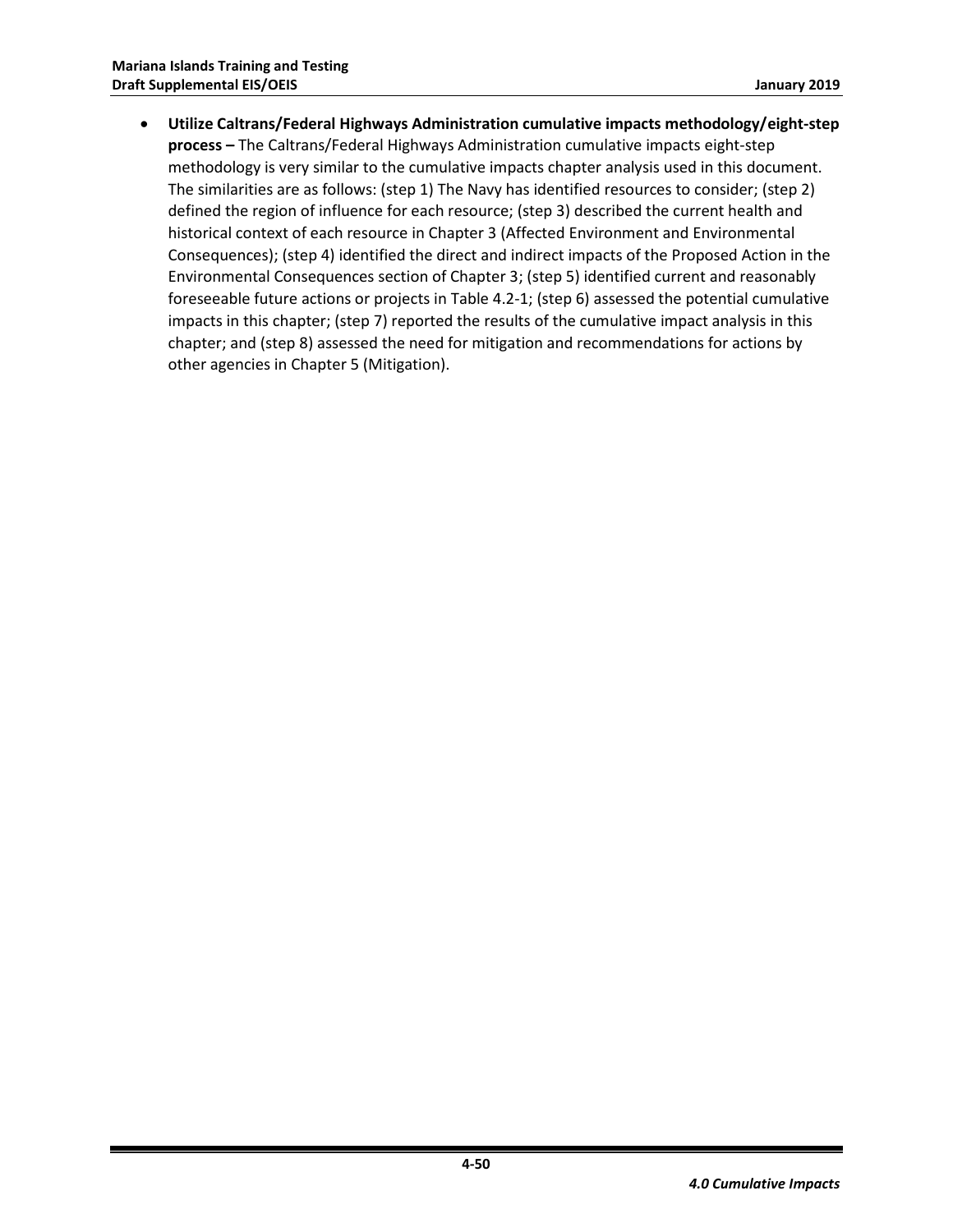- **Utilize Caltrans/Federal Highways Administration cumulative impacts methodology/eight-step process –** The Caltrans/Federal Highways Administration cumulative impacts eight-step methodology is very similar to the cumulative impacts chapter analysis used in this document. The similarities are as follows: (step 1) The Navy has identified resources to consider; (step 2) defined the region of influence for each resource; (step 3) described the current health and historical context of each resource in Chapter 3 (Affected Environment and Environmental Consequences); (step 4) identified the direct and indirect impacts of the Proposed Action in the Environmental Consequences section of Chapter 3; (step 5) identified current and reasonably foreseeable future actions or projects in Table 4.2-1; (step 6) assessed the potential cumulative impacts in this chapter; (step 7) reported the results of the cumulative impact analysis in this chapter; and (step 8) assessed the need for mitigation and recommendations for actions by other agencies in Chapter 5 (Mitigation).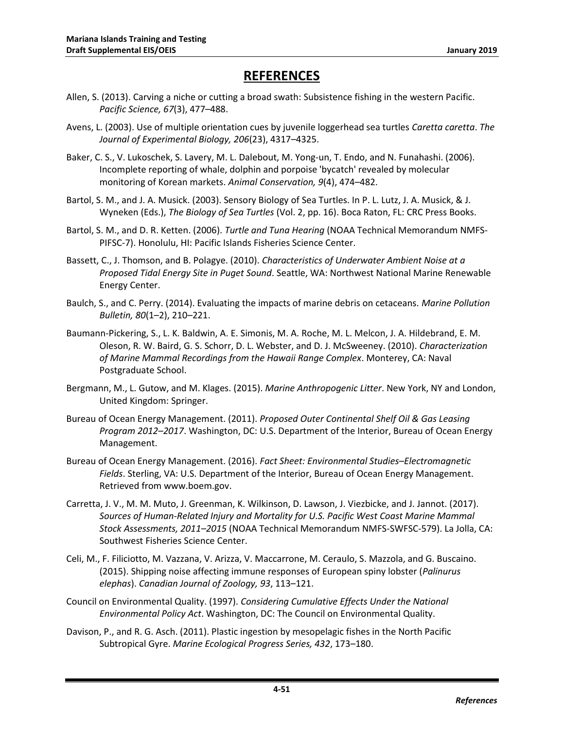# REFERENCES

Allen, S. (2013). Carving a niche or cutting a broad swath: Subsistence fishing in the western Pacific. *Pacific Science, 67*(3), 477–488.

Avens, L. (2003). Use of multiple orientation cues by juvenile loggerhead sea turtles *Caretta caretta*. *The Journal of Experimental Biology, 206*(23), 4317–4325.

Baker, C. S., V. Lukoschek, S. Lavery, M. L. Dalebout, M. Yong-un, T. Endo, and N. Funahashi. (2006). Incomplete reporting of whale, dolphin and porpoise 'bycatch' revealed by molecular monitoring of Korean markets. *Animal Conservation, 9*(4), 474–482.

Bartol, S. M., and J. A. Musick. (2003). Sensory Biology of Sea Turtles. In P. L. Lutz, J. A. Musick, & J. Wyneken (Eds.), *The Biology of Sea Turtles* (Vol. 2, pp. 16). Boca Raton, FL: CRC Press Books.

Bartol, S. M., and D. R. Ketten. (2006). *Turtle and Tuna Hearing* (NOAA Technical Memorandum NMFS-PIFSC-7). Honolulu, HI: Pacific Islands Fisheries Science Center.

Bassett, C., J. Thomson, and B. Polagye. (2010). *Characteristics of Underwater Ambient Noise at a Proposed Tidal Energy Site in Puget Sound*. Seattle, WA: Northwest National Marine Renewable Energy Center.

Baulch, S., and C. Perry. (2014). Evaluating the impacts of marine debris on cetaceans. *Marine Pollution Bulletin, 80*(1–2), 210–221.

Baumann-Pickering, S., L. K. Baldwin, A. E. Simonis, M. A. Roche, M. L. Melcon, J. A. Hildebrand, E. M. Oleson, R. W. Baird, G. S. Schorr, D. L. Webster, and D. J. McSweeney. (2010). *Characterization of Marine Mammal Recordings from the Hawaii Range Complex*. Monterey, CA: Naval Postgraduate School.

Bergmann, M., L. Gutow, and M. Klages. (2015). *Marine Anthropogenic Litter*. New York, NY and London, United Kingdom: Springer.

Bureau of Ocean Energy Management. (2011). *Proposed Outer Continental Shelf Oil & Gas Leasing Program 2012–2017*. Washington, DC: U.S. Department of the Interior, Bureau of Ocean Energy Management.

Bureau of Ocean Energy Management. (2016). *Fact Sheet: Environmental Studies–Electromagnetic Fields*. Sterling, VA: U.S. Department of the Interior, Bureau of Ocean Energy Management. Retrieved from www.boem.gov.

Carretta, J. V., M. M. Muto, J. Greenman, K. Wilkinson, D. Lawson, J. Viezbicke, and J. Jannot. (2017). *Sources of Human-Related Injury and Mortality for U.S. Pacific West Coast Marine Mammal Stock Assessments, 2011–2015* (NOAA Technical Memorandum NMFS-SWFSC-579). La Jolla, CA: Southwest Fisheries Science Center.

Celi, M., F. Filiciotto, M. Vazzana, V. Arizza, V. Maccarrone, M. Ceraulo, S. Mazzola, and G. Buscaino. (2015). Shipping noise affecting immune responses of European spiny lobster (*Palinurus elephas*). *Canadian Journal of Zoology, 93*, 113–121.

Council on Environmental Quality. (1997). *Considering Cumulative Effects Under the National Environmental Policy Act*. Washington, DC: The Council on Environmental Quality.

Davison, P., and R. G. Asch. (2011). Plastic ingestion by mesopelagic fishes in the North Pacific Subtropical Gyre. *Marine Ecological Progress Series, 432*, 173–180.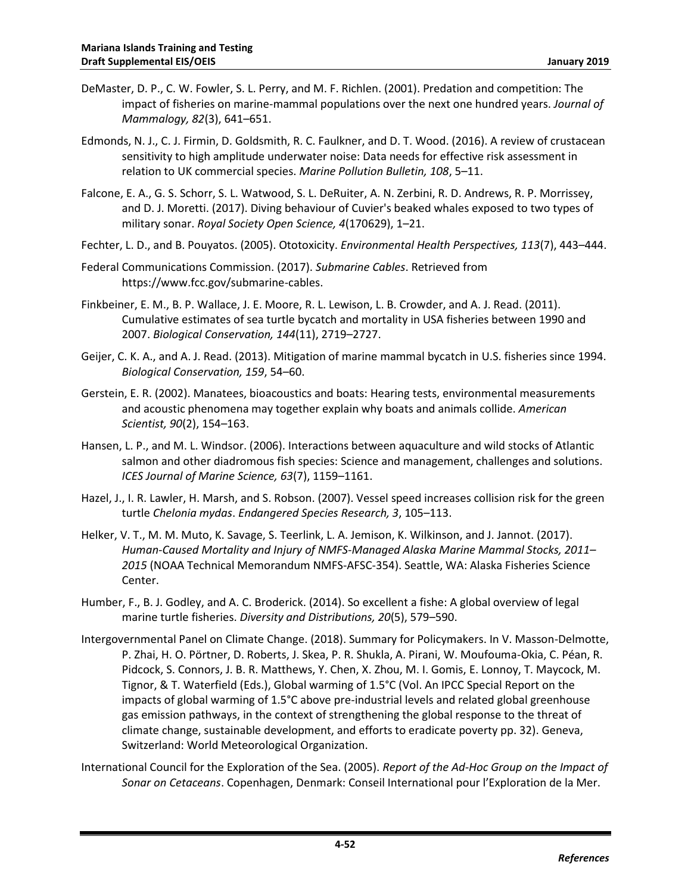DeMaster, D. P., C. W. Fowler, S. L. Perry, and M. F. Richlen. (2001). Predation and competition: The impact of fisheries on marine-mammal populations over the next one hundred years. *Journal of Mammalogy, 82*(3), 641–651.

Edmonds, N. J., C. J. Firmin, D. Goldsmith, R. C. Faulkner, and D. T. Wood. (2016). A review of crustacean sensitivity to high amplitude underwater noise: Data needs for effective risk assessment in relation to UK commercial species. *Marine Pollution Bulletin, 108*, 5–11.

Falcone, E. A., G. S. Schorr, S. L. Watwood, S. L. DeRuiter, A. N. Zerbini, R. D. Andrews, R. P. Morrissey, and D. J. Moretti. (2017). Diving behaviour of Cuvier's beaked whales exposed to two types of military sonar. *Royal Society Open Science, 4*(170629), 1–21.

Fechter, L. D., and B. Pouyatos. (2005). Ototoxicity. *Environmental Health Perspectives, 113*(7), 443–444.

Federal Communications Commission. (2017). *Submarine Cables*. Retrieved from https://www.fcc.gov/submarine-cables.

Finkbeiner, E. M., B. P. Wallace, J. E. Moore, R. L. Lewison, L. B. Crowder, and A. J. Read. (2011). Cumulative estimates of sea turtle bycatch and mortality in USA fisheries between 1990 and 2007. *Biological Conservation, 144*(11), 2719–2727.

Geijer, C. K. A., and A. J. Read. (2013). Mitigation of marine mammal bycatch in U.S. fisheries since 1994. *Biological Conservation, 159*, 54–60.

Gerstein, E. R. (2002). Manatees, bioacoustics and boats: Hearing tests, environmental measurements and acoustic phenomena may together explain why boats and animals collide. *American Scientist, 90*(2), 154–163.

Hansen, L. P., and M. L. Windsor. (2006). Interactions between aquaculture and wild stocks of Atlantic salmon and other diadromous fish species: Science and management, challenges and solutions. *ICES Journal of Marine Science, 63*(7), 1159–1161.

Hazel, J., I. R. Lawler, H. Marsh, and S. Robson. (2007). Vessel speed increases collision risk for the green turtle *Chelonia mydas*. *Endangered Species Research, 3*, 105–113.

Helker, V. T., M. M. Muto, K. Savage, S. Teerlink, L. A. Jemison, K. Wilkinson, and J. Jannot. (2017). *Human-Caused Mortality and Injury of NMFS-Managed Alaska Marine Mammal Stocks, 2011–2015* (NOAA Technical Memorandum NMFS-AFSC-354). Seattle, WA: Alaska Fisheries Science Center.

Humber, F., B. J. Godley, and A. C. Broderick. (2014). So excellent a fishe: A global overview of legal marine turtle fisheries. *Diversity and Distributions, 20*(5), 579–590.

Intergovernmental Panel on Climate Change. (2018). Summary for Policymakers. In V. Masson-Delmotte, P. Zhai, H. O. Pörtner, D. Roberts, J. Skea, P. R. Shukla, A. Pirani, W. Moufouma-Okia, C. Péan, R. Pidcock, S. Connors, J. B. R. Matthews, Y. Chen, X. Zhou, M. I. Gomis, E. Lonnoy, T. Maycock, M. Tignor, & T. Waterfield (Eds.), Global warming of 1.5°C (Vol. An IPCC Special Report on the impacts of global warming of 1.5°C above pre-industrial levels and related global greenhouse gas emission pathways, in the context of strengthening the global response to the threat of climate change, sustainable development, and efforts to eradicate poverty pp. 32). Geneva, Switzerland: World Meteorological Organization.

International Council for the Exploration of the Sea. (2005). *Report of the Ad-Hoc Group on the Impact of Sonar on Cetaceans*. Copenhagen, Denmark: Conseil International pour l'Exploration de la Mer.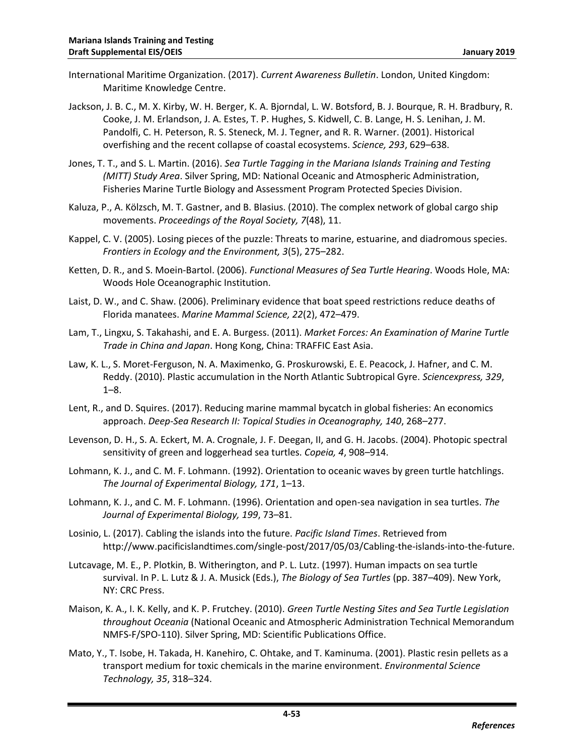International Maritime Organization. (2017). *Current Awareness Bulletin*. London, United Kingdom: Maritime Knowledge Centre.

Jackson, J. B. C., M. X. Kirby, W. H. Berger, K. A. Bjorndal, L. W. Botsford, B. J. Bourque, R. H. Bradbury, R. Cooke, J. M. Erlandson, J. A. Estes, T. P. Hughes, S. Kidwell, C. B. Lange, H. S. Lenihan, J. M. Pandolfi, C. H. Peterson, R. S. Steneck, M. J. Tegner, and R. R. Warner. (2001). Historical overfishing and the recent collapse of coastal ecosystems. *Science, 293*, 629–638.

Jones, T. T., and S. L. Martin. (2016). *Sea Turtle Tagging in the Mariana Islands Training and Testing (MITT) Study Area*. Silver Spring, MD: National Oceanic and Atmospheric Administration, Fisheries Marine Turtle Biology and Assessment Program Protected Species Division.

Kaluza, P., A. Kölzsch, M. T. Gastner, and B. Blasius. (2010). The complex network of global cargo ship movements. *Proceedings of the Royal Society, 7*(48), 11.

Kappel, C. V. (2005). Losing pieces of the puzzle: Threats to marine, estuarine, and diadromous species. *Frontiers in Ecology and the Environment, 3*(5), 275–282.

Ketten, D. R., and S. Moein-Bartol. (2006). *Functional Measures of Sea Turtle Hearing*. Woods Hole, MA: Woods Hole Oceanographic Institution.

Laist, D. W., and C. Shaw. (2006). Preliminary evidence that boat speed restrictions reduce deaths of Florida manatees. *Marine Mammal Science, 22*(2), 472–479.

Lam, T., Lingxu, S. Takahashi, and E. A. Burgess. (2011). *Market Forces: An Examination of Marine Turtle Trade in China and Japan*. Hong Kong, China: TRAFFIC East Asia.

Law, K. L., S. Moret-Ferguson, N. A. Maximenko, G. Proskurowski, E. E. Peacock, J. Hafner, and C. M. Reddy. (2010). Plastic accumulation in the North Atlantic Subtropical Gyre. *Sciencexpress, 329*, 1–8.

Lent, R., and D. Squires. (2017). Reducing marine mammal bycatch in global fisheries: An economics approach. *Deep-Sea Research II: Topical Studies in Oceanography, 140*, 268–277.

Levenson, D. H., S. A. Eckert, M. A. Crognale, J. F. Deegan, II, and G. H. Jacobs. (2004). Photopic spectral sensitivity of green and loggerhead sea turtles. *Copeia, 4*, 908–914.

Lohmann, K. J., and C. M. F. Lohmann. (1992). Orientation to oceanic waves by green turtle hatchlings. *The Journal of Experimental Biology, 171*, 1–13.

Lohmann, K. J., and C. M. F. Lohmann. (1996). Orientation and open-sea navigation in sea turtles. *The Journal of Experimental Biology, 199*, 73–81.

Losinio, L. (2017). Cabling the islands into the future. *Pacific Island Times*. Retrieved from http://www.pacificislandtimes.com/single-post/2017/05/03/Cabling-the-islands-into-the-future.

Lutcavage, M. E., P. Plotkin, B. Witherington, and P. L. Lutz. (1997). Human impacts on sea turtle survival. In P. L. Lutz & J. A. Musick (Eds.), *The Biology of Sea Turtles* (pp. 387–409). New York, NY: CRC Press.

Maison, K. A., I. K. Kelly, and K. P. Frutchey. (2010). *Green Turtle Nesting Sites and Sea Turtle Legislation throughout Oceania* (National Oceanic and Atmospheric Administration Technical Memorandum NMFS-F/SPO-110). Silver Spring, MD: Scientific Publications Office.

Mato, Y., T. Isobe, H. Takada, H. Kanehiro, C. Ohtake, and T. Kaminuma. (2001). Plastic resin pellets as a transport medium for toxic chemicals in the marine environment. *Environmental Science Technology, 35*, 318–324.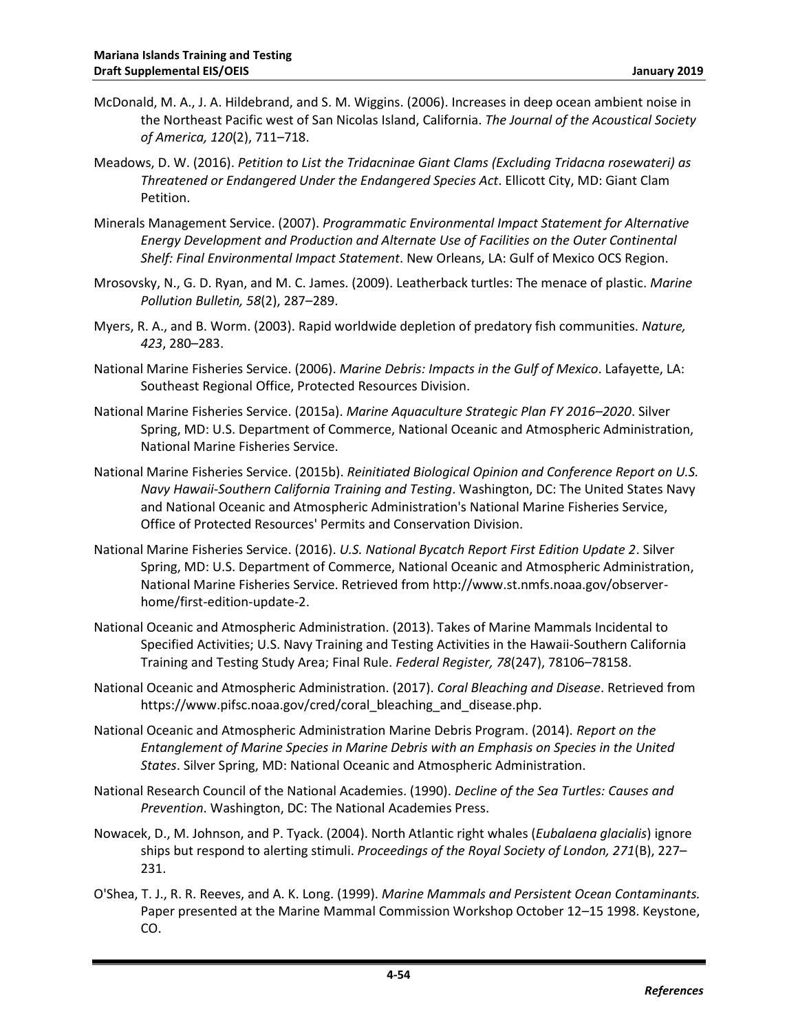McDonald, M. A., J. A. Hildebrand, and S. M. Wiggins. (2006). Increases in deep ocean ambient noise in the Northeast Pacific west of San Nicolas Island, California. *The Journal of the Acoustical Society of America, 120*(2), 711–718.

Meadows, D. W. (2016). *Petition to List the Tridacninae Giant Clams (Excluding Tridacna rosewateri) as Threatened or Endangered Under the Endangered Species Act*. Ellicott City, MD: Giant Clam Petition.

Minerals Management Service. (2007). *Programmatic Environmental Impact Statement for Alternative Energy Development and Production and Alternate Use of Facilities on the Outer Continental Shelf: Final Environmental Impact Statement*. New Orleans, LA: Gulf of Mexico OCS Region.

Mrosovsky, N., G. D. Ryan, and M. C. James. (2009). Leatherback turtles: The menace of plastic. *Marine Pollution Bulletin, 58*(2), 287–289.

Myers, R. A., and B. Worm. (2003). Rapid worldwide depletion of predatory fish communities. *Nature, 423*, 280–283.

National Marine Fisheries Service. (2006). *Marine Debris: Impacts in the Gulf of Mexico*. Lafayette, LA: Southeast Regional Office, Protected Resources Division.

National Marine Fisheries Service. (2015a). *Marine Aquaculture Strategic Plan FY 2016–2020*. Silver Spring, MD: U.S. Department of Commerce, National Oceanic and Atmospheric Administration, National Marine Fisheries Service.

National Marine Fisheries Service. (2015b). *Reinitiated Biological Opinion and Conference Report on U.S. Navy Hawaii-Southern California Training and Testing*. Washington, DC: The United States Navy and National Oceanic and Atmospheric Administration's National Marine Fisheries Service, Office of Protected Resources' Permits and Conservation Division.

National Marine Fisheries Service. (2016). *U.S. National Bycatch Report First Edition Update 2*. Silver Spring, MD: U.S. Department of Commerce, National Oceanic and Atmospheric Administration, National Marine Fisheries Service. Retrieved from http://www.st.nmfs.noaa.gov/observer-home/first-edition-update-2.

National Oceanic and Atmospheric Administration. (2013). Takes of Marine Mammals Incidental to Specified Activities; U.S. Navy Training and Testing Activities in the Hawaii-Southern California Training and Testing Study Area; Final Rule. *Federal Register, 78*(247), 78106–78158.

National Oceanic and Atmospheric Administration. (2017). *Coral Bleaching and Disease*. Retrieved from https://www.pifsc.noaa.gov/cred/coral_bleaching_and_disease.php.

National Oceanic and Atmospheric Administration Marine Debris Program. (2014). *Report on the Entanglement of Marine Species in Marine Debris with an Emphasis on Species in the United States*. Silver Spring, MD: National Oceanic and Atmospheric Administration.

National Research Council of the National Academies. (1990). *Decline of the Sea Turtles: Causes and Prevention*. Washington, DC: The National Academies Press.

Nowacek, D., M. Johnson, and P. Tyack. (2004). North Atlantic right whales (*Eubalaena glacialis*) ignore ships but respond to alerting stimuli. *Proceedings of the Royal Society of London, 271*(B), 227–231.

O'Shea, T. J., R. R. Reeves, and A. K. Long. (1999). *Marine Mammals and Persistent Ocean Contaminants.* Paper presented at the Marine Mammal Commission Workshop October 12–15 1998. Keystone, CO.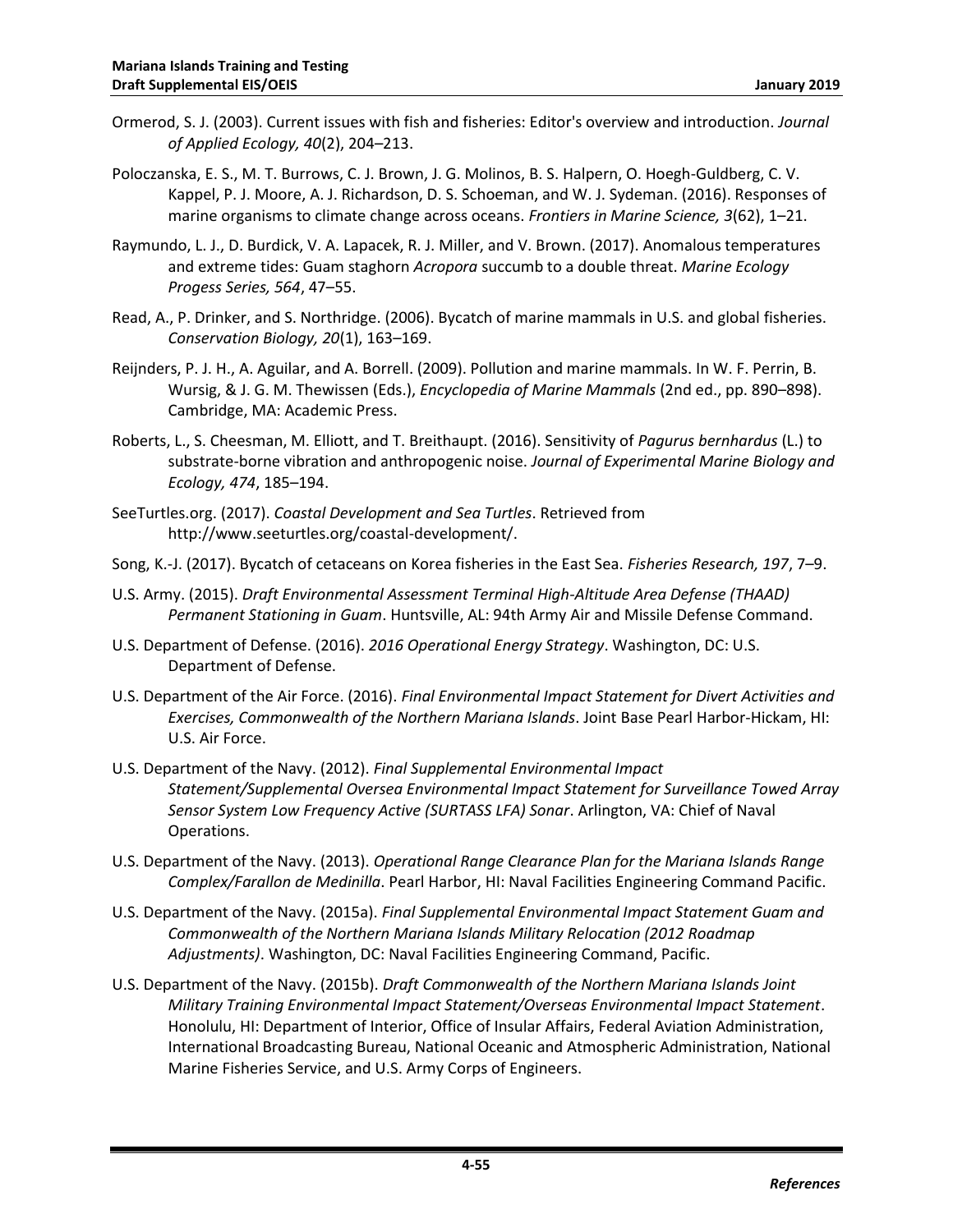Ormerod, S. J. (2003). Current issues with fish and fisheries: Editor's overview and introduction. *Journal of Applied Ecology, 40*(2), 204–213.

Poloczanska, E. S., M. T. Burrows, C. J. Brown, J. G. Molinos, B. S. Halpern, O. Hoegh-Guldberg, C. V. Kappel, P. J. Moore, A. J. Richardson, D. S. Schoeman, and W. J. Sydeman. (2016). Responses of marine organisms to climate change across oceans. *Frontiers in Marine Science, 3*(62), 1–21.

Raymundo, L. J., D. Burdick, V. A. Lapacek, R. J. Miller, and V. Brown. (2017). Anomalous temperatures and extreme tides: Guam staghorn *Acropora* succumb to a double threat. *Marine Ecology Progess Series, 564*, 47–55.

Read, A., P. Drinker, and S. Northridge. (2006). Bycatch of marine mammals in U.S. and global fisheries. *Conservation Biology, 20*(1), 163–169.

Reijnders, P. J. H., A. Aguilar, and A. Borrell. (2009). Pollution and marine mammals. In W. F. Perrin, B. Wursig, & J. G. M. Thewissen (Eds.), *Encyclopedia of Marine Mammals* (2nd ed., pp. 890–898). Cambridge, MA: Academic Press.

Roberts, L., S. Cheesman, M. Elliott, and T. Breithaupt. (2016). Sensitivity of *Pagurus bernhardus* (L.) to substrate-borne vibration and anthropogenic noise. *Journal of Experimental Marine Biology and Ecology, 474*, 185–194.

SeeTurtles.org. (2017). *Coastal Development and Sea Turtles*. Retrieved from http://www.seeturtles.org/coastal-development/.

Song, K.-J. (2017). Bycatch of cetaceans on Korea fisheries in the East Sea. *Fisheries Research, 197*, 7–9.

U.S. Army. (2015). *Draft Environmental Assessment Terminal High-Altitude Area Defense (THAAD) Permanent Stationing in Guam*. Huntsville, AL: 94th Army Air and Missile Defense Command.

U.S. Department of Defense. (2016). *2016 Operational Energy Strategy*. Washington, DC: U.S. Department of Defense.

U.S. Department of the Air Force. (2016). *Final Environmental Impact Statement for Divert Activities and Exercises, Commonwealth of the Northern Mariana Islands*. Joint Base Pearl Harbor-Hickam, HI: U.S. Air Force.

U.S. Department of the Navy. (2012). *Final Supplemental Environmental Impact Statement/Supplemental Oversea Environmental Impact Statement for Surveillance Towed Array Sensor System Low Frequency Active (SURTASS LFA) Sonar*. Arlington, VA: Chief of Naval Operations.

U.S. Department of the Navy. (2013). *Operational Range Clearance Plan for the Mariana Islands Range Complex/Farallon de Medinilla*. Pearl Harbor, HI: Naval Facilities Engineering Command Pacific.

U.S. Department of the Navy. (2015a). *Final Supplemental Environmental Impact Statement Guam and Commonwealth of the Northern Mariana Islands Military Relocation (2012 Roadmap Adjustments)*. Washington, DC: Naval Facilities Engineering Command, Pacific.

U.S. Department of the Navy. (2015b). *Draft Commonwealth of the Northern Mariana Islands Joint Military Training Environmental Impact Statement/Overseas Environmental Impact Statement*. Honolulu, HI: Department of Interior, Office of Insular Affairs, Federal Aviation Administration, International Broadcasting Bureau, National Oceanic and Atmospheric Administration, National Marine Fisheries Service, and U.S. Army Corps of Engineers.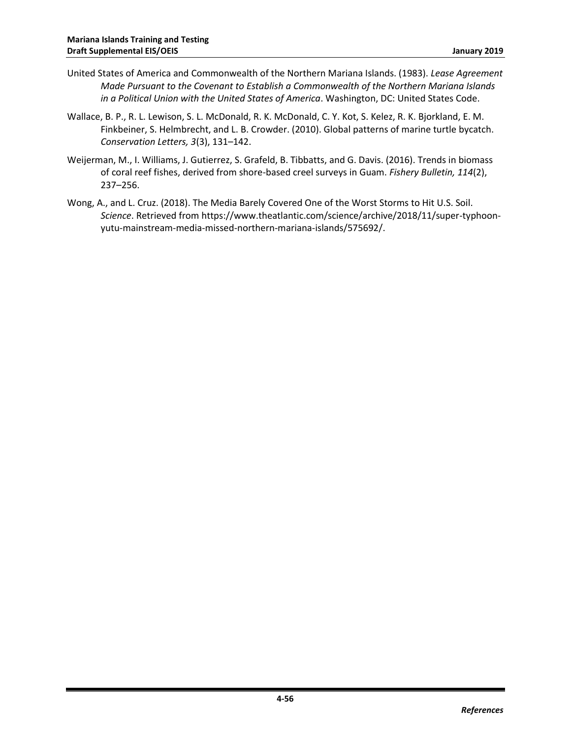United States of America and Commonwealth of the Northern Mariana Islands. (1983). *Lease Agreement Made Pursuant to the Covenant to Establish a Commonwealth of the Northern Mariana Islands in a Political Union with the United States of America*. Washington, DC: United States Code.

Wallace, B. P., R. L. Lewison, S. L. McDonald, R. K. McDonald, C. Y. Kot, S. Kelez, R. K. Bjorkland, E. M. Finkbeiner, S. Helmbrecht, and L. B. Crowder. (2010). Global patterns of marine turtle bycatch. *Conservation Letters, 3*(3), 131–142.

Weijerman, M., I. Williams, J. Gutierrez, S. Grafeld, B. Tibbatts, and G. Davis. (2016). Trends in biomass of coral reef fishes, derived from shore-based creel surveys in Guam. *Fishery Bulletin, 114*(2), 237–256.

Wong, A., and L. Cruz. (2018). The Media Barely Covered One of the Worst Storms to Hit U.S. Soil. *Science*. Retrieved from https://www.theatlantic.com/science/archive/2018/11/super-typhoon-yutu-mainstream-media-missed-northern-mariana-islands/575692/.